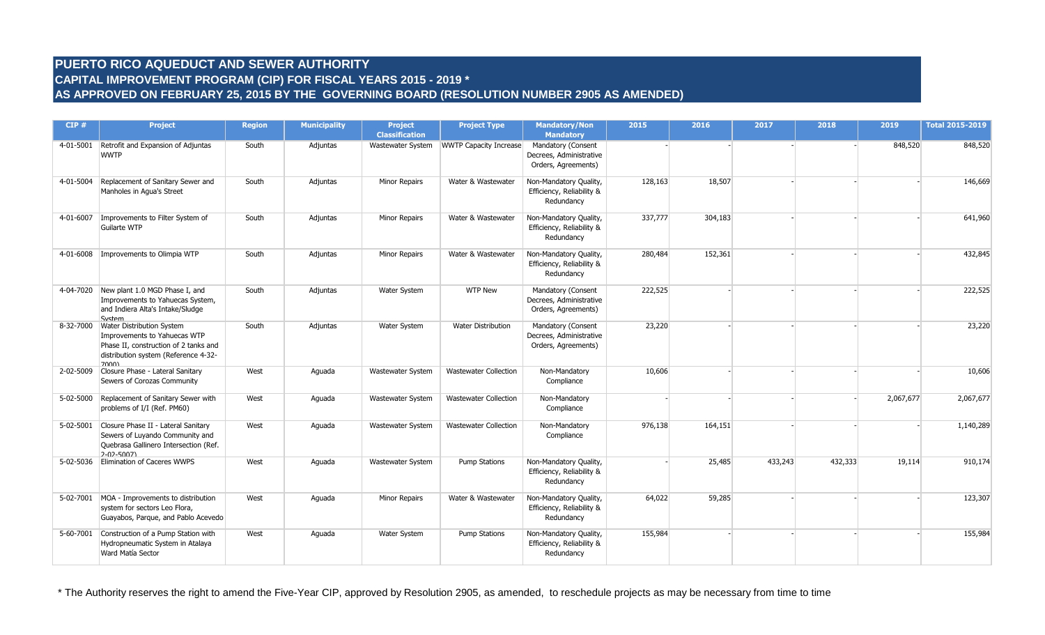# PUERTO RICO AQUEDUCT AND SEWER AUTHORITY
## CAPITAL IMPROVEMENT PROGRAM (CIP) FOR FISCAL YEARS 2015 - 2019 *
## AS APPROVED ON FEBRUARY 25, 2015 BY THE GOVERNING BOARD (RESOLUTION NUMBER 2905 AS AMENDED)

| CIP # | Project | Region | Municipality | Project Classification | Project Type | Mandatory/Non Mandatory | 2015 | 2016 | 2017 | 2018 | 2019 | Total 2015-2019 |
|---|---|---|---|---|---|---|---|---|---|---|---|---|
| 4-01-5001 | Retrofit and Expansion of Adjuntas WWTP | South | Adjuntas | Wastewater System | WWTP Capacity Increase | Mandatory (Consent Decrees, Administrative Orders, Agreements) | - | - | - | - | 848,520 | 848,520 |
| 4-01-5004 | Replacement of Sanitary Sewer and Manholes in Agua's Street | South | Adjuntas | Minor Repairs | Water & Wastewater | Non-Mandatory Quality, Efficiency, Reliability & Redundancy | 128,163 | 18,507 | - | - | - | 146,669 |
| 4-01-6007 | Improvements to Filter System of Guilarte WTP | South | Adjuntas | Minor Repairs | Water & Wastewater | Non-Mandatory Quality, Efficiency, Reliability & Redundancy | 337,777 | 304,183 | - | - | - | 641,960 |
| 4-01-6008 | Improvements to Olimpia WTP | South | Adjuntas | Minor Repairs | Water & Wastewater | Non-Mandatory Quality, Efficiency, Reliability & Redundancy | 280,484 | 152,361 | - | - | - | 432,845 |
| 4-04-7020 | New plant 1.0 MGD Phase I, and Improvements to Yahuecas System, and Indiera Alta's Intake/Sludge System | South | Adjuntas | Water System | WTP New | Mandatory (Consent Decrees, Administrative Orders, Agreements) | 222,525 | - | - | - | - | 222,525 |
| 8-32-7000 | Water Distribution System Improvements to Yahuecas WTP Phase II, construction of 2 tanks and distribution system (Reference 4-32-7000) | South | Adjuntas | Water System | Water Distribution | Mandatory (Consent Decrees, Administrative Orders, Agreements) | 23,220 | - | - | - | - | 23,220 |
| 2-02-5009 | Closure Phase - Lateral Sanitary Sewers of Corozas Community | West | Aguada | Wastewater System | Wastewater Collection | Non-Mandatory Compliance | 10,606 | - | - | - | - | 10,606 |
| 5-02-5000 | Replacement of Sanitary Sewer with problems of I/I (Ref. PM60) | West | Aguada | Wastewater System | Wastewater Collection | Non-Mandatory Compliance | - | - | - | - | 2,067,677 | 2,067,677 |
| 5-02-5001 | Closure Phase II - Lateral Sanitary Sewers of Luyando Community and Quebrasa Gallinero Intersection (Ref. 2-02-5007) | West | Aguada | Wastewater System | Wastewater Collection | Non-Mandatory Compliance | 976,138 | 164,151 | - | - | - | 1,140,289 |
| 5-02-5036 | Elimination of Caceres WWPS | West | Aguada | Wastewater System | Pump Stations | Non-Mandatory Quality, Efficiency, Reliability & Redundancy | - | 25,485 | 433,243 | 432,333 | 19,114 | 910,174 |
| 5-02-7001 | MOA - Improvements to distribution system for sectors Leo Flora, Guayabos, Parque, and Pablo Acevedo | West | Aguada | Minor Repairs | Water & Wastewater | Non-Mandatory Quality, Efficiency, Reliability & Redundancy | 64,022 | 59,285 | - | - | - | 123,307 |
| 5-60-7001 | Construction of a Pump Station with Hydropneumatic System in Atalaya Ward Matía Sector | West | Aguada | Water System | Pump Stations | Non-Mandatory Quality, Efficiency, Reliability & Redundancy | 155,984 | - | - | - | - | 155,984 |

* The Authority reserves the right to amend the Five-Year CIP, approved by Resolution 2905, as amended, to reschedule projects as may be necessary from time to time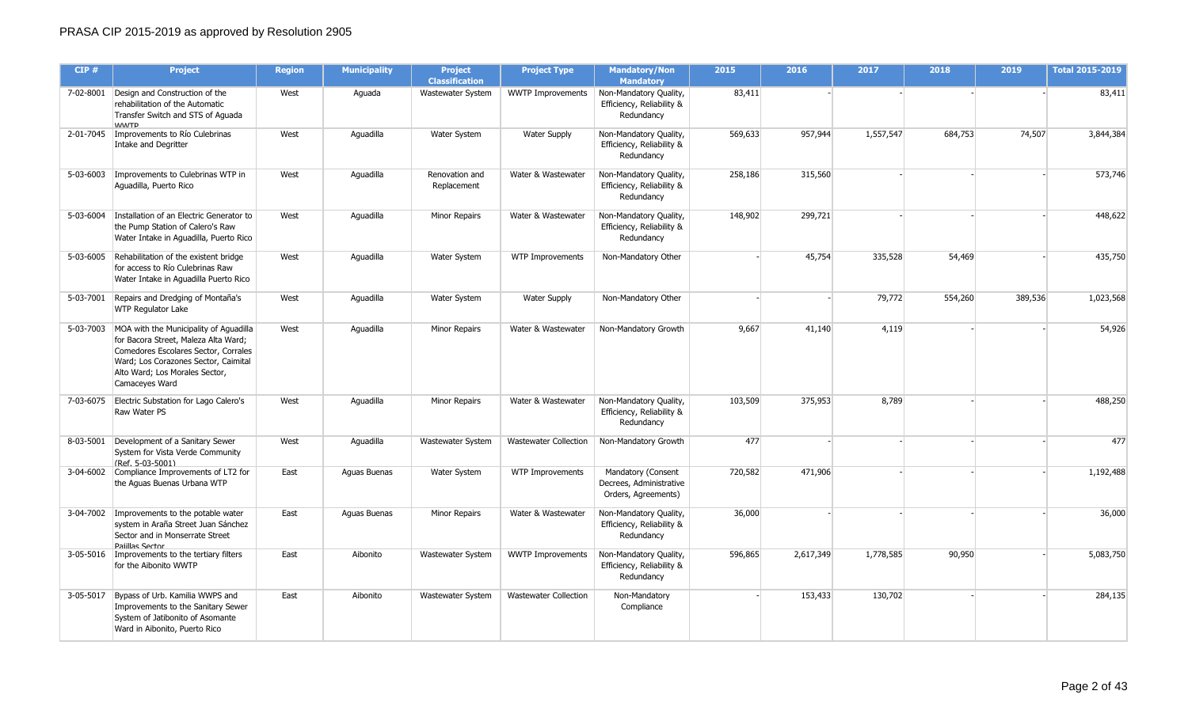PRASA CIP 2015-2019 as approved by Resolution 2905

| CIP # | Project | Region | Municipality | Project Classification | Project Type | Mandatory/Non Mandatory | 2015 | 2016 | 2017 | 2018 | 2019 | Total 2015-2019 |
|---|---|---|---|---|---|---|---|---|---|---|---|---|
| 7-02-8001 | Design and Construction of the rehabilitation of the Automatic Transfer Switch and STS of Aguada WWTP | West | Aguada | Wastewater System | WWTP Improvements | Non-Mandatory Quality, Efficiency, Reliability & Redundancy | 83,411 | - | - | - | - | 83,411 |
| 2-01-7045 | Improvements to Río Culebrinas Intake and Degritter | West | Aguadilla | Water System | Water Supply | Non-Mandatory Quality, Efficiency, Reliability & Redundancy | 569,633 | 957,944 | 1,557,547 | 684,753 | 74,507 | 3,844,384 |
| 5-03-6003 | Improvements to Culebrinas WTP in Aguadilla, Puerto Rico | West | Aguadilla | Renovation and Replacement | Water & Wastewater | Non-Mandatory Quality, Efficiency, Reliability & Redundancy | 258,186 | 315,560 | - | - | - | 573,746 |
| 5-03-6004 | Installation of an Electric Generator to the Pump Station of Calero's Raw Water Intake in Aguadilla, Puerto Rico | West | Aguadilla | Minor Repairs | Water & Wastewater | Non-Mandatory Quality, Efficiency, Reliability & Redundancy | 148,902 | 299,721 | - | - | - | 448,622 |
| 5-03-6005 | Rehabilitation of the existent bridge for access to Río Culebrinas Raw Water Intake in Aguadilla Puerto Rico | West | Aguadilla | Water System | WTP Improvements | Non-Mandatory Other | - | 45,754 | 335,528 | 54,469 | - | 435,750 |
| 5-03-7001 | Repairs and Dredging of Montaña's WTP Regulator Lake | West | Aguadilla | Water System | Water Supply | Non-Mandatory Other | - | - | 79,772 | 554,260 | 389,536 | 1,023,568 |
| 5-03-7003 | MOA with the Municipality of Aguadilla for Bacora Street, Maleza Alta Ward; Comedores Escolares Sector, Corrales Ward; Los Corazones Sector, Caimital Alto Ward; Los Morales Sector, Camaceyes Ward | West | Aguadilla | Minor Repairs | Water & Wastewater | Non-Mandatory Growth | 9,667 | 41,140 | 4,119 | - | - | 54,926 |
| 7-03-6075 | Electric Substation for Lago Calero's Raw Water PS | West | Aguadilla | Minor Repairs | Water & Wastewater | Non-Mandatory Quality, Efficiency, Reliability & Redundancy | 103,509 | 375,953 | 8,789 | - | - | 488,250 |
| 8-03-5001 | Development of a Sanitary Sewer System for Vista Verde Community (Ref. 5-03-5001) | West | Aguadilla | Wastewater System | Wastewater Collection | Non-Mandatory Growth | 477 | - | - | - | - | 477 |
| 3-04-6002 | Compliance Improvements of LT2 for the Aguas Buenas Urbana WTP | East | Aguas Buenas | Water System | WTP Improvements | Mandatory (Consent Decrees, Administrative Orders, Agreements) | 720,582 | 471,906 | - | - | - | 1,192,488 |
| 3-04-7002 | Improvements to the potable water system in Araña Street Juan Sánchez Sector and in Monserrate Street Pajillas Sector | East | Aguas Buenas | Minor Repairs | Water & Wastewater | Non-Mandatory Quality, Efficiency, Reliability & Redundancy | 36,000 | - | - | - | - | 36,000 |
| 3-05-5016 | Improvements to the tertiary filters for the Aibonito WWTP | East | Aibonito | Wastewater System | WWTP Improvements | Non-Mandatory Quality, Efficiency, Reliability & Redundancy | 596,865 | 2,617,349 | 1,778,585 | 90,950 | - | 5,083,750 |
| 3-05-5017 | Bypass of Urb. Kamilia WWPS and Improvements to the Sanitary Sewer System of Jatibonito of Asomante Ward in Aibonito, Puerto Rico | East | Aibonito | Wastewater System | Wastewater Collection | Non-Mandatory Compliance | - | 153,433 | 130,702 | - | - | 284,135 |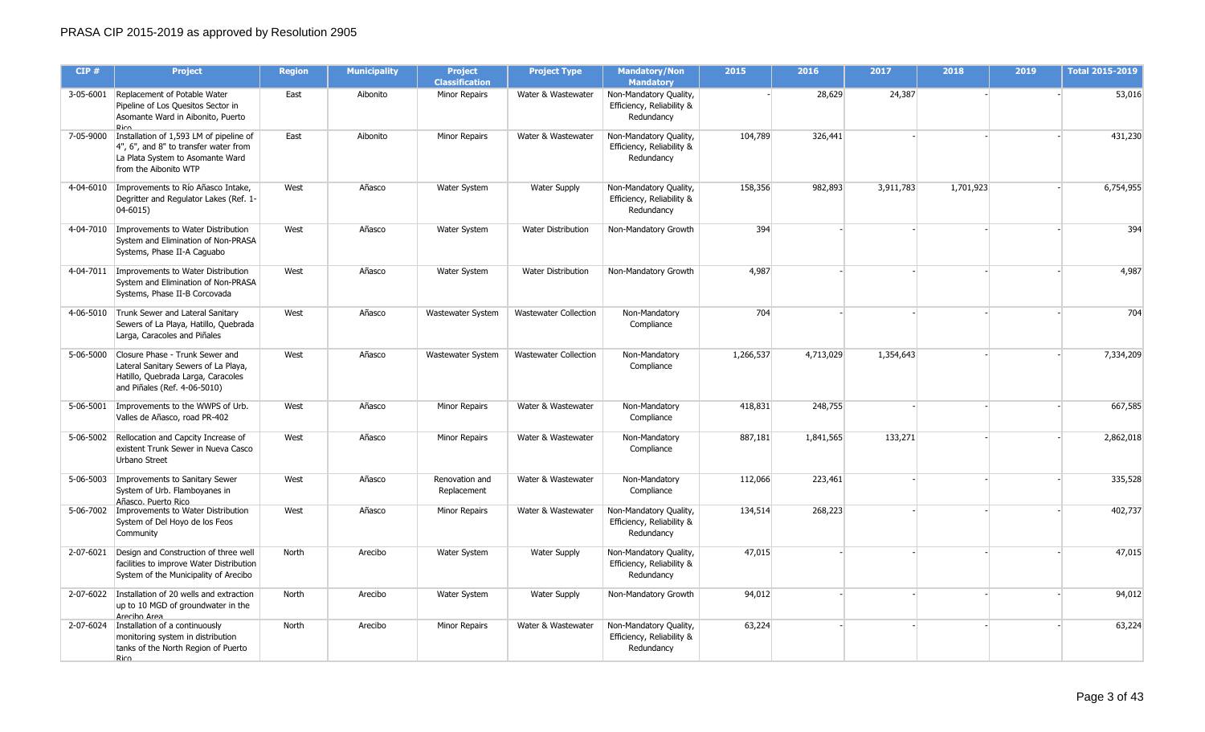PRASA CIP 2015-2019 as approved by Resolution 2905

| CIP # | Project | Region | Municipality | Project Classification | Project Type | Mandatory/Non Mandatory | 2015 | 2016 | 2017 | 2018 | 2019 | Total 2015-2019 |
|---|---|---|---|---|---|---|---|---|---|---|---|---|
| 3-05-6001 | Replacement of Potable Water Pipeline of Los Quesitos Sector in Asomante Ward in Aibonito, Puerto Rico | East | Aibonito | Minor Repairs | Water & Wastewater | Non-Mandatory Quality, Efficiency, Reliability & Redundancy | - | 28,629 | 24,387 | - | - | 53,016 |
| 7-05-9000 | Installation of 1,593 LM of pipeline of 4", 6", and 8" to transfer water from La Plata System to Asomante Ward from the Aibonito WTP | East | Aibonito | Minor Repairs | Water & Wastewater | Non-Mandatory Quality, Efficiency, Reliability & Redundancy | 104,789 | 326,441 | - | - | - | 431,230 |
| 4-04-6010 | Improvements to Río Añasco Intake, Degritter and Regulator Lakes (Ref. 1-04-6015) | West | Añasco | Water System | Water Supply | Non-Mandatory Quality, Efficiency, Reliability & Redundancy | 158,356 | 982,893 | 3,911,783 | 1,701,923 | - | 6,754,955 |
| 4-04-7010 | Improvements to Water Distribution System and Elimination of Non-PRASA Systems, Phase II-A Caguabo | West | Añasco | Water System | Water Distribution | Non-Mandatory Growth | 394 | - | - | - | - | 394 |
| 4-04-7011 | Improvements to Water Distribution System and Elimination of Non-PRASA Systems, Phase II-B Corcovada | West | Añasco | Water System | Water Distribution | Non-Mandatory Growth | 4,987 | - | - | - | - | 4,987 |
| 4-06-5010 | Trunk Sewer and Lateral Sanitary Sewers of La Playa, Hatillo, Quebrada Larga, Caracoles and Piñales | West | Añasco | Wastewater System | Wastewater Collection | Non-Mandatory Compliance | 704 | - | - | - | - | 704 |
| 5-06-5000 | Closure Phase - Trunk Sewer and Lateral Sanitary Sewers of La Playa, Hatillo, Quebrada Larga, Caracoles and Piñales (Ref. 4-06-5010) | West | Añasco | Wastewater System | Wastewater Collection | Non-Mandatory Compliance | 1,266,537 | 4,713,029 | 1,354,643 | - | - | 7,334,209 |
| 5-06-5001 | Improvements to the WWPS of Urb. Valles de Añasco, road PR-402 | West | Añasco | Minor Repairs | Water & Wastewater | Non-Mandatory Compliance | 418,831 | 248,755 | - | - | - | 667,585 |
| 5-06-5002 | Rellocation and Capcity Increase of existent Trunk Sewer in Nueva Casco Urbano Street | West | Añasco | Minor Repairs | Water & Wastewater | Non-Mandatory Compliance | 887,181 | 1,841,565 | 133,271 | - | - | 2,862,018 |
| 5-06-5003 | Improvements to Sanitary Sewer System of Urb. Flamboyanes in Añasco, Puerto Rico | West | Añasco | Renovation and Replacement | Water & Wastewater | Non-Mandatory Compliance | 112,066 | 223,461 | - | - | - | 335,528 |
| 5-06-7002 | Improvements to Water Distribution System of Del Hoyo de los Feos Community | West | Añasco | Minor Repairs | Water & Wastewater | Non-Mandatory Quality, Efficiency, Reliability & Redundancy | 134,514 | 268,223 | - | - | - | 402,737 |
| 2-07-6021 | Design and Construction of three well facilities to improve Water Distribution System of the Municipality of Arecibo | North | Arecibo | Water System | Water Supply | Non-Mandatory Quality, Efficiency, Reliability & Redundancy | 47,015 | - | - | - | - | 47,015 |
| 2-07-6022 | Installation of 20 wells and extraction up to 10 MGD of groundwater in the Arecibo Area | North | Arecibo | Water System | Water Supply | Non-Mandatory Growth | 94,012 | - | - | - | - | 94,012 |
| 2-07-6024 | Installation of a continuously monitoring system in distribution tanks of the North Region of Puerto Rico | North | Arecibo | Minor Repairs | Water & Wastewater | Non-Mandatory Quality, Efficiency, Reliability & Redundancy | 63,224 | - | - | - | - | 63,224 |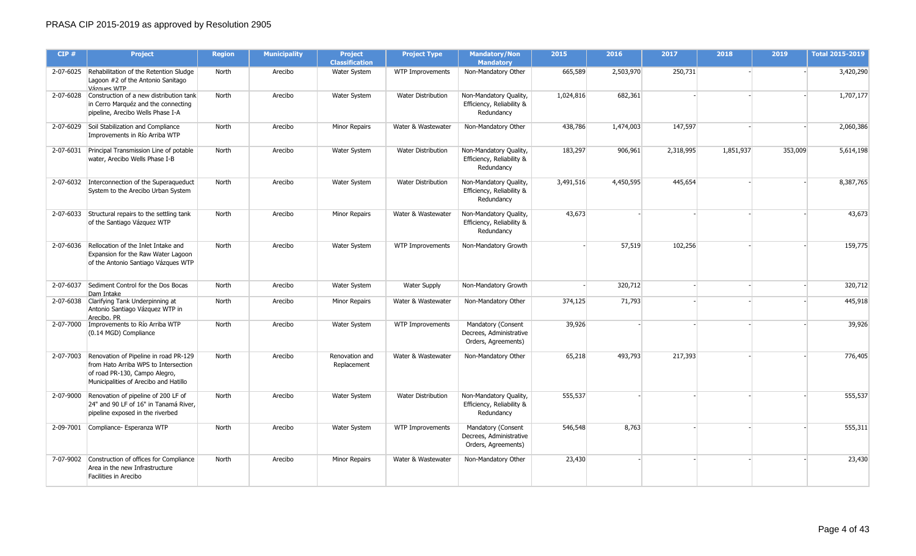# PRASA CIP 2015-2019 as approved by Resolution 2905

| CIP # | Project | Region | Municipality | Project Classification | Project Type | Mandatory/Non Mandatory | 2015 | 2016 | 2017 | 2018 | 2019 | Total 2015-2019 |
|---|---|---|---|---|---|---|---|---|---|---|---|---|
| 2-07-6025 | Rehabilitation of the Retention Sludge Lagoon #2 of the Antonio Sanitago Vázques WTP | North | Arecibo | Water System | WTP Improvements | Non-Mandatory Other | 665,589 | 2,503,970 | 250,731 | - | - | 3,420,290 |
| 2-07-6028 | Construction of a new distribution tank in Cerro Marquéz and the connecting pipeline, Arecibo Wells Phase I-A | North | Arecibo | Water System | Water Distribution | Non-Mandatory Quality, Efficiency, Reliability & Redundancy | 1,024,816 | 682,361 | - | - | - | 1,707,177 |
| 2-07-6029 | Soil Stabilization and Compliance Improvements in Río Arriba WTP | North | Arecibo | Minor Repairs | Water & Wastewater | Non-Mandatory Other | 438,786 | 1,474,003 | 147,597 | - | - | 2,060,386 |
| 2-07-6031 | Principal Transmission Line of potable water, Arecibo Wells Phase I-B | North | Arecibo | Water System | Water Distribution | Non-Mandatory Quality, Efficiency, Reliability & Redundancy | 183,297 | 906,961 | 2,318,995 | 1,851,937 | 353,009 | 5,614,198 |
| 2-07-6032 | Interconnection of the Superaqueduct System to the Arecibo Urban System | North | Arecibo | Water System | Water Distribution | Non-Mandatory Quality, Efficiency, Reliability & Redundancy | 3,491,516 | 4,450,595 | 445,654 | - | - | 8,387,765 |
| 2-07-6033 | Structural repairs to the settling tank of the Santiago Vázquez WTP | North | Arecibo | Minor Repairs | Water & Wastewater | Non-Mandatory Quality, Efficiency, Reliability & Redundancy | 43,673 | - | - | - | - | 43,673 |
| 2-07-6036 | Rellocation of the Inlet Intake and Expansion for the Raw Water Lagoon of the Antonio Santiago Vázques WTP | North | Arecibo | Water System | WTP Improvements | Non-Mandatory Growth | - | 57,519 | 102,256 | - | - | 159,775 |
| 2-07-6037 | Sediment Control for the Dos Bocas Dam Intake | North | Arecibo | Water System | Water Supply | Non-Mandatory Growth | - | 320,712 | - | - | - | 320,712 |
| 2-07-6038 | Clarifying Tank Underpinning at Antonio Santiago Vázquez WTP in Arecibo, PR | North | Arecibo | Minor Repairs | Water & Wastewater | Non-Mandatory Other | 374,125 | 71,793 | - | - | - | 445,918 |
| 2-07-7000 | Improvements to Río Arriba WTP (0.14 MGD) Compliance | North | Arecibo | Water System | WTP Improvements | Mandatory (Consent Decrees, Administrative Orders, Agreements) | 39,926 | - | - | - | - | 39,926 |
| 2-07-7003 | Renovation of Pipeline in road PR-129 from Hato Arriba WPS to Intersection of road PR-130, Campo Alegro, Municipalities of Arecibo and Hatillo | North | Arecibo | Renovation and Replacement | Water & Wastewater | Non-Mandatory Other | 65,218 | 493,793 | 217,393 | - | - | 776,405 |
| 2-07-9000 | Renovation of pipeline of 200 LF of 24" and 90 LF of 16" in Tanamá River, pipeline exposed in the riverbed | North | Arecibo | Water System | Water Distribution | Non-Mandatory Quality, Efficiency, Reliability & Redundancy | 555,537 | - | - | - | - | 555,537 |
| 2-09-7001 | Compliance- Esperanza WTP | North | Arecibo | Water System | WTP Improvements | Mandatory (Consent Decrees, Administrative Orders, Agreements) | 546,548 | 8,763 | - | - | - | 555,311 |
| 7-07-9002 | Construction of offices for Compliance Area in the new Infrastructure Facilities in Arecibo | North | Arecibo | Minor Repairs | Water & Wastewater | Non-Mandatory Other | 23,430 | - | - | - | - | 23,430 |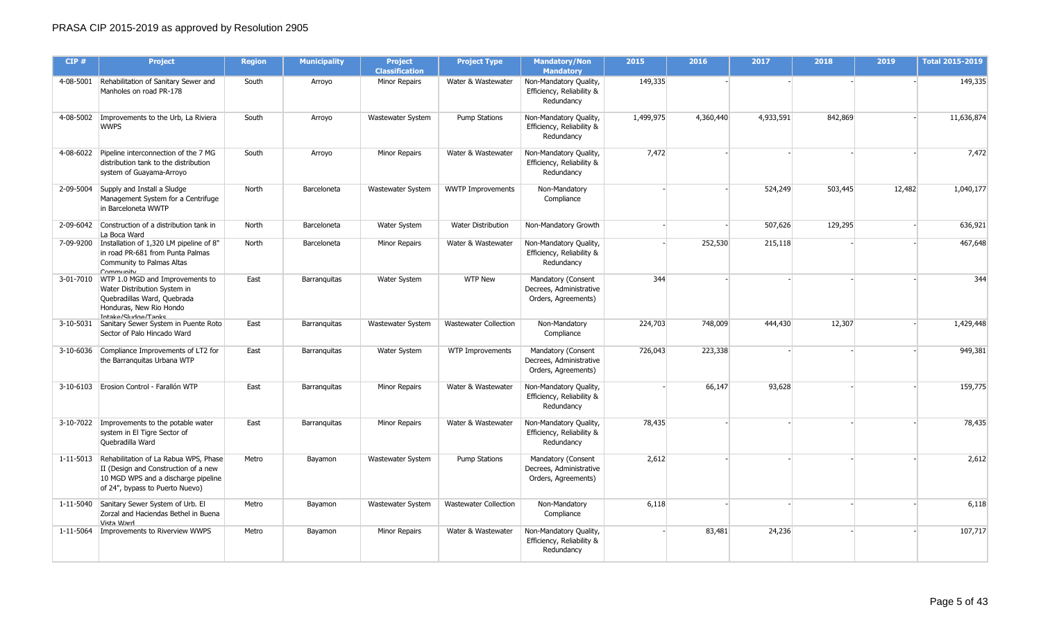PRASA CIP 2015-2019 as approved by Resolution 2905

| CIP # | Project | Region | Municipality | Project Classification | Project Type | Mandatory/Non Mandatory | 2015 | 2016 | 2017 | 2018 | 2019 | Total 2015-2019 |
|---|---|---|---|---|---|---|---|---|---|---|---|---|
| 4-08-5001 | Rehabilitation of Sanitary Sewer and Manholes on road PR-178 | South | Arroyo | Minor Repairs | Water & Wastewater | Non-Mandatory Quality, Efficiency, Reliability & Redundancy | 149,335 | - | - | - | - | 149,335 |
| 4-08-5002 | Improvements to the Urb, La Riviera WWPS | South | Arroyo | Wastewater System | Pump Stations | Non-Mandatory Quality, Efficiency, Reliability & Redundancy | 1,499,975 | 4,360,440 | 4,933,591 | 842,869 | - | 11,636,874 |
| 4-08-6022 | Pipeline interconnection of the 7 MG distribution tank to the distribution system of Guayama-Arroyo | South | Arroyo | Minor Repairs | Water & Wastewater | Non-Mandatory Quality, Efficiency, Reliability & Redundancy | 7,472 | - | - | - | - | 7,472 |
| 2-09-5004 | Supply and Install a Sludge Management System for a Centrifuge in Barceloneta WWTP | North | Barceloneta | Wastewater System | WWTP Improvements | Non-Mandatory Compliance | - | - | 524,249 | 503,445 | 12,482 | 1,040,177 |
| 2-09-6042 | Construction of a distribution tank in La Boca Ward | North | Barceloneta | Water System | Water Distribution | Non-Mandatory Growth | - | - | 507,626 | 129,295 | - | 636,921 |
| 7-09-9200 | Installation of 1,320 LM pipeline of 8" in road PR-681 from Punta Palmas Community to Palmas Altas Community | North | Barceloneta | Minor Repairs | Water & Wastewater | Non-Mandatory Quality, Efficiency, Reliability & Redundancy | - | 252,530 | 215,118 | - | - | 467,648 |
| 3-01-7010 | WTP 1.0 MGD and Improvements to Water Distribution System in Quebradillas Ward, Quebrada Honduras, New Rio Hondo Intake/Sludge/Tanks | East | Barranquitas | Water System | WTP New | Mandatory (Consent Decrees, Administrative Orders, Agreements) | 344 | - | - | - | - | 344 |
| 3-10-5031 | Sanitary Sewer System in Puente Roto Sector of Palo Hincado Ward | East | Barranquitas | Wastewater System | Wastewater Collection | Non-Mandatory Compliance | 224,703 | 748,009 | 444,430 | 12,307 | - | 1,429,448 |
| 3-10-6036 | Compliance Improvements of LT2 for the Barranquitas Urbana WTP | East | Barranquitas | Water System | WTP Improvements | Mandatory (Consent Decrees, Administrative Orders, Agreements) | 726,043 | 223,338 | - | - | - | 949,381 |
| 3-10-6103 | Erosion Control - Farallón WTP | East | Barranquitas | Minor Repairs | Water & Wastewater | Non-Mandatory Quality, Efficiency, Reliability & Redundancy | - | 66,147 | 93,628 | - | - | 159,775 |
| 3-10-7022 | Improvements to the potable water system in El Tigre Sector of Quebradilla Ward | East | Barranquitas | Minor Repairs | Water & Wastewater | Non-Mandatory Quality, Efficiency, Reliability & Redundancy | 78,435 | - | - | - | - | 78,435 |
| 1-11-5013 | Rehabilitation of La Rabua WPS, Phase II (Design and Construction of a new 10 MGD WPS and a discharge pipeline of 24", bypass to Puerto Nuevo) | Metro | Bayamon | Wastewater System | Pump Stations | Mandatory (Consent Decrees, Administrative Orders, Agreements) | 2,612 | - | - | - | - | 2,612 |
| 1-11-5040 | Sanitary Sewer System of Urb. El Zorzal and Haciendas Bethel in Buena Vista Ward | Metro | Bayamon | Wastewater System | Wastewater Collection | Non-Mandatory Compliance | 6,118 | - | - | - | - | 6,118 |
| 1-11-5064 | Improvements to Riverview WWPS | Metro | Bayamon | Minor Repairs | Water & Wastewater | Non-Mandatory Quality, Efficiency, Reliability & Redundancy | - | 83,481 | 24,236 | - | - | 107,717 |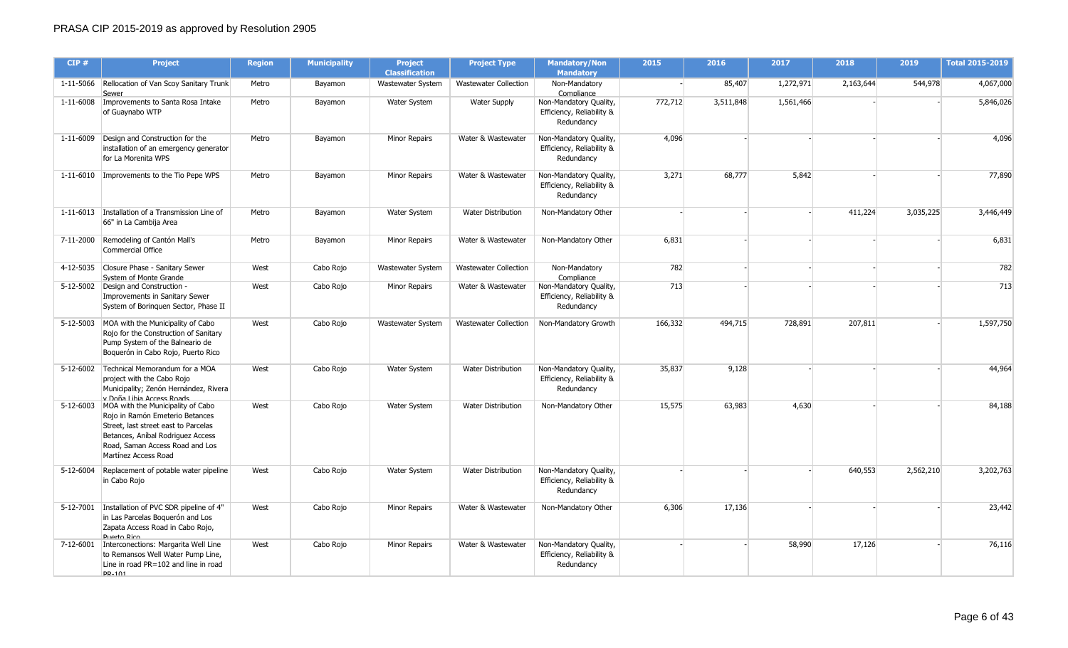PRASA CIP 2015-2019 as approved by Resolution 2905

| CIP # | Project | Region | Municipality | Project Classification | Project Type | Mandatory/Non Mandatory | 2015 | 2016 | 2017 | 2018 | 2019 | Total 2015-2019 |
|---|---|---|---|---|---|---|---|---|---|---|---|---|
| 1-11-5066 | Rellocation of Van Scoy Sanitary Trunk Sewer | Metro | Bayamon | Wastewater System | Wastewater Collection | Non-Mandatory Compliance | - | 85,407 | 1,272,971 | 2,163,644 | 544,978 | 4,067,000 |
| 1-11-6008 | Improvements to Santa Rosa Intake of Guaynabo WTP | Metro | Bayamon | Water System | Water Supply | Non-Mandatory Quality, Efficiency, Reliability & Redundancy | 772,712 | 3,511,848 | 1,561,466 | - | - | 5,846,026 |
| 1-11-6009 | Design and Construction for the installation of an emergency generator for La Morenita WPS | Metro | Bayamon | Minor Repairs | Water & Wastewater | Non-Mandatory Quality, Efficiency, Reliability & Redundancy | 4,096 | - | - | - | - | 4,096 |
| 1-11-6010 | Improvements to the Tio Pepe WPS | Metro | Bayamon | Minor Repairs | Water & Wastewater | Non-Mandatory Quality, Efficiency, Reliability & Redundancy | 3,271 | 68,777 | 5,842 | - | - | 77,890 |
| 1-11-6013 | Installation of a Transmission Line of 66" in La Cambija Area | Metro | Bayamon | Water System | Water Distribution | Non-Mandatory Other | - | - | - | 411,224 | 3,035,225 | 3,446,449 |
| 7-11-2000 | Remodeling of Cantón Mall's Commercial Office | Metro | Bayamon | Minor Repairs | Water & Wastewater | Non-Mandatory Other | 6,831 | - | - | - | - | 6,831 |
| 4-12-5035 | Closure Phase - Sanitary Sewer System of Monte Grande | West | Cabo Rojo | Wastewater System | Wastewater Collection | Non-Mandatory Compliance | 782 | - | - | - | - | 782 |
| 5-12-5002 | Design and Construction - Improvements in Sanitary Sewer System of Borinquen Sector, Phase II | West | Cabo Rojo | Minor Repairs | Water & Wastewater | Non-Mandatory Quality, Efficiency, Reliability & Redundancy | 713 | - | - | - | - | 713 |
| 5-12-5003 | MOA with the Municipality of Cabo Rojo for the Construction of Sanitary Pump System of the Balneario de Boquerón in Cabo Rojo, Puerto Rico | West | Cabo Rojo | Wastewater System | Wastewater Collection | Non-Mandatory Growth | 166,332 | 494,715 | 728,891 | 207,811 | - | 1,597,750 |
| 5-12-6002 | Technical Memorandum for a MOA project with the Cabo Rojo Municipality; Zenón Hernández, Rivera y Doña Libia Access Roads | West | Cabo Rojo | Water System | Water Distribution | Non-Mandatory Quality, Efficiency, Reliability & Redundancy | 35,837 | 9,128 | - | - | - | 44,964 |
| 5-12-6003 | MOA with the Municipality of Cabo Rojo in Ramón Emeterio Betances Street, last street east to Parcelas Betances, Aníbal Rodriguez Access Road, Saman Access Road and Los Martínez Access Road | West | Cabo Rojo | Water System | Water Distribution | Non-Mandatory Other | 15,575 | 63,983 | 4,630 | - | - | 84,188 |
| 5-12-6004 | Replacement of potable water pipeline in Cabo Rojo | West | Cabo Rojo | Water System | Water Distribution | Non-Mandatory Quality, Efficiency, Reliability & Redundancy | - | - | - | 640,553 | 2,562,210 | 3,202,763 |
| 5-12-7001 | Installation of PVC SDR pipeline of 4" in Las Parcelas Boquerón and Los Zapata Access Road in Cabo Rojo, Puerto Rico | West | Cabo Rojo | Minor Repairs | Water & Wastewater | Non-Mandatory Other | 6,306 | 17,136 | - | - | - | 23,442 |
| 7-12-6001 | Interconections: Margarita Well Line to Remansos Well Water Pump Line, Line in road PR=102 and line in road PR-101 | West | Cabo Rojo | Minor Repairs | Water & Wastewater | Non-Mandatory Quality, Efficiency, Reliability & Redundancy | - | - | 58,990 | 17,126 | - | 76,116 |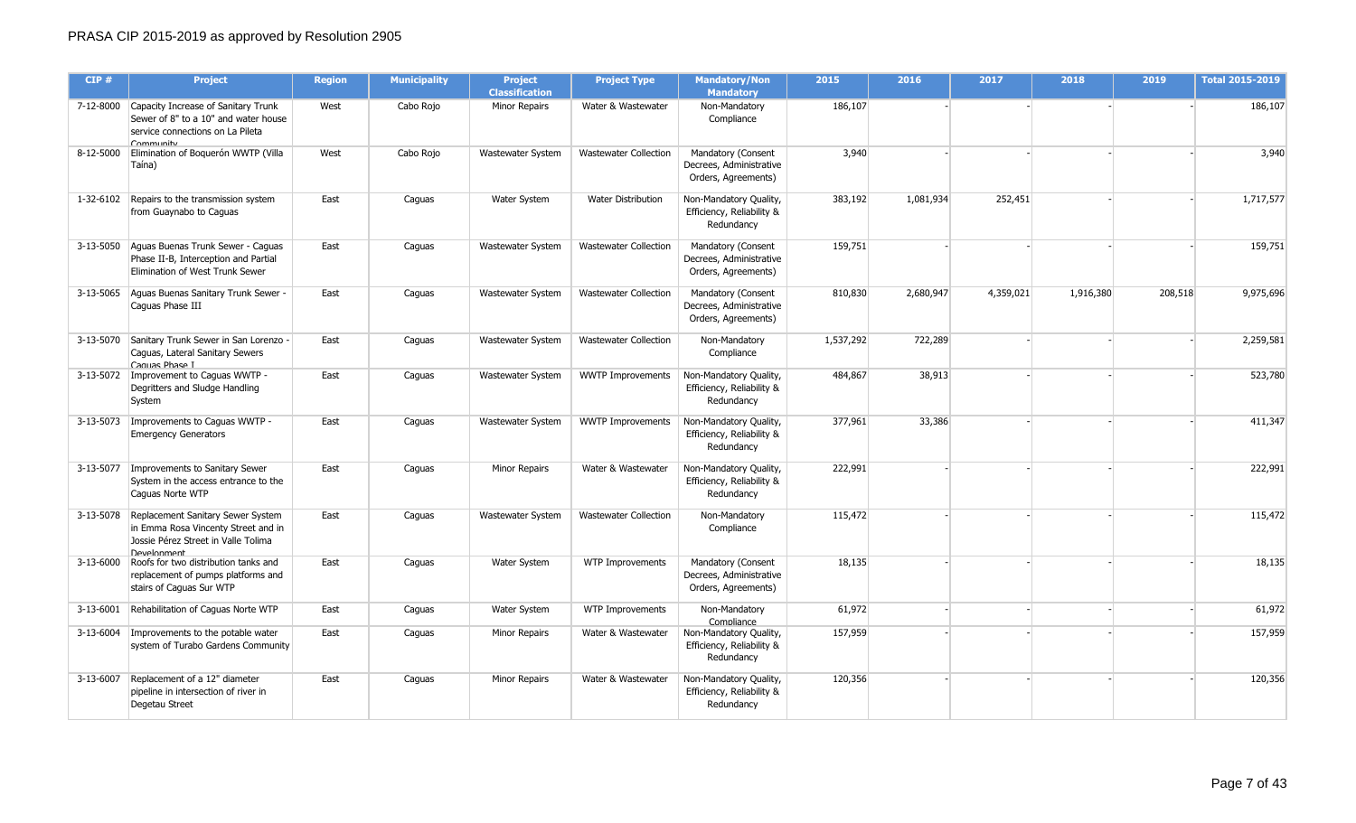# PRASA CIP 2015-2019 as approved by Resolution 2905

| CIP # | Project | Region | Municipality | Project Classification | Project Type | Mandatory/Non Mandatory | 2015 | 2016 | 2017 | 2018 | 2019 | Total 2015-2019 |
|---|---|---|---|---|---|---|---|---|---|---|---|---|
| 7-12-8000 | Capacity Increase of Sanitary Trunk Sewer of 8" to a 10" and water house service connections on La Pileta Community | West | Cabo Rojo | Minor Repairs | Water & Wastewater | Non-Mandatory Compliance | 186,107 | - | - | - | - | 186,107 |
| 8-12-5000 | Elimination of Boquerón WWTP (Villa Taina) | West | Cabo Rojo | Wastewater System | Wastewater Collection | Mandatory (Consent Decrees, Administrative Orders, Agreements) | 3,940 | - | - | - | - | 3,940 |
| 1-32-6102 | Repairs to the transmission system from Guaynabo to Caguas | East | Caguas | Water System | Water Distribution | Non-Mandatory Quality, Efficiency, Reliability & Redundancy | 383,192 | 1,081,934 | 252,451 | - | - | 1,717,577 |
| 3-13-5050 | Aguas Buenas Trunk Sewer - Caguas Phase II-B, Interception and Partial Elimination of West Trunk Sewer | East | Caguas | Wastewater System | Wastewater Collection | Mandatory (Consent Decrees, Administrative Orders, Agreements) | 159,751 | - | - | - | - | 159,751 |
| 3-13-5065 | Aguas Buenas Sanitary Trunk Sewer - Caguas Phase III | East | Caguas | Wastewater System | Wastewater Collection | Mandatory (Consent Decrees, Administrative Orders, Agreements) | 810,830 | 2,680,947 | 4,359,021 | 1,916,380 | 208,518 | 9,975,696 |
| 3-13-5070 | Sanitary Trunk Sewer in San Lorenzo - Caguas, Lateral Sanitary Sewers Caguas Phase I | East | Caguas | Wastewater System | Wastewater Collection | Non-Mandatory Compliance | 1,537,292 | 722,289 | - | - | - | 2,259,581 |
| 3-13-5072 | Improvement to Caguas WWTP - Degritters and Sludge Handling System | East | Caguas | Wastewater System | WWTP Improvements | Non-Mandatory Quality, Efficiency, Reliability & Redundancy | 484,867 | 38,913 | - | - | - | 523,780 |
| 3-13-5073 | Improvements to Caguas WWTP - Emergency Generators | East | Caguas | Wastewater System | WWTP Improvements | Non-Mandatory Quality, Efficiency, Reliability & Redundancy | 377,961 | 33,386 | - | - | - | 411,347 |
| 3-13-5077 | Improvements to Sanitary Sewer System in the access entrance to the Caguas Norte WTP | East | Caguas | Minor Repairs | Water & Wastewater | Non-Mandatory Quality, Efficiency, Reliability & Redundancy | 222,991 | - | - | - | - | 222,991 |
| 3-13-5078 | Replacement Sanitary Sewer System in Emma Rosa Vincenty Street and in Jossie Pérez Street in Valle Tolima Development | East | Caguas | Wastewater System | Wastewater Collection | Non-Mandatory Compliance | 115,472 | - | - | - | - | 115,472 |
| 3-13-6000 | Roofs for two distribution tanks and replacement of pumps platforms and stairs of Caguas Sur WTP | East | Caguas | Water System | WTP Improvements | Mandatory (Consent Decrees, Administrative Orders, Agreements) | 18,135 | - | - | - | - | 18,135 |
| 3-13-6001 | Rehabilitation of Caguas Norte WTP | East | Caguas | Water System | WTP Improvements | Non-Mandatory Compliance | 61,972 | - | - | - | - | 61,972 |
| 3-13-6004 | Improvements to the potable water system of Turabo Gardens Community | East | Caguas | Minor Repairs | Water & Wastewater | Non-Mandatory Quality, Efficiency, Reliability & Redundancy | 157,959 | - | - | - | - | 157,959 |
| 3-13-6007 | Replacement of a 12" diameter pipeline in intersection of river in Degetau Street | East | Caguas | Minor Repairs | Water & Wastewater | Non-Mandatory Quality, Efficiency, Reliability & Redundancy | 120,356 | - | - | - | - | 120,356 |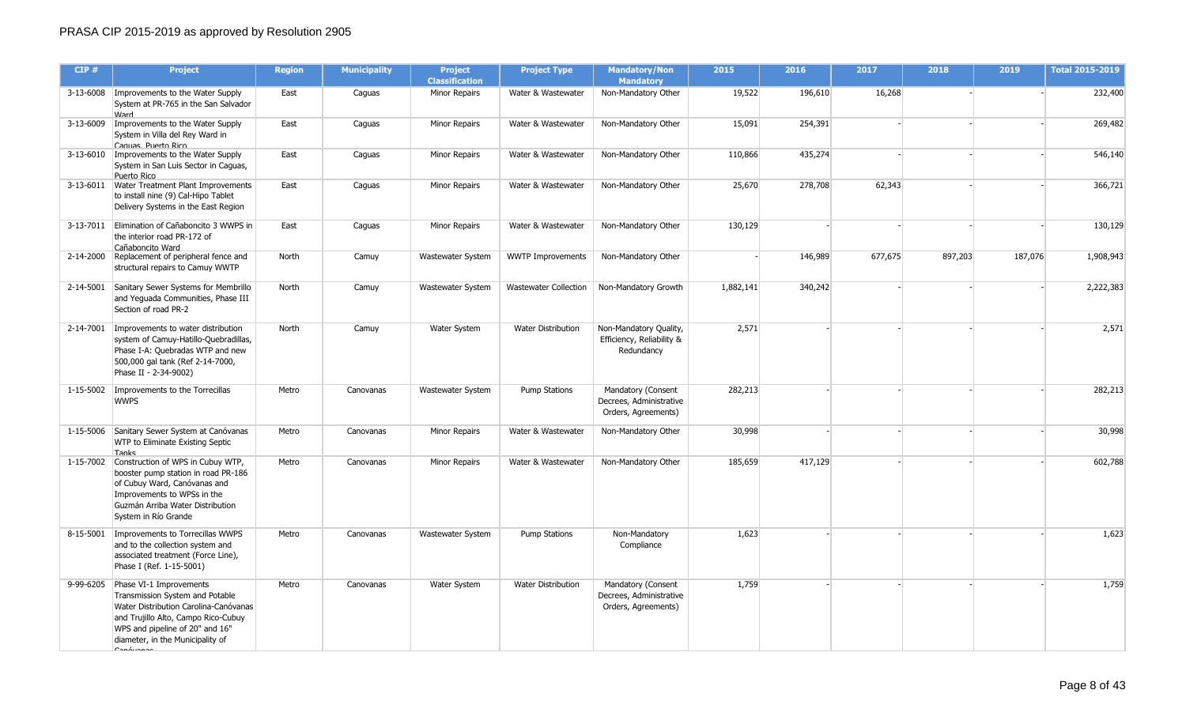PRASA CIP 2015-2019 as approved by Resolution 2905

| CIP # | Project | Region | Municipality | Project Classification | Project Type | Mandatory/Non Mandatory | 2015 | 2016 | 2017 | 2018 | 2019 | Total 2015-2019 |
|---|---|---|---|---|---|---|---|---|---|---|---|---|
| 3-13-6008 | Improvements to the Water Supply System at PR-765 in the San Salvador Ward | East | Caguas | Minor Repairs | Water & Wastewater | Non-Mandatory Other | 19,522 | 196,610 | 16,268 | - | - | 232,400 |
| 3-13-6009 | Improvements to the Water Supply System in Villa del Rey Ward in Caguas, Puerto Rico | East | Caguas | Minor Repairs | Water & Wastewater | Non-Mandatory Other | 15,091 | 254,391 | - | - | - | 269,482 |
| 3-13-6010 | Improvements to the Water Supply System in San Luis Sector in Caguas, Puerto Rico | East | Caguas | Minor Repairs | Water & Wastewater | Non-Mandatory Other | 110,866 | 435,274 | - | - | - | 546,140 |
| 3-13-6011 | Water Treatment Plant Improvements to install nine (9) Cal-Hipo Tablet Delivery Systems in the East Region | East | Caguas | Minor Repairs | Water & Wastewater | Non-Mandatory Other | 25,670 | 278,708 | 62,343 | - | - | 366,721 |
| 3-13-7011 | Elimination of Cañaboncito 3 WWPS in the interior road PR-172 of Cañaboncito Ward | East | Caguas | Minor Repairs | Water & Wastewater | Non-Mandatory Other | 130,129 | - | - | - | - | 130,129 |
| 2-14-2000 | Replacement of peripheral fence and structural repairs to Camuy WWTP | North | Camuy | Wastewater System | WWTP Improvements | Non-Mandatory Other | - | 146,989 | 677,675 | 897,203 | 187,076 | 1,908,943 |
| 2-14-5001 | Sanitary Sewer Systems for Membrillo and Yeguada Communities, Phase III Section of road PR-2 | North | Camuy | Wastewater System | Wastewater Collection | Non-Mandatory Growth | 1,882,141 | 340,242 | - | - | - | 2,222,383 |
| 2-14-7001 | Improvements to water distribution system of Camuy-Hatillo-Quebradillas, Phase I-A: Quebradas WTP and new 500,000 gal tank (Ref 2-14-7000, Phase II - 2-34-9002) | North | Camuy | Water System | Water Distribution | Non-Mandatory Quality, Efficiency, Reliability & Redundancy | 2,571 | - | - | - | - | 2,571 |
| 1-15-5002 | Improvements to the Torrecillas WWPS | Metro | Canovanas | Wastewater System | Pump Stations | Mandatory (Consent Decrees, Administrative Orders, Agreements) | 282,213 | - | - | - | - | 282,213 |
| 1-15-5006 | Sanitary Sewer System at Canóvanas WTP to Eliminate Existing Septic Tanks | Metro | Canovanas | Minor Repairs | Water & Wastewater | Non-Mandatory Other | 30,998 | - | - | - | - | 30,998 |
| 1-15-7002 | Construction of WPS in Cubuy WTP, booster pump station in road PR-186 of Cubuy Ward, Canóvanas and Improvements to WPSs in the Guzmán Arriba Water Distribution System in Río Grande | Metro | Canovanas | Minor Repairs | Water & Wastewater | Non-Mandatory Other | 185,659 | 417,129 | - | - | - | 602,788 |
| 8-15-5001 | Improvements to Torrecillas WWPS and to the collection system and associated treatment (Force Line), Phase I (Ref. 1-15-5001) | Metro | Canovanas | Wastewater System | Pump Stations | Non-Mandatory Compliance | 1,623 | - | - | - | - | 1,623 |
| 9-99-6205 | Phase VI-1 Improvements Transmission System and Potable Water Distribution Carolina-Canóvanas and Trujillo Alto, Campo Rico-Cubuy WPS and pipeline of 20" and 16" diameter, in the Municipality of Canóvanas | Metro | Canovanas | Water System | Water Distribution | Mandatory (Consent Decrees, Administrative Orders, Agreements) | 1,759 | - | - | - | - | 1,759 |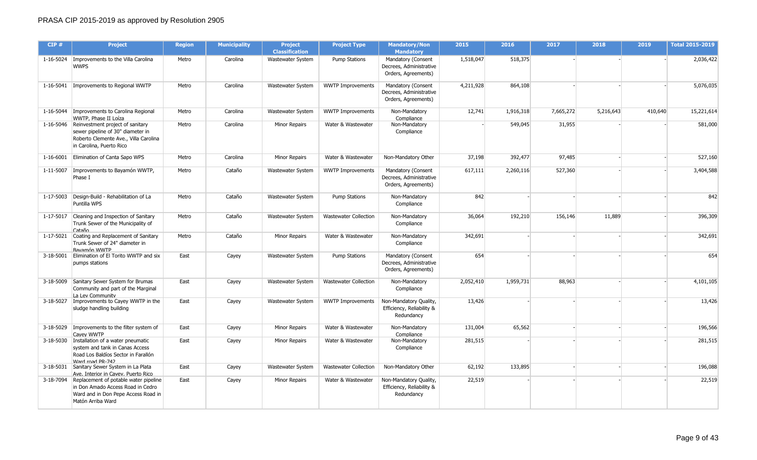PRASA CIP 2015-2019 as approved by Resolution 2905

| CIP # | Project | Region | Municipality | Project Classification | Project Type | Mandatory/Non Mandatory | 2015 | 2016 | 2017 | 2018 | 2019 | Total 2015-2019 |
|---|---|---|---|---|---|---|---|---|---|---|---|---|
| 1-16-5024 | Improvements to the Villa Carolina WWPS | Metro | Carolina | Wastewater System | Pump Stations | Mandatory (Consent Decrees, Administrative Orders, Agreements) | 1,518,047 | 518,375 | - | - | - | 2,036,422 |
| 1-16-5041 | Improvements to Regional WWTP | Metro | Carolina | Wastewater System | WWTP Improvements | Mandatory (Consent Decrees, Administrative Orders, Agreements) | 4,211,928 | 864,108 | - | - | - | 5,076,035 |
| 1-16-5044 | Improvements to Carolina Regional WWTP, Phase II Loíza | Metro | Carolina | Wastewater System | WWTP Improvements | Non-Mandatory Compliance | 12,741 | 1,916,318 | 7,665,272 | 5,216,643 | 410,640 | 15,221,614 |
| 1-16-5046 | Reinvestment project of sanitary sewer pipeline of 30" diameter in Roberto Clemente Ave., Villa Carolina in Carolina, Puerto Rico | Metro | Carolina | Minor Repairs | Water & Wastewater | Non-Mandatory Compliance | - | 549,045 | 31,955 | - | - | 581,000 |
| 1-16-6001 | Elimination of Canta Sapo WPS | Metro | Carolina | Minor Repairs | Water & Wastewater | Non-Mandatory Other | 37,198 | 392,477 | 97,485 | - | - | 527,160 |
| 1-11-5007 | Improvements to Bayamón WWTP, Phase I | Metro | Cataño | Wastewater System | WWTP Improvements | Mandatory (Consent Decrees, Administrative Orders, Agreements) | 617,111 | 2,260,116 | 527,360 | - | - | 3,404,588 |
| 1-17-5003 | Design-Build - Rehabilitation of La Puntilla WPS | Metro | Cataño | Wastewater System | Pump Stations | Non-Mandatory Compliance | 842 | - | - | - | - | 842 |
| 1-17-5017 | Cleaning and Inspection of Sanitary Trunk Sewer of the Municipality of Cataño | Metro | Cataño | Wastewater System | Wastewater Collection | Non-Mandatory Compliance | 36,064 | 192,210 | 156,146 | 11,889 | - | 396,309 |
| 1-17-5021 | Coating and Replacement of Sanitary Trunk Sewer of 24" diameter in Bayamón WWTP | Metro | Cataño | Minor Repairs | Water & Wastewater | Non-Mandatory Compliance | 342,691 | - | - | - | - | 342,691 |
| 3-18-5001 | Elimination of El Torito WWTP and six pumps stations | East | Cayey | Wastewater System | Pump Stations | Mandatory (Consent Decrees, Administrative Orders, Agreements) | 654 | - | - | - | - | 654 |
| 3-18-5009 | Sanitary Sewer System for Brumas Community and part of the Marginal La Ley Community | East | Cayey | Wastewater System | Wastewater Collection | Non-Mandatory Compliance | 2,052,410 | 1,959,731 | 88,963 | - | - | 4,101,105 |
| 3-18-5027 | Improvements to Cayey WWTP in the sludge handling building | East | Cayey | Wastewater System | WWTP Improvements | Non-Mandatory Quality, Efficiency, Reliability & Redundancy | 13,426 | - | - | - | - | 13,426 |
| 3-18-5029 | Improvements to the filter system of Cayey WWTP | East | Cayey | Minor Repairs | Water & Wastewater | Non-Mandatory Compliance | 131,004 | 65,562 | - | - | - | 196,566 |
| 3-18-5030 | Installation of a water pneumatic system and tank in Canas Access Road Los Baldíos Sector in Farallón Ward road PR-742 | East | Cayey | Minor Repairs | Water & Wastewater | Non-Mandatory Compliance | 281,515 | - | - | - | - | 281,515 |
| 3-18-5031 | Sanitary Sewer System in La Plata Ave. Interior in Cayey, Puerto Rico | East | Cayey | Wastewater System | Wastewater Collection | Non-Mandatory Other | 62,192 | 133,895 | - | - | - | 196,088 |
| 3-18-7094 | Replacement of potable water pipeline in Don Amado Access Road in Cedro Ward and in Don Pepe Access Road in Matón Arriba Ward | East | Cayey | Minor Repairs | Water & Wastewater | Non-Mandatory Quality, Efficiency, Reliability & Redundancy | 22,519 | - | - | - | - | 22,519 |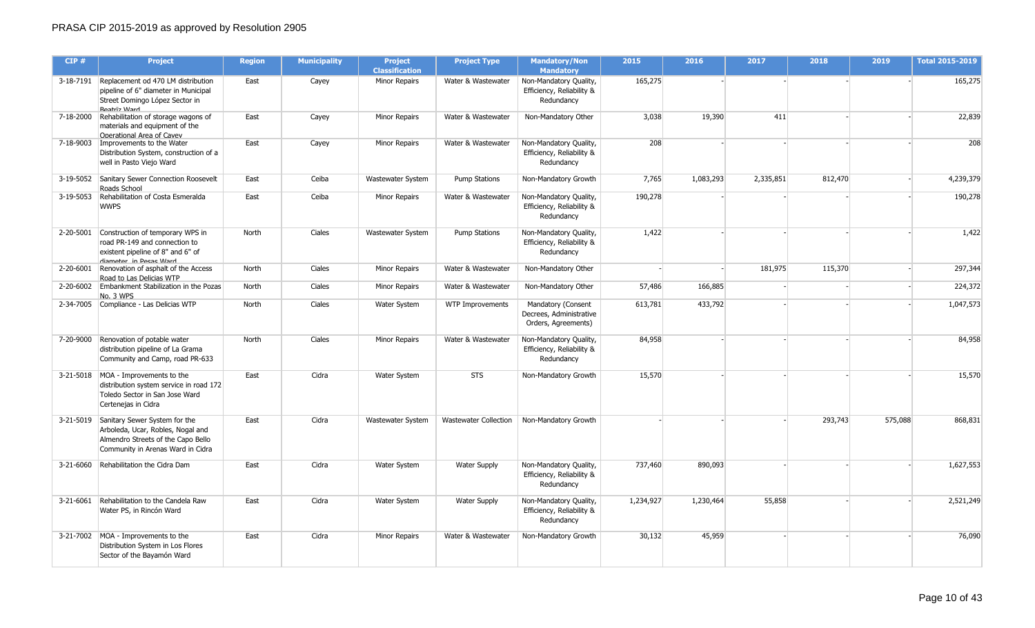# PRASA CIP 2015-2019 as approved by Resolution 2905

| CIP # | Project | Region | Municipality | Project Classification | Project Type | Mandatory/Non Mandatory | 2015 | 2016 | 2017 | 2018 | 2019 | Total 2015-2019 |
|---|---|---|---|---|---|---|---|---|---|---|---|---|
| 3-18-7191 | Replacement od 470 LM distribution pipeline of 6" diameter in Municipal Street Domingo López Sector in Beatriz Ward | East | Cayey | Minor Repairs | Water & Wastewater | Non-Mandatory Quality, Efficiency, Reliability & Redundancy | 165,275 | - | - | - | - | 165,275 |
| 7-18-2000 | Rehabilitation of storage wagons of materials and equipment of the Operational Area of Cayey | East | Cayey | Minor Repairs | Water & Wastewater | Non-Mandatory Other | 3,038 | 19,390 | 411 | - | - | 22,839 |
| 7-18-9003 | Improvements to the Water Distribution System, construction of a well in Pasto Viejo Ward | East | Cayey | Minor Repairs | Water & Wastewater | Non-Mandatory Quality, Efficiency, Reliability & Redundancy | 208 | - | - | - | - | 208 |
| 3-19-5052 | Sanitary Sewer Connection Roosevelt Roads School | East | Ceiba | Wastewater System | Pump Stations | Non-Mandatory Growth | 7,765 | 1,083,293 | 2,335,851 | 812,470 | - | 4,239,379 |
| 3-19-5053 | Rehabilitation of Costa Esmeralda WWPS | East | Ceiba | Minor Repairs | Water & Wastewater | Non-Mandatory Quality, Efficiency, Reliability & Redundancy | 190,278 | - | - | - | - | 190,278 |
| 2-20-5001 | Construction of temporary WPS in road PR-149 and connection to existent pipeline of 8" and 6" of diameter in Pesas Ward | North | Ciales | Wastewater System | Pump Stations | Non-Mandatory Quality, Efficiency, Reliability & Redundancy | 1,422 | - | - | - | - | 1,422 |
| 2-20-6001 | Renovation of asphalt of the Access Road to Las Delicias WTP | North | Ciales | Minor Repairs | Water & Wastewater | Non-Mandatory Other | - | - | 181,975 | 115,370 | - | 297,344 |
| 2-20-6002 | Embankment Stabilization in the Pozas No. 3 WPS | North | Ciales | Minor Repairs | Water & Wastewater | Non-Mandatory Other | 57,486 | 166,885 | - | - | - | 224,372 |
| 2-34-7005 | Compliance - Las Delicias WTP | North | Ciales | Water System | WTP Improvements | Mandatory (Consent Decrees, Administrative Orders, Agreements) | 613,781 | 433,792 | - | - | - | 1,047,573 |
| 7-20-9000 | Renovation of potable water distribution pipeline of La Grama Community and Camp, road PR-633 | North | Ciales | Minor Repairs | Water & Wastewater | Non-Mandatory Quality, Efficiency, Reliability & Redundancy | 84,958 | - | - | - | - | 84,958 |
| 3-21-5018 | MOA - Improvements to the distribution system service in road 172 Toledo Sector in San Jose Ward Certenejas in Cidra | East | Cidra | Water System | STS | Non-Mandatory Growth | 15,570 | - | - | - | - | 15,570 |
| 3-21-5019 | Sanitary Sewer System for the Arboleda, Ucar, Robles, Nogal and Almendro Streets of the Capo Bello Community in Arenas Ward in Cidra | East | Cidra | Wastewater System | Wastewater Collection | Non-Mandatory Growth | - | - | - | 293,743 | 575,088 | 868,831 |
| 3-21-6060 | Rehabilitation the Cidra Dam | East | Cidra | Water System | Water Supply | Non-Mandatory Quality, Efficiency, Reliability & Redundancy | 737,460 | 890,093 | - | - | - | 1,627,553 |
| 3-21-6061 | Rehabilitation to the Candela Raw Water PS, in Rincón Ward | East | Cidra | Water System | Water Supply | Non-Mandatory Quality, Efficiency, Reliability & Redundancy | 1,234,927 | 1,230,464 | 55,858 | - | - | 2,521,249 |
| 3-21-7002 | MOA - Improvements to the Distribution System in Los Flores Sector of the Bayamón Ward | East | Cidra | Minor Repairs | Water & Wastewater | Non-Mandatory Growth | 30,132 | 45,959 | - | - | - | 76,090 |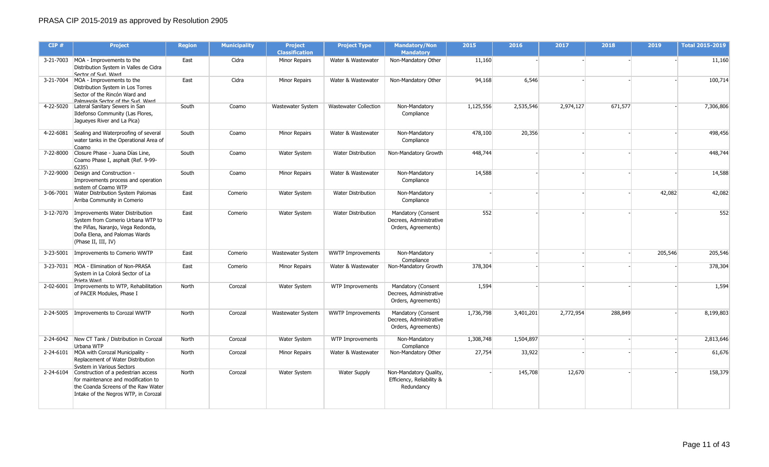PRASA CIP 2015-2019 as approved by Resolution 2905

| CIP # | Project | Region | Municipality | Project Classification | Project Type | Mandatory/Non Mandatory | 2015 | 2016 | 2017 | 2018 | 2019 | Total 2015-2019 |
|---|---|---|---|---|---|---|---|---|---|---|---|---|
| 3-21-7003 | MOA - Improvements to the Distribution System in Valles de Cidra Sector of Sud. Ward | East | Cidra | Minor Repairs | Water & Wastewater | Non-Mandatory Other | 11,160 | - | - | - | - | 11,160 |
| 3-21-7004 | MOA - Improvements to the Distribution System in Los Torres Sector of the Rincón Ward and Palmasola Sector of the Sud. Ward | East | Cidra | Minor Repairs | Water & Wastewater | Non-Mandatory Other | 94,168 | 6,546 | - | - | - | 100,714 |
| 4-22-5020 | Lateral Sanitary Sewers in San Ildefonso Community (Las Flores, Jagueyes River and La Pica) | South | Coamo | Wastewater System | Wastewater Collection | Non-Mandatory Compliance | 1,125,556 | 2,535,546 | 2,974,127 | 671,577 | - | 7,306,806 |
| 4-22-6081 | Sealing and Waterproofing of several water tanks in the Operational Area of Coamo | South | Coamo | Minor Repairs | Water & Wastewater | Non-Mandatory Compliance | 478,100 | 20,356 | - | - | - | 498,456 |
| 7-22-8000 | Closure Phase - Juana Días Line, Coamo Phase I, asphalt (Ref. 9-99-6235) | South | Coamo | Water System | Water Distribution | Non-Mandatory Growth | 448,744 | - | - | - | - | 448,744 |
| 7-22-9000 | Design and Construction - Improvements process and operation system of Coamo WTP | South | Coamo | Minor Repairs | Water & Wastewater | Non-Mandatory Compliance | 14,588 | - | - | - | - | 14,588 |
| 3-06-7001 | Water Distribution System Palomas Arriba Community in Comerio | East | Comerio | Water System | Water Distribution | Non-Mandatory Compliance | - | - | - | - | 42,082 | 42,082 |
| 3-12-7070 | Improvements Water Distribution System from Comerio Urbana WTP to the Piñas, Naranjo, Vega Redonda, Doña Elena, and Palomas Wards (Phase II, III, IV) | East | Comerio | Water System | Water Distribution | Mandatory (Consent Decrees, Administrative Orders, Agreements) | 552 | - | - | - | - | 552 |
| 3-23-5001 | Improvements to Comerio WWTP | East | Comerio | Wastewater System | WWTP Improvements | Non-Mandatory Compliance | - | - | - | - | 205,546 | 205,546 |
| 3-23-7031 | MOA - Elimination of Non-PRASA System in La Colorá Sector of La Prieta Ward | East | Comerio | Minor Repairs | Water & Wastewater | Non-Mandatory Growth | 378,304 | - | - | - | - | 378,304 |
| 2-02-6001 | Improvements to WTP, Rehabilitation of PACER Modules, Phase I | North | Corozal | Water System | WTP Improvements | Mandatory (Consent Decrees, Administrative Orders, Agreements) | 1,594 | - | - | - | - | 1,594 |
| 2-24-5005 | Improvements to Corozal WWTP | North | Corozal | Wastewater System | WWTP Improvements | Mandatory (Consent Decrees, Administrative Orders, Agreements) | 1,736,798 | 3,401,201 | 2,772,954 | 288,849 | - | 8,199,803 |
| 2-24-6042 | New CT Tank / Distribution in Corozal Urbana WTP | North | Corozal | Water System | WTP Improvements | Non-Mandatory Compliance | 1,308,748 | 1,504,897 | - | - | - | 2,813,646 |
| 2-24-6101 | MOA with Corozal Municipality - Replacement of Water Distribution System in Various Sectors | North | Corozal | Minor Repairs | Water & Wastewater | Non-Mandatory Other | 27,754 | 33,922 | - | - | - | 61,676 |
| 2-24-6104 | Construction of a pedestrian access for maintenance and modification to the Coanda Screens of the Raw Water Intake of the Negros WTP, in Corozal | North | Corozal | Water System | Water Supply | Non-Mandatory Quality, Efficiency, Reliability & Redundancy | - | 145,708 | 12,670 | - | - | 158,379 |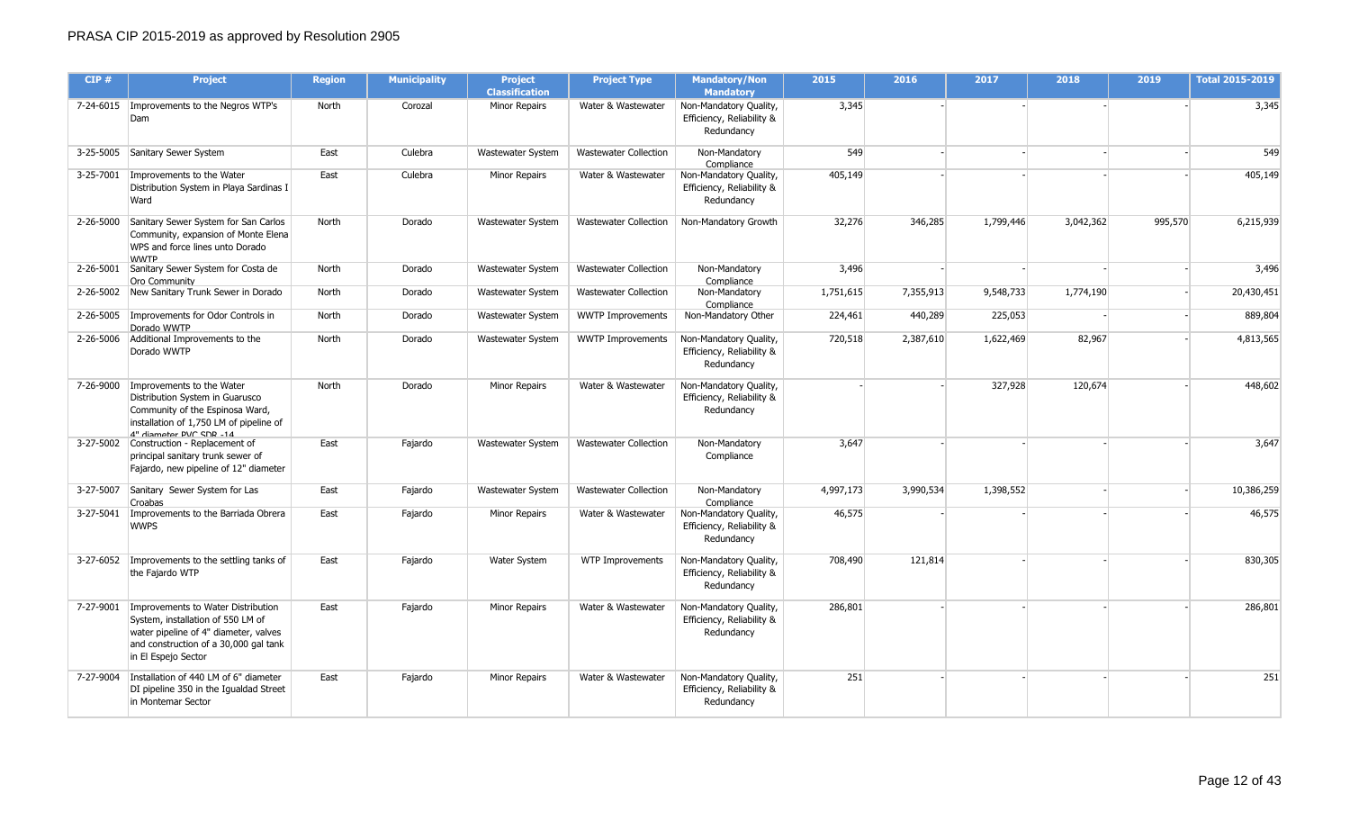PRASA CIP 2015-2019 as approved by Resolution 2905

| CIP # | Project | Region | Municipality | Project Classification | Project Type | Mandatory/Non Mandatory | 2015 | 2016 | 2017 | 2018 | 2019 | Total 2015-2019 |
|---|---|---|---|---|---|---|---|---|---|---|---|---|
| 7-24-6015 | Improvements to the Negros WTP's Dam | North | Corozal | Minor Repairs | Water & Wastewater | Non-Mandatory Quality, Efficiency, Reliability & Redundancy | 3,345 | - | - | - | - | 3,345 |
| 3-25-5005 | Sanitary Sewer System | East | Culebra | Wastewater System | Wastewater Collection | Non-Mandatory Compliance | 549 | - | - | - | - | 549 |
| 3-25-7001 | Improvements to the Water Distribution System in Playa Sardinas I Ward | East | Culebra | Minor Repairs | Water & Wastewater | Non-Mandatory Quality, Efficiency, Reliability & Redundancy | 405,149 | - | - | - | - | 405,149 |
| 2-26-5000 | Sanitary Sewer System for San Carlos Community, expansion of Monte Elena WPS and force lines unto Dorado WWTP | North | Dorado | Wastewater System | Wastewater Collection | Non-Mandatory Growth | 32,276 | 346,285 | 1,799,446 | 3,042,362 | 995,570 | 6,215,939 |
| 2-26-5001 | Sanitary Sewer System for Costa de Oro Community | North | Dorado | Wastewater System | Wastewater Collection | Non-Mandatory Compliance | 3,496 | - | - | - | - | 3,496 |
| 2-26-5002 | New Sanitary Trunk Sewer in Dorado | North | Dorado | Wastewater System | Wastewater Collection | Non-Mandatory Compliance | 1,751,615 | 7,355,913 | 9,548,733 | 1,774,190 | - | 20,430,451 |
| 2-26-5005 | Improvements for Odor Controls in Dorado WWTP | North | Dorado | Wastewater System | WWTP Improvements | Non-Mandatory Other | 224,461 | 440,289 | 225,053 | - | - | 889,804 |
| 2-26-5006 | Additional Improvements to the Dorado WWTP | North | Dorado | Wastewater System | WWTP Improvements | Non-Mandatory Quality, Efficiency, Reliability & Redundancy | 720,518 | 2,387,610 | 1,622,469 | 82,967 | - | 4,813,565 |
| 7-26-9000 | Improvements to the Water Distribution System in Guarusco Community of the Espinosa Ward, installation of 1,750 LM of pipeline of 4" diameter PVC SDR -14 | North | Dorado | Minor Repairs | Water & Wastewater | Non-Mandatory Quality, Efficiency, Reliability & Redundancy | - | - | 327,928 | 120,674 | - | 448,602 |
| 3-27-5002 | Construction - Replacement of principal sanitary trunk sewer of Fajardo, new pipeline of 12" diameter | East | Fajardo | Wastewater System | Wastewater Collection | Non-Mandatory Compliance | 3,647 | - | - | - | - | 3,647 |
| 3-27-5007 | Sanitary Sewer System for Las Croabas | East | Fajardo | Wastewater System | Wastewater Collection | Non-Mandatory Compliance | 4,997,173 | 3,990,534 | 1,398,552 | - | - | 10,386,259 |
| 3-27-5041 | Improvements to the Barriada Obrera WWPS | East | Fajardo | Minor Repairs | Water & Wastewater | Non-Mandatory Quality, Efficiency, Reliability & Redundancy | 46,575 | - | - | - | - | 46,575 |
| 3-27-6052 | Improvements to the settling tanks of the Fajardo WTP | East | Fajardo | Water System | WTP Improvements | Non-Mandatory Quality, Efficiency, Reliability & Redundancy | 708,490 | 121,814 | - | - | - | 830,305 |
| 7-27-9001 | Improvements to Water Distribution System, installation of 550 LM of water pipeline of 4" diameter, valves and construction of a 30,000 gal tank in El Espejo Sector | East | Fajardo | Minor Repairs | Water & Wastewater | Non-Mandatory Quality, Efficiency, Reliability & Redundancy | 286,801 | - | - | - | - | 286,801 |
| 7-27-9004 | Installation of 440 LM of 6" diameter DI pipeline 350 in the Igualdad Street in Montemar Sector | East | Fajardo | Minor Repairs | Water & Wastewater | Non-Mandatory Quality, Efficiency, Reliability & Redundancy | 251 | - | - | - | - | 251 |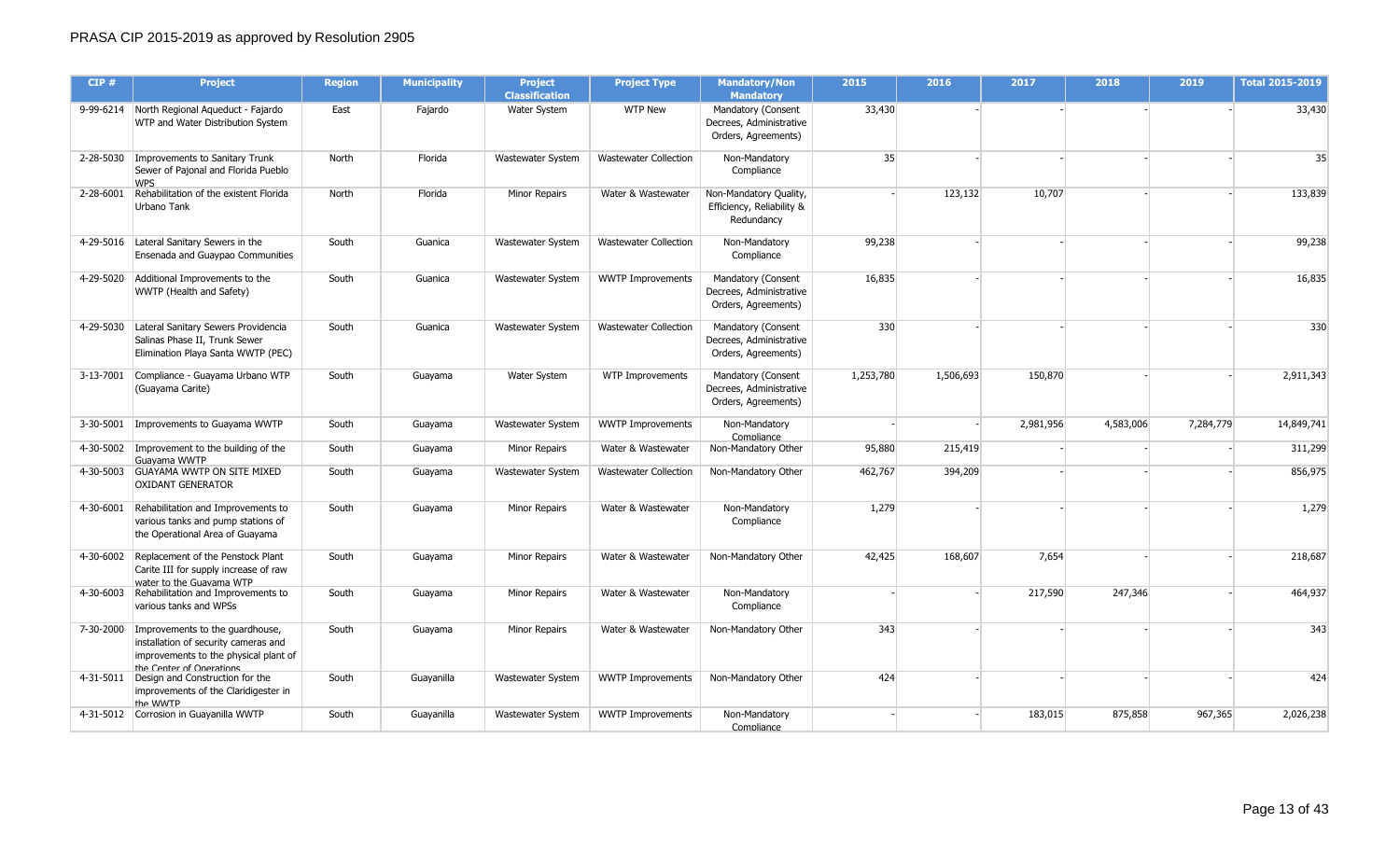# PRASA CIP 2015-2019 as approved by Resolution 2905

| CIP # | Project | Region | Municipality | Project Classification | Project Type | Mandatory/Non Mandatory | 2015 | 2016 | 2017 | 2018 | 2019 | Total 2015-2019 |
|---|---|---|---|---|---|---|---|---|---|---|---|---|
| 9-99-6214 | North Regional Aqueduct - Fajardo WTP and Water Distribution System | East | Fajardo | Water System | WTP New | Mandatory (Consent Decrees, Administrative Orders, Agreements) | 33,430 | - | - | - | - | 33,430 |
| 2-28-5030 | Improvements to Sanitary Trunk Sewer of Pajonal and Florida Pueblo WPS | North | Florida | Wastewater System | Wastewater Collection | Non-Mandatory Compliance | 35 | - | - | - | - | 35 |
| 2-28-6001 | Rehabilitation of the existent Florida Urbano Tank | North | Florida | Minor Repairs | Water & Wastewater | Non-Mandatory Quality, Efficiency, Reliability & Redundancy | - | 123,132 | 10,707 | - | - | 133,839 |
| 4-29-5016 | Lateral Sanitary Sewers in the Ensenada and Guaypao Communities | South | Guanica | Wastewater System | Wastewater Collection | Non-Mandatory Compliance | 99,238 | - | - | - | - | 99,238 |
| 4-29-5020 | Additional Improvements to the WWTP (Health and Safety) | South | Guanica | Wastewater System | WWTP Improvements | Mandatory (Consent Decrees, Administrative Orders, Agreements) | 16,835 | - | - | - | - | 16,835 |
| 4-29-5030 | Lateral Sanitary Sewers Providencia Salinas Phase II, Trunk Sewer Elimination Playa Santa WWTP (PEC) | South | Guanica | Wastewater System | Wastewater Collection | Mandatory (Consent Decrees, Administrative Orders, Agreements) | 330 | - | - | - | - | 330 |
| 3-13-7001 | Compliance - Guayama Urbano WTP (Guayama Carite) | South | Guayama | Water System | WTP Improvements | Mandatory (Consent Decrees, Administrative Orders, Agreements) | 1,253,780 | 1,506,693 | 150,870 | - | - | 2,911,343 |
| 3-30-5001 | Improvements to Guayama WWTP | South | Guayama | Wastewater System | WWTP Improvements | Non-Mandatory Compliance | - | - | 2,981,956 | 4,583,006 | 7,284,779 | 14,849,741 |
| 4-30-5002 | Improvement to the building of the Guayama WWTP | South | Guayama | Minor Repairs | Water & Wastewater | Non-Mandatory Other | 95,880 | 215,419 | - | - | - | 311,299 |
| 4-30-5003 | GUAYAMA WWTP ON SITE MIXED OXIDANT GENERATOR | South | Guayama | Wastewater System | Wastewater Collection | Non-Mandatory Other | 462,767 | 394,209 | - | - | - | 856,975 |
| 4-30-6001 | Rehabilitation and Improvements to various tanks and pump stations of the Operational Area of Guayama | South | Guayama | Minor Repairs | Water & Wastewater | Non-Mandatory Compliance | 1,279 | - | - | - | - | 1,279 |
| 4-30-6002 | Replacement of the Penstock Plant Carite III for supply increase of raw water to the Guayama WTP | South | Guayama | Minor Repairs | Water & Wastewater | Non-Mandatory Other | 42,425 | 168,607 | 7,654 | - | - | 218,687 |
| 4-30-6003 | Rehabilitation and Improvements to various tanks and WPSs | South | Guayama | Minor Repairs | Water & Wastewater | Non-Mandatory Compliance | - | - | 217,590 | 247,346 | - | 464,937 |
| 7-30-2000 | Improvements to the guardhouse, installation of security cameras and improvements to the physical plant of the Center of Operations | South | Guayama | Minor Repairs | Water & Wastewater | Non-Mandatory Other | 343 | - | - | - | - | 343 |
| 4-31-5011 | Design and Construction for the improvements of the Claridigester in the WWTP | South | Guayanilla | Wastewater System | WWTP Improvements | Non-Mandatory Other | 424 | - | - | - | - | 424 |
| 4-31-5012 | Corrosion in Guayanilla WWTP | South | Guayanilla | Wastewater System | WWTP Improvements | Non-Mandatory Compliance | - | - | 183,015 | 875,858 | 967,365 | 2,026,238 |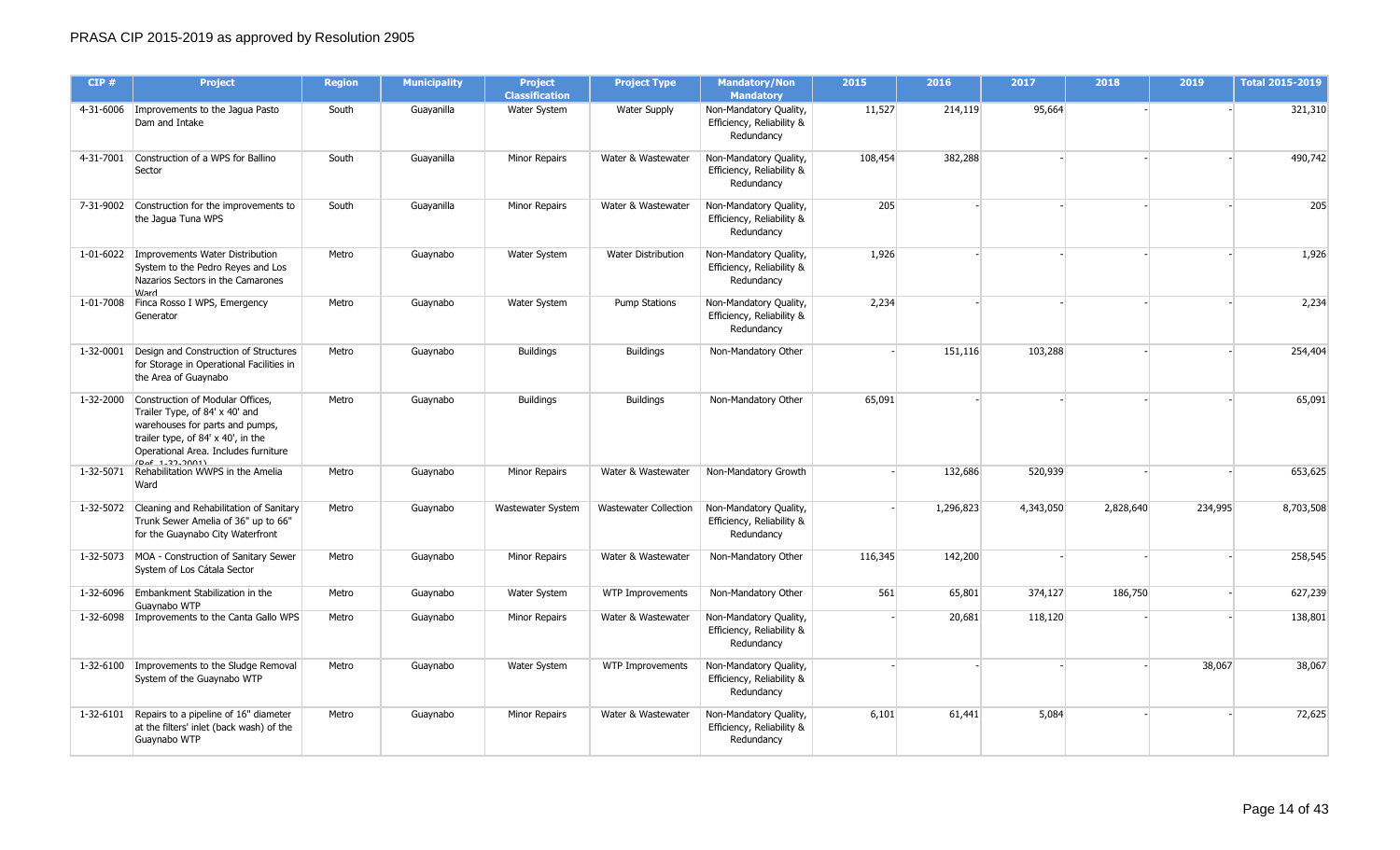PRASA CIP 2015-2019 as approved by Resolution 2905

| CIP # | Project | Region | Municipality | Project Classification | Project Type | Mandatory/Non Mandatory | 2015 | 2016 | 2017 | 2018 | 2019 | Total 2015-2019 |
|---|---|---|---|---|---|---|---|---|---|---|---|---|
| 4-31-6006 | Improvements to the Jagua Pasto Dam and Intake | South | Guayanilla | Water System | Water Supply | Non-Mandatory Quality, Efficiency, Reliability & Redundancy | 11,527 | 214,119 | 95,664 | - | - | 321,310 |
| 4-31-7001 | Construction of a WPS for Ballino Sector | South | Guayanilla | Minor Repairs | Water & Wastewater | Non-Mandatory Quality, Efficiency, Reliability & Redundancy | 108,454 | 382,288 | - | - | - | 490,742 |
| 7-31-9002 | Construction for the improvements to the Jagua Tuna WPS | South | Guayanilla | Minor Repairs | Water & Wastewater | Non-Mandatory Quality, Efficiency, Reliability & Redundancy | 205 | - | - | - | - | 205 |
| 1-01-6022 | Improvements Water Distribution System to the Pedro Reyes and Los Nazarios Sectors in the Camarones Ward | Metro | Guaynabo | Water System | Water Distribution | Non-Mandatory Quality, Efficiency, Reliability & Redundancy | 1,926 | - | - | - | - | 1,926 |
| 1-01-7008 | Finca Rosso I WPS, Emergency Generator | Metro | Guaynabo | Water System | Pump Stations | Non-Mandatory Quality, Efficiency, Reliability & Redundancy | 2,234 | - | - | - | - | 2,234 |
| 1-32-0001 | Design and Construction of Structures for Storage in Operational Facilities in the Area of Guaynabo | Metro | Guaynabo | Buildings | Buildings | Non-Mandatory Other | - | 151,116 | 103,288 | - | - | 254,404 |
| 1-32-2000 | Construction of Modular Offices, Trailer Type, of 84' x 40' and warehouses for parts and pumps, trailer type, of 84' x 40', in the Operational Area. Includes furniture (Ref. 1-32-2001) | Metro | Guaynabo | Buildings | Buildings | Non-Mandatory Other | 65,091 | - | - | - | - | 65,091 |
| 1-32-5071 | Rehabilitation WWPS in the Amelia Ward | Metro | Guaynabo | Minor Repairs | Water & Wastewater | Non-Mandatory Growth | - | 132,686 | 520,939 | - | - | 653,625 |
| 1-32-5072 | Cleaning and Rehabilitation of Sanitary Trunk Sewer Amelia of 36" up to 66" for the Guaynabo City Waterfront | Metro | Guaynabo | Wastewater System | Wastewater Collection | Non-Mandatory Quality, Efficiency, Reliability & Redundancy | - | 1,296,823 | 4,343,050 | 2,828,640 | 234,995 | 8,703,508 |
| 1-32-5073 | MOA - Construction of Sanitary Sewer System of Los Cátala Sector | Metro | Guaynabo | Minor Repairs | Water & Wastewater | Non-Mandatory Other | 116,345 | 142,200 | - | - | - | 258,545 |
| 1-32-6096 | Embankment Stabilization in the Guaynabo WTP | Metro | Guaynabo | Water System | WTP Improvements | Non-Mandatory Other | 561 | 65,801 | 374,127 | 186,750 | - | 627,239 |
| 1-32-6098 | Improvements to the Canta Gallo WPS | Metro | Guaynabo | Minor Repairs | Water & Wastewater | Non-Mandatory Quality, Efficiency, Reliability & Redundancy | - | 20,681 | 118,120 | - | - | 138,801 |
| 1-32-6100 | Improvements to the Sludge Removal System of the Guaynabo WTP | Metro | Guaynabo | Water System | WTP Improvements | Non-Mandatory Quality, Efficiency, Reliability & Redundancy | - | - | - | - | 38,067 | 38,067 |
| 1-32-6101 | Repairs to a pipeline of 16" diameter at the filters' inlet (back wash) of the Guaynabo WTP | Metro | Guaynabo | Minor Repairs | Water & Wastewater | Non-Mandatory Quality, Efficiency, Reliability & Redundancy | 6,101 | 61,441 | 5,084 | - | - | 72,625 |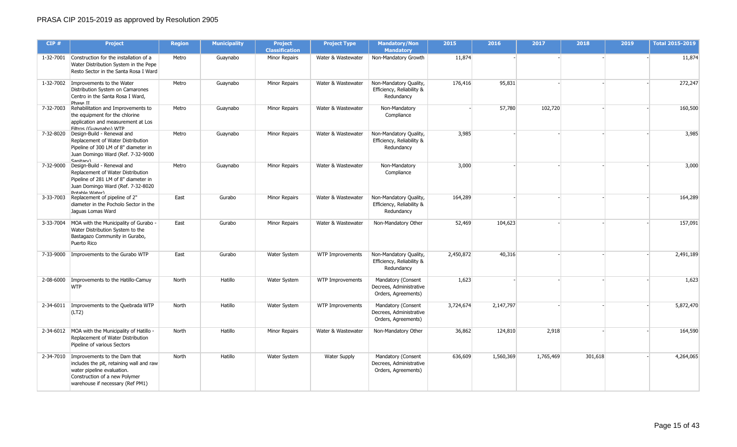PRASA CIP 2015-2019 as approved by Resolution 2905

| CIP # | Project | Region | Municipality | Project Classification | Project Type | Mandatory/Non Mandatory | 2015 | 2016 | 2017 | 2018 | 2019 | Total 2015-2019 |
|---|---|---|---|---|---|---|---|---|---|---|---|---|
| 1-32-7001 | Construction for the installation of a Water Distribution System in the Pepe Resto Sector in the Santa Rosa I Ward | Metro | Guaynabo | Minor Repairs | Water & Wastewater | Non-Mandatory Growth | 11,874 | - | - | - | - | 11,874 |
| 1-32-7002 | Improvements to the Water Distribution System on Camarones Centro in the Santa Rosa I Ward, Phase II | Metro | Guaynabo | Minor Repairs | Water & Wastewater | Non-Mandatory Quality, Efficiency, Reliability & Redundancy | 176,416 | 95,831 | - | - | - | 272,247 |
| 7-32-7003 | Rehabilitation and Improvements to the equipment for the chlorine application and measurement at Los Filtros (Guaynabo) WTP | Metro | Guaynabo | Minor Repairs | Water & Wastewater | Non-Mandatory Compliance | - | 57,780 | 102,720 | - | - | 160,500 |
| 7-32-8020 | Design-Build - Renewal and Replacement of Water Distribution Pipeline of 300 LM of 8" diameter in Juan Domingo Ward (Ref. 7-32-9000 Sanitary) | Metro | Guaynabo | Minor Repairs | Water & Wastewater | Non-Mandatory Quality, Efficiency, Reliability & Redundancy | 3,985 | - | - | - | - | 3,985 |
| 7-32-9000 | Design-Build - Renewal and Replacement of Water Distribution Pipeline of 281 LM of 8" diameter in Juan Domingo Ward (Ref. 7-32-8020 Potable Water) | Metro | Guaynabo | Minor Repairs | Water & Wastewater | Non-Mandatory Compliance | 3,000 | - | - | - | - | 3,000 |
| 3-33-7003 | Replacement of pipeline of 2" diameter in the Pocholo Sector in the Jaguas Lomas Ward | East | Gurabo | Minor Repairs | Water & Wastewater | Non-Mandatory Quality, Efficiency, Reliability & Redundancy | 164,289 | - | - | - | - | 164,289 |
| 3-33-7004 | MOA with the Municipality of Gurabo - Water Distribution System to the Bastagazo Community in Gurabo, Puerto Rico | East | Gurabo | Minor Repairs | Water & Wastewater | Non-Mandatory Other | 52,469 | 104,623 | - | - | - | 157,091 |
| 7-33-9000 | Improvements to the Gurabo WTP | East | Gurabo | Water System | WTP Improvements | Non-Mandatory Quality, Efficiency, Reliability & Redundancy | 2,450,872 | 40,316 | - | - | - | 2,491,189 |
| 2-08-6000 | Improvements to the Hatillo-Camuy WTP | North | Hatillo | Water System | WTP Improvements | Mandatory (Consent Decrees, Administrative Orders, Agreements) | 1,623 | - | - | - | - | 1,623 |
| 2-34-6011 | Improvements to the Quebrada WTP (LT2) | North | Hatillo | Water System | WTP Improvements | Mandatory (Consent Decrees, Administrative Orders, Agreements) | 3,724,674 | 2,147,797 | - | - | - | 5,872,470 |
| 2-34-6012 | MOA with the Municipality of Hatillo - Replacement of Water Distribution Pipeline of various Sectors | North | Hatillo | Minor Repairs | Water & Wastewater | Non-Mandatory Other | 36,862 | 124,810 | 2,918 | - | - | 164,590 |
| 2-34-7010 | Improvements to the Dam that includes the pit, retaining wall and raw water pipeline evaluation. Construction of a new Polymer warehouse if necessary (Ref PM1) | North | Hatillo | Water System | Water Supply | Mandatory (Consent Decrees, Administrative Orders, Agreements) | 636,609 | 1,560,369 | 1,765,469 | 301,618 | - | 4,264,065 |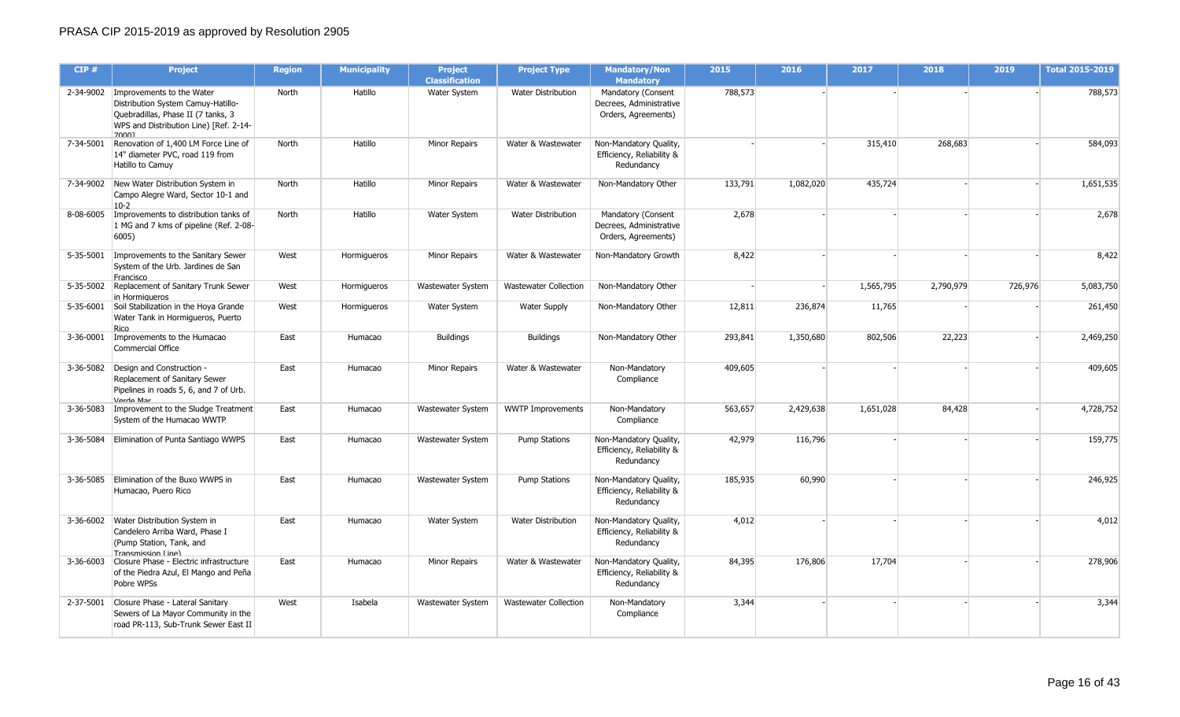PRASA CIP 2015-2019 as approved by Resolution 2905

| CIP # | Project | Region | Municipality | Project Classification | Project Type | Mandatory/Non Mandatory | 2015 | 2016 | 2017 | 2018 | 2019 | Total 2015-2019 |
|---|---|---|---|---|---|---|---|---|---|---|---|---|
| 2-34-9002 | Improvements to the Water Distribution System Camuy-Hatillo-Quebradillas, Phase II (7 tanks, 3 WPS and Distribution Line) [Ref. 2-14-70001 | North | Hatillo | Water System | Water Distribution | Mandatory (Consent Decrees, Administrative Orders, Agreements) | 788,573 | - | - | - | - | 788,573 |
| 7-34-5001 | Renovation of 1,400 LM Force Line of 14" diameter PVC, road 119 from Hatillo to Camuy | North | Hatillo | Minor Repairs | Water & Wastewater | Non-Mandatory Quality, Efficiency, Reliability & Redundancy | - | - | 315,410 | 268,683 | - | 584,093 |
| 7-34-9002 | New Water Distribution System in Campo Alegre Ward, Sector 10-1 and 10-2 | North | Hatillo | Minor Repairs | Water & Wastewater | Non-Mandatory Other | 133,791 | 1,082,020 | 435,724 | - | - | 1,651,535 |
| 8-08-6005 | Improvements to distribution tanks of 1 MG and 7 kms of pipeline (Ref. 2-08-6005) | North | Hatillo | Water System | Water Distribution | Mandatory (Consent Decrees, Administrative Orders, Agreements) | 2,678 | - | - | - | - | 2,678 |
| 5-35-5001 | Improvements to the Sanitary Sewer System of the Urb. Jardines de San Francisco | West | Hormigueros | Minor Repairs | Water & Wastewater | Non-Mandatory Growth | 8,422 | - | - | - | - | 8,422 |
| 5-35-5002 | Replacement of Sanitary Trunk Sewer in Hormigueros | West | Hormigueros | Wastewater System | Wastewater Collection | Non-Mandatory Other | - | - | 1,565,795 | 2,790,979 | 726,976 | 5,083,750 |
| 5-35-6001 | Soil Stabilization in the Hoya Grande Water Tank in Hormigueros, Puerto Rico | West | Hormigueros | Water System | Water Supply | Non-Mandatory Other | 12,811 | 236,874 | 11,765 | - | - | 261,450 |
| 3-36-0001 | Improvements to the Humacao Commercial Office | East | Humacao | Buildings | Buildings | Non-Mandatory Other | 293,841 | 1,350,680 | 802,506 | 22,223 | - | 2,469,250 |
| 3-36-5082 | Design and Construction - Replacement of Sanitary Sewer Pipelines in roads 5, 6, and 7 of Urb. Verde Mar | East | Humacao | Minor Repairs | Water & Wastewater | Non-Mandatory Compliance | 409,605 | - | - | - | - | 409,605 |
| 3-36-5083 | Improvement to the Sludge Treatment System of the Humacao WWTP | East | Humacao | Wastewater System | WWTP Improvements | Non-Mandatory Compliance | 563,657 | 2,429,638 | 1,651,028 | 84,428 | - | 4,728,752 |
| 3-36-5084 | Elimination of Punta Santiago WWPS | East | Humacao | Wastewater System | Pump Stations | Non-Mandatory Quality, Efficiency, Reliability & Redundancy | 42,979 | 116,796 | - | - | - | 159,775 |
| 3-36-5085 | Elimination of the Buxo WWPS in Humacao, Puero Rico | East | Humacao | Wastewater System | Pump Stations | Non-Mandatory Quality, Efficiency, Reliability & Redundancy | 185,935 | 60,990 | - | - | - | 246,925 |
| 3-36-6002 | Water Distribution System in Candelero Arriba Ward, Phase I (Pump Station, Tank, and Transmission Line) | East | Humacao | Water System | Water Distribution | Non-Mandatory Quality, Efficiency, Reliability & Redundancy | 4,012 | - | - | - | - | 4,012 |
| 3-36-6003 | Closure Phase - Electric infrastructure of the Piedra Azul, El Mango and Peña Pobre WPSs | East | Humacao | Minor Repairs | Water & Wastewater | Non-Mandatory Quality, Efficiency, Reliability & Redundancy | 84,395 | 176,806 | 17,704 | - | - | 278,906 |
| 2-37-5001 | Closure Phase - Lateral Sanitary Sewers of La Mayor Community in the road PR-113, Sub-Trunk Sewer East II | West | Isabela | Wastewater System | Wastewater Collection | Non-Mandatory Compliance | 3,344 | - | - | - | - | 3,344 |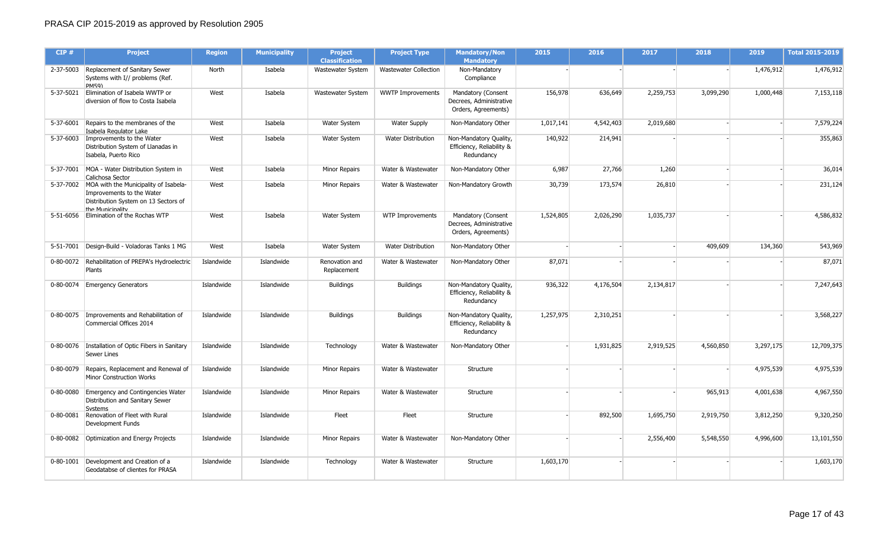PRASA CIP 2015-2019 as approved by Resolution 2905

| CIP # | Project | Region | Municipality | Project Classification | Project Type | Mandatory/Non Mandatory | 2015 | 2016 | 2017 | 2018 | 2019 | Total 2015-2019 |
|---|---|---|---|---|---|---|---|---|---|---|---|---|
| 2-37-5003 | Replacement of Sanitary Sewer Systems with I// problems (Ref. PM59) | North | Isabela | Wastewater System | Wastewater Collection | Non-Mandatory Compliance | - | - | - | - | 1,476,912 | 1,476,912 |
| 5-37-5021 | Elimination of Isabela WWTP or diversion of flow to Costa Isabela | West | Isabela | Wastewater System | WWTP Improvements | Mandatory (Consent Decrees, Administrative Orders, Agreements) | 156,978 | 636,649 | 2,259,753 | 3,099,290 | 1,000,448 | 7,153,118 |
| 5-37-6001 | Repairs to the membranes of the Isabela Regulator Lake | West | Isabela | Water System | Water Supply | Non-Mandatory Other | 1,017,141 | 4,542,403 | 2,019,680 | - | - | 7,579,224 |
| 5-37-6003 | Improvements to the Water Distribution System of Llanadas in Isabela, Puerto Rico | West | Isabela | Water System | Water Distribution | Non-Mandatory Quality, Efficiency, Reliability & Redundancy | 140,922 | 214,941 | - | - | - | 355,863 |
| 5-37-7001 | MOA - Water Distribution System in Calichosa Sector | West | Isabela | Minor Repairs | Water & Wastewater | Non-Mandatory Other | 6,987 | 27,766 | 1,260 | - | - | 36,014 |
| 5-37-7002 | MOA with the Municipality of Isabela- Improvements to the Water Distribution System on 13 Sectors of the Municipality | West | Isabela | Minor Repairs | Water & Wastewater | Non-Mandatory Growth | 30,739 | 173,574 | 26,810 | - | - | 231,124 |
| 5-51-6056 | Elimination of the Rochas WTP | West | Isabela | Water System | WTP Improvements | Mandatory (Consent Decrees, Administrative Orders, Agreements) | 1,524,805 | 2,026,290 | 1,035,737 | - | - | 4,586,832 |
| 5-51-7001 | Design-Build - Voladoras Tanks 1 MG | West | Isabela | Water System | Water Distribution | Non-Mandatory Other | - | - | - | 409,609 | 134,360 | 543,969 |
| 0-80-0072 | Rehabilitation of PREPA's Hydroelectric Plants | Islandwide | Islandwide | Renovation and Replacement | Water & Wastewater | Non-Mandatory Other | 87,071 | - | - | - | - | 87,071 |
| 0-80-0074 | Emergency Generators | Islandwide | Islandwide | Buildings | Buildings | Non-Mandatory Quality, Efficiency, Reliability & Redundancy | 936,322 | 4,176,504 | 2,134,817 | - | - | 7,247,643 |
| 0-80-0075 | Improvements and Rehabilitation of Commercial Offices 2014 | Islandwide | Islandwide | Buildings | Buildings | Non-Mandatory Quality, Efficiency, Reliability & Redundancy | 1,257,975 | 2,310,251 | - | - | - | 3,568,227 |
| 0-80-0076 | Installation of Optic Fibers in Sanitary Sewer Lines | Islandwide | Islandwide | Technology | Water & Wastewater | Non-Mandatory Other | - | 1,931,825 | 2,919,525 | 4,560,850 | 3,297,175 | 12,709,375 |
| 0-80-0079 | Repairs, Replacement and Renewal of Minor Construction Works | Islandwide | Islandwide | Minor Repairs | Water & Wastewater | Structure | - | - | - | - | 4,975,539 | 4,975,539 |
| 0-80-0080 | Emergency and Contingencies Water Distribution and Sanitary Sewer Systems | Islandwide | Islandwide | Minor Repairs | Water & Wastewater | Structure | - | - | - | 965,913 | 4,001,638 | 4,967,550 |
| 0-80-0081 | Renovation of Fleet with Rural Development Funds | Islandwide | Islandwide | Fleet | Fleet | Structure | - | 892,500 | 1,695,750 | 2,919,750 | 3,812,250 | 9,320,250 |
| 0-80-0082 | Optimization and Energy Projects | Islandwide | Islandwide | Minor Repairs | Water & Wastewater | Non-Mandatory Other | - | - | 2,556,400 | 5,548,550 | 4,996,600 | 13,101,550 |
| 0-80-1001 | Development and Creation of a Geodatabse of clientes for PRASA | Islandwide | Islandwide | Technology | Water & Wastewater | Structure | 1,603,170 | - | - | - | - | 1,603,170 |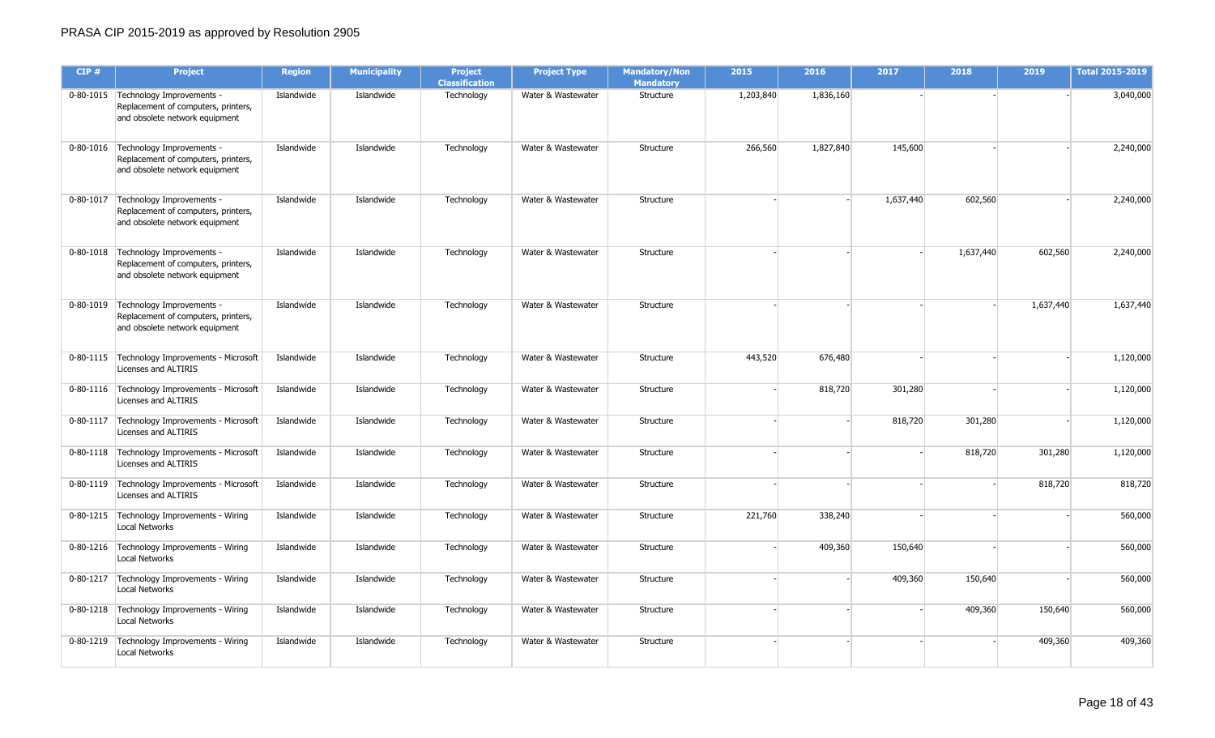| CIP # | Project | Region | Municipality | Project Classification | Project Type | Mandatory/Non Mandatory | 2015 | 2016 | 2017 | 2018 | 2019 | Total 2015-2019 |
|---|---|---|---|---|---|---|---|---|---|---|---|---|
| 0-80-1015 | Technology Improvements - Replacement of computers, printers, and obsolete network equipment | Islandwide | Islandwide | Technology | Water & Wastewater | Structure | 1,203,840 | 1,836,160 | - | - | - | 3,040,000 |
| 0-80-1016 | Technology Improvements - Replacement of computers, printers, and obsolete network equipment | Islandwide | Islandwide | Technology | Water & Wastewater | Structure | 266,560 | 1,827,840 | 145,600 | - | - | 2,240,000 |
| 0-80-1017 | Technology Improvements - Replacement of computers, printers, and obsolete network equipment | Islandwide | Islandwide | Technology | Water & Wastewater | Structure | - | - | 1,637,440 | 602,560 | - | 2,240,000 |
| 0-80-1018 | Technology Improvements - Replacement of computers, printers, and obsolete network equipment | Islandwide | Islandwide | Technology | Water & Wastewater | Structure | - | - | - | 1,637,440 | 602,560 | 2,240,000 |
| 0-80-1019 | Technology Improvements - Replacement of computers, printers, and obsolete network equipment | Islandwide | Islandwide | Technology | Water & Wastewater | Structure | - | - | - | - | 1,637,440 | 1,637,440 |
| 0-80-1115 | Technology Improvements - Microsoft Licenses and ALTIRIS | Islandwide | Islandwide | Technology | Water & Wastewater | Structure | 443,520 | 676,480 | - | - | - | 1,120,000 |
| 0-80-1116 | Technology Improvements - Microsoft Licenses and ALTIRIS | Islandwide | Islandwide | Technology | Water & Wastewater | Structure | - | 818,720 | 301,280 | - | - | 1,120,000 |
| 0-80-1117 | Technology Improvements - Microsoft Licenses and ALTIRIS | Islandwide | Islandwide | Technology | Water & Wastewater | Structure | - | - | 818,720 | 301,280 | - | 1,120,000 |
| 0-80-1118 | Technology Improvements - Microsoft Licenses and ALTIRIS | Islandwide | Islandwide | Technology | Water & Wastewater | Structure | - | - | - | 818,720 | 301,280 | 1,120,000 |
| 0-80-1119 | Technology Improvements - Microsoft Licenses and ALTIRIS | Islandwide | Islandwide | Technology | Water & Wastewater | Structure | - | - | - | - | 818,720 | 818,720 |
| 0-80-1215 | Technology Improvements - Wiring Local Networks | Islandwide | Islandwide | Technology | Water & Wastewater | Structure | 221,760 | 338,240 | - | - | - | 560,000 |
| 0-80-1216 | Technology Improvements - Wiring Local Networks | Islandwide | Islandwide | Technology | Water & Wastewater | Structure | - | 409,360 | 150,640 | - | - | 560,000 |
| 0-80-1217 | Technology Improvements - Wiring Local Networks | Islandwide | Islandwide | Technology | Water & Wastewater | Structure | - | - | 409,360 | 150,640 | - | 560,000 |
| 0-80-1218 | Technology Improvements - Wiring Local Networks | Islandwide | Islandwide | Technology | Water & Wastewater | Structure | - | - | - | 409,360 | 150,640 | 560,000 |
| 0-80-1219 | Technology Improvements - Wiring Local Networks | Islandwide | Islandwide | Technology | Water & Wastewater | Structure | - | - | - | - | 409,360 | 409,360 |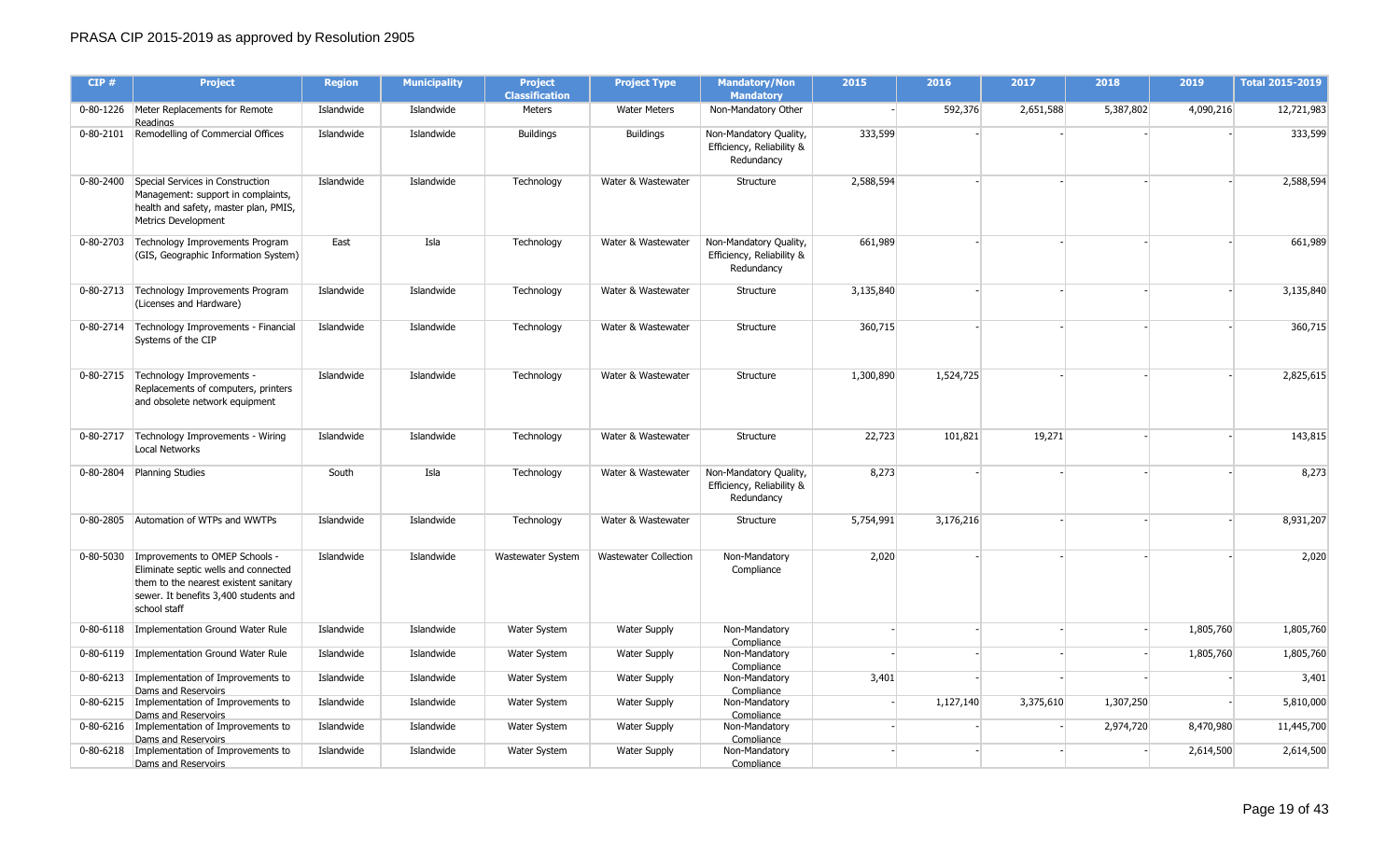PRASA CIP 2015-2019 as approved by Resolution 2905

| CIP # | Project | Region | Municipality | Project Classification | Project Type | Mandatory/Non Mandatory | 2015 | 2016 | 2017 | 2018 | 2019 | Total 2015-2019 |
|---|---|---|---|---|---|---|---|---|---|---|---|---|
| 0-80-1226 | Meter Replacements for Remote Readings | Islandwide | Islandwide | Meters | Water Meters | Non-Mandatory Other | - | 592,376 | 2,651,588 | 5,387,802 | 4,090,216 | 12,721,983 |
| 0-80-2101 | Remodelling of Commercial Offices | Islandwide | Islandwide | Buildings | Buildings | Non-Mandatory Quality, Efficiency, Reliability & Redundancy | 333,599 | - | - | - | - | 333,599 |
| 0-80-2400 | Special Services in Construction Management: support in complaints, health and safety, master plan, PMIS, Metrics Development | Islandwide | Islandwide | Technology | Water & Wastewater | Structure | 2,588,594 | - | - | - | - | 2,588,594 |
| 0-80-2703 | Technology Improvements Program (GIS, Geographic Information System) | East | Isla | Technology | Water & Wastewater | Non-Mandatory Quality, Efficiency, Reliability & Redundancy | 661,989 | - | - | - | - | 661,989 |
| 0-80-2713 | Technology Improvements Program (Licenses and Hardware) | Islandwide | Islandwide | Technology | Water & Wastewater | Structure | 3,135,840 | - | - | - | - | 3,135,840 |
| 0-80-2714 | Technology Improvements - Financial Systems of the CIP | Islandwide | Islandwide | Technology | Water & Wastewater | Structure | 360,715 | - | - | - | - | 360,715 |
| 0-80-2715 | Technology Improvements - Replacements of computers, printers and obsolete network equipment | Islandwide | Islandwide | Technology | Water & Wastewater | Structure | 1,300,890 | 1,524,725 | - | - | - | 2,825,615 |
| 0-80-2717 | Technology Improvements - Wiring Local Networks | Islandwide | Islandwide | Technology | Water & Wastewater | Structure | 22,723 | 101,821 | 19,271 | - | - | 143,815 |
| 0-80-2804 | Planning Studies | South | Isla | Technology | Water & Wastewater | Non-Mandatory Quality, Efficiency, Reliability & Redundancy | 8,273 | - | - | - | - | 8,273 |
| 0-80-2805 | Automation of WTPs and WWTPs | Islandwide | Islandwide | Technology | Water & Wastewater | Structure | 5,754,991 | 3,176,216 | - | - | - | 8,931,207 |
| 0-80-5030 | Improvements to OMEP Schools - Eliminate septic wells and connected them to the nearest existent sanitary sewer. It benefits 3,400 students and school staff | Islandwide | Islandwide | Wastewater System | Wastewater Collection | Non-Mandatory Compliance | 2,020 | - | - | - | - | 2,020 |
| 0-80-6118 | Implementation Ground Water Rule | Islandwide | Islandwide | Water System | Water Supply | Non-Mandatory Compliance | - | - | - | - | 1,805,760 | 1,805,760 |
| 0-80-6119 | Implementation Ground Water Rule | Islandwide | Islandwide | Water System | Water Supply | Non-Mandatory Compliance | - | - | - | - | 1,805,760 | 1,805,760 |
| 0-80-6213 | Implementation of Improvements to Dams and Reservoirs | Islandwide | Islandwide | Water System | Water Supply | Non-Mandatory Compliance | 3,401 | - | - | - | - | 3,401 |
| 0-80-6215 | Implementation of Improvements to Dams and Reservoirs | Islandwide | Islandwide | Water System | Water Supply | Non-Mandatory Compliance | - | 1,127,140 | 3,375,610 | 1,307,250 | - | 5,810,000 |
| 0-80-6216 | Implementation of Improvements to Dams and Reservoirs | Islandwide | Islandwide | Water System | Water Supply | Non-Mandatory Compliance | - | - | - | 2,974,720 | 8,470,980 | 11,445,700 |
| 0-80-6218 | Implementation of Improvements to Dams and Reservoirs | Islandwide | Islandwide | Water System | Water Supply | Non-Mandatory Compliance | - | - | - | - | 2,614,500 | 2,614,500 |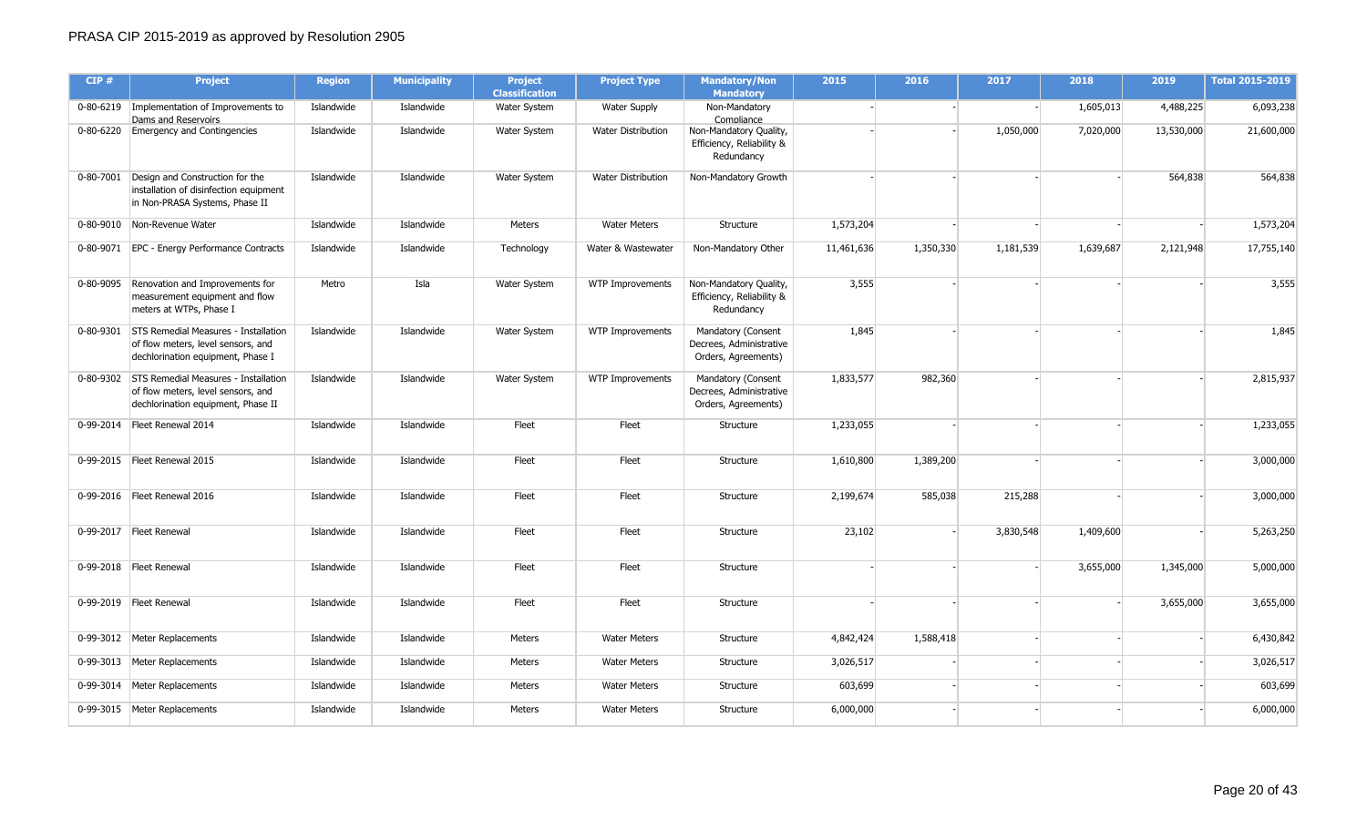# PRASA CIP 2015-2019 as approved by Resolution 2905

| CIP # | Project | Region | Municipality | Project Classification | Project Type | Mandatory/Non Mandatory | 2015 | 2016 | 2017 | 2018 | 2019 | Total 2015-2019 |
|---|---|---|---|---|---|---|---|---|---|---|---|---|
| 0-80-6219 | Implementation of Improvements to Dams and Reservoirs | Islandwide | Islandwide | Water System | Water Supply | Non-Mandatory Compliance | - | - | - | 1,605,013 | 4,488,225 | 6,093,238 |
| 0-80-6220 | Emergency and Contingencies | Islandwide | Islandwide | Water System | Water Distribution | Non-Mandatory Quality, Efficiency, Reliability & Redundancy | - | - | 1,050,000 | 7,020,000 | 13,530,000 | 21,600,000 |
| 0-80-7001 | Design and Construction for the installation of disinfection equipment in Non-PRASA Systems, Phase II | Islandwide | Islandwide | Water System | Water Distribution | Non-Mandatory Growth | - | - | - | - | 564,838 | 564,838 |
| 0-80-9010 | Non-Revenue Water | Islandwide | Islandwide | Meters | Water Meters | Structure | 1,573,204 | - | - | - | - | 1,573,204 |
| 0-80-9071 | EPC - Energy Performance Contracts | Islandwide | Islandwide | Technology | Water & Wastewater | Non-Mandatory Other | 11,461,636 | 1,350,330 | 1,181,539 | 1,639,687 | 2,121,948 | 17,755,140 |
| 0-80-9095 | Renovation and Improvements for measurement equipment and flow meters at WTPs, Phase I | Metro | Isla | Water System | WTP Improvements | Non-Mandatory Quality, Efficiency, Reliability & Redundancy | 3,555 | - | - | - | - | 3,555 |
| 0-80-9301 | STS Remedial Measures - Installation of flow meters, level sensors, and dechlorination equipment, Phase I | Islandwide | Islandwide | Water System | WTP Improvements | Mandatory (Consent Decrees, Administrative Orders, Agreements) | 1,845 | - | - | - | - | 1,845 |
| 0-80-9302 | STS Remedial Measures - Installation of flow meters, level sensors, and dechlorination equipment, Phase II | Islandwide | Islandwide | Water System | WTP Improvements | Mandatory (Consent Decrees, Administrative Orders, Agreements) | 1,833,577 | 982,360 | - | - | - | 2,815,937 |
| 0-99-2014 | Fleet Renewal 2014 | Islandwide | Islandwide | Fleet | Fleet | Structure | 1,233,055 | - | - | - | - | 1,233,055 |
| 0-99-2015 | Fleet Renewal 2015 | Islandwide | Islandwide | Fleet | Fleet | Structure | 1,610,800 | 1,389,200 | - | - | - | 3,000,000 |
| 0-99-2016 | Fleet Renewal 2016 | Islandwide | Islandwide | Fleet | Fleet | Structure | 2,199,674 | 585,038 | 215,288 | - | - | 3,000,000 |
| 0-99-2017 | Fleet Renewal | Islandwide | Islandwide | Fleet | Fleet | Structure | 23,102 | - | 3,830,548 | 1,409,600 | - | 5,263,250 |
| 0-99-2018 | Fleet Renewal | Islandwide | Islandwide | Fleet | Fleet | Structure | - | - | - | 3,655,000 | 1,345,000 | 5,000,000 |
| 0-99-2019 | Fleet Renewal | Islandwide | Islandwide | Fleet | Fleet | Structure | - | - | - | - | 3,655,000 | 3,655,000 |
| 0-99-3012 | Meter Replacements | Islandwide | Islandwide | Meters | Water Meters | Structure | 4,842,424 | 1,588,418 | - | - | - | 6,430,842 |
| 0-99-3013 | Meter Replacements | Islandwide | Islandwide | Meters | Water Meters | Structure | 3,026,517 | - | - | - | - | 3,026,517 |
| 0-99-3014 | Meter Replacements | Islandwide | Islandwide | Meters | Water Meters | Structure | 603,699 | - | - | - | - | 603,699 |
| 0-99-3015 | Meter Replacements | Islandwide | Islandwide | Meters | Water Meters | Structure | 6,000,000 | - | - | - | - | 6,000,000 |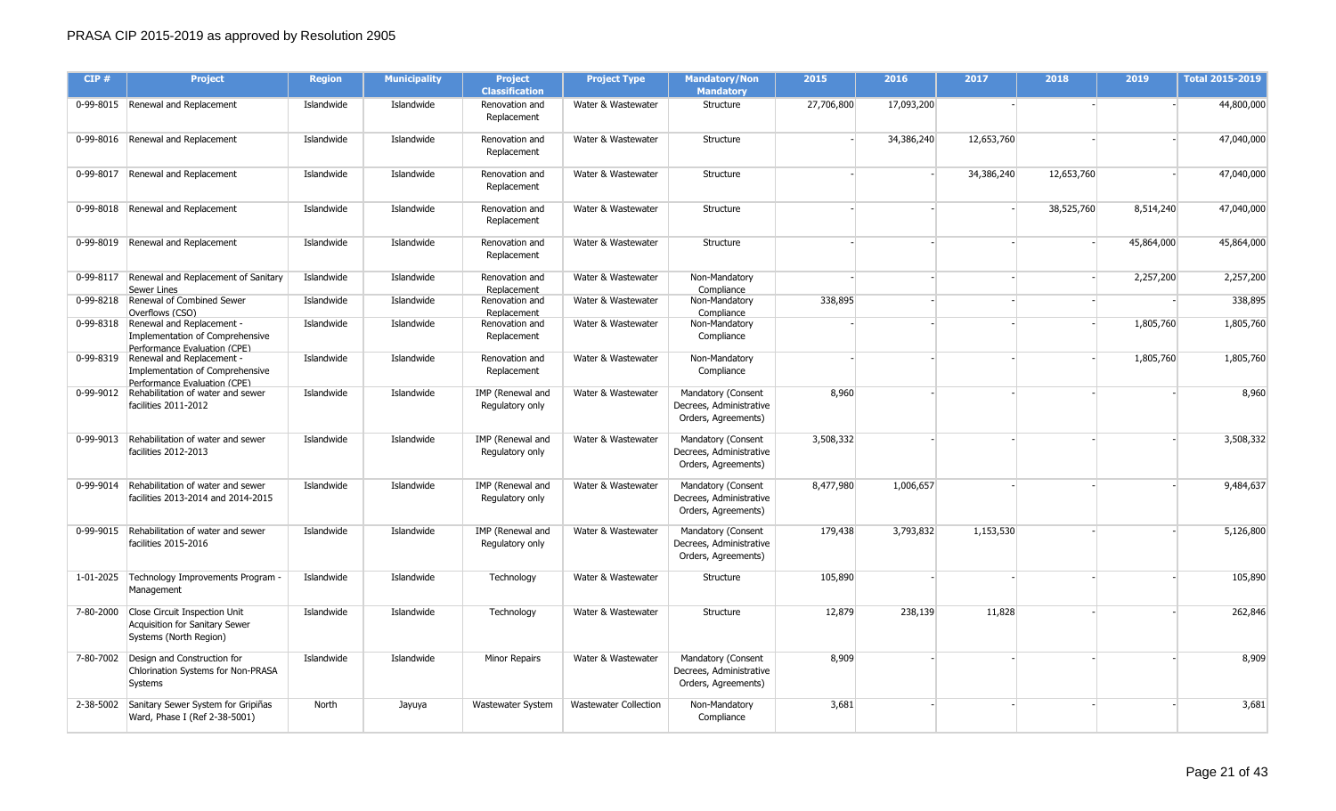PRASA CIP 2015-2019 as approved by Resolution 2905

| CIP # | Project | Region | Municipality | Project Classification | Project Type | Mandatory/Non Mandatory | 2015 | 2016 | 2017 | 2018 | 2019 | Total 2015-2019 |
|---|---|---|---|---|---|---|---|---|---|---|---|---|
| 0-99-8015 | Renewal and Replacement | Islandwide | Islandwide | Renovation and Replacement | Water & Wastewater | Structure | 27,706,800 | 17,093,200 | - | - | - | 44,800,000 |
| 0-99-8016 | Renewal and Replacement | Islandwide | Islandwide | Renovation and Replacement | Water & Wastewater | Structure | - | 34,386,240 | 12,653,760 | - | - | 47,040,000 |
| 0-99-8017 | Renewal and Replacement | Islandwide | Islandwide | Renovation and Replacement | Water & Wastewater | Structure | - | - | 34,386,240 | 12,653,760 | - | 47,040,000 |
| 0-99-8018 | Renewal and Replacement | Islandwide | Islandwide | Renovation and Replacement | Water & Wastewater | Structure | - | - | - | 38,525,760 | 8,514,240 | 47,040,000 |
| 0-99-8019 | Renewal and Replacement | Islandwide | Islandwide | Renovation and Replacement | Water & Wastewater | Structure | - | - | - | - | 45,864,000 | 45,864,000 |
| 0-99-8117 | Renewal and Replacement of Sanitary Sewer Lines | Islandwide | Islandwide | Renovation and Replacement | Water & Wastewater | Non-Mandatory Compliance | - | - | - | - | 2,257,200 | 2,257,200 |
| 0-99-8218 | Renewal of Combined Sewer Overflows (CSO) | Islandwide | Islandwide | Renovation and Replacement | Water & Wastewater | Non-Mandatory Compliance | 338,895 | - | - | - | - | 338,895 |
| 0-99-8318 | Renewal and Replacement - Implementation of Comprehensive Performance Evaluation (CPE) | Islandwide | Islandwide | Renovation and Replacement | Water & Wastewater | Non-Mandatory Compliance | - | - | - | - | 1,805,760 | 1,805,760 |
| 0-99-8319 | Renewal and Replacement - Implementation of Comprehensive Performance Evaluation (CPE) | Islandwide | Islandwide | Renovation and Replacement | Water & Wastewater | Non-Mandatory Compliance | - | - | - | - | 1,805,760 | 1,805,760 |
| 0-99-9012 | Rehabilitation of water and sewer facilities 2011-2012 | Islandwide | Islandwide | IMP (Renewal and Regulatory only | Water & Wastewater | Mandatory (Consent Decrees, Administrative Orders, Agreements) | 8,960 | - | - | - | - | 8,960 |
| 0-99-9013 | Rehabilitation of water and sewer facilities 2012-2013 | Islandwide | Islandwide | IMP (Renewal and Regulatory only | Water & Wastewater | Mandatory (Consent Decrees, Administrative Orders, Agreements) | 3,508,332 | - | - | - | - | 3,508,332 |
| 0-99-9014 | Rehabilitation of water and sewer facilities 2013-2014 and 2014-2015 | Islandwide | Islandwide | IMP (Renewal and Regulatory only | Water & Wastewater | Mandatory (Consent Decrees, Administrative Orders, Agreements) | 8,477,980 | 1,006,657 | - | - | - | 9,484,637 |
| 0-99-9015 | Rehabilitation of water and sewer facilities 2015-2016 | Islandwide | Islandwide | IMP (Renewal and Regulatory only | Water & Wastewater | Mandatory (Consent Decrees, Administrative Orders, Agreements) | 179,438 | 3,793,832 | 1,153,530 | - | - | 5,126,800 |
| 1-01-2025 | Technology Improvements Program - Management | Islandwide | Islandwide | Technology | Water & Wastewater | Structure | 105,890 | - | - | - | - | 105,890 |
| 7-80-2000 | Close Circuit Inspection Unit Acquisition for Sanitary Sewer Systems (North Region) | Islandwide | Islandwide | Technology | Water & Wastewater | Structure | 12,879 | 238,139 | 11,828 | - | - | 262,846 |
| 7-80-7002 | Design and Construction for Chlorination Systems for Non-PRASA Systems | Islandwide | Islandwide | Minor Repairs | Water & Wastewater | Mandatory (Consent Decrees, Administrative Orders, Agreements) | 8,909 | - | - | - | - | 8,909 |
| 2-38-5002 | Sanitary Sewer System for Gripiñas Ward, Phase I (Ref 2-38-5001) | North | Jayuya | Wastewater System | Wastewater Collection | Non-Mandatory Compliance | 3,681 | - | - | - | - | 3,681 |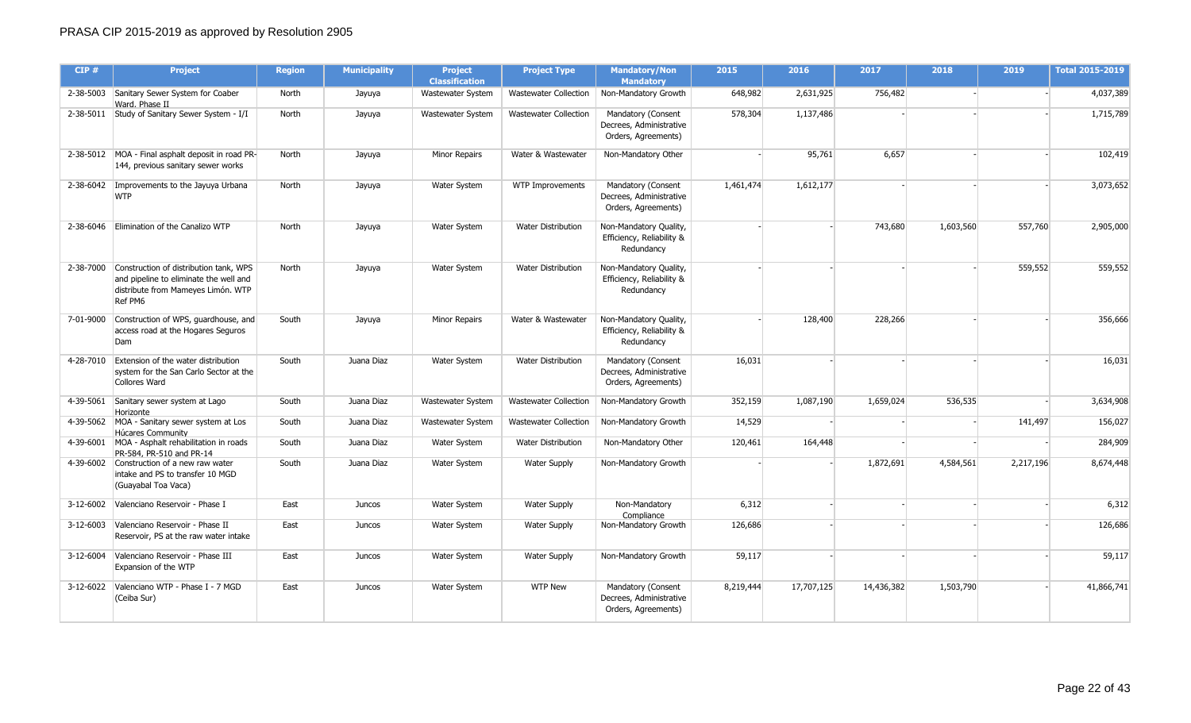PRASA CIP 2015-2019 as approved by Resolution 2905

| CIP # | Project | Region | Municipality | Project Classification | Project Type | Mandatory/Non Mandatory | 2015 | 2016 | 2017 | 2018 | 2019 | Total 2015-2019 |
|---|---|---|---|---|---|---|---|---|---|---|---|---|
| 2-38-5003 | Sanitary Sewer System for Coaber Ward. Phase II | North | Jayuya | Wastewater System | Wastewater Collection | Non-Mandatory Growth | 648,982 | 2,631,925 | 756,482 | - | - | 4,037,389 |
| 2-38-5011 | Study of Sanitary Sewer System - I/I | North | Jayuya | Wastewater System | Wastewater Collection | Mandatory (Consent Decrees, Administrative Orders, Agreements) | 578,304 | 1,137,486 | - | - | - | 1,715,789 |
| 2-38-5012 | MOA - Final asphalt deposit in road PR-144, previous sanitary sewer works | North | Jayuya | Minor Repairs | Water & Wastewater | Non-Mandatory Other | - | 95,761 | 6,657 | - | - | 102,419 |
| 2-38-6042 | Improvements to the Jayuya Urbana WTP | North | Jayuya | Water System | WTP Improvements | Mandatory (Consent Decrees, Administrative Orders, Agreements) | 1,461,474 | 1,612,177 | - | - | - | 3,073,652 |
| 2-38-6046 | Elimination of the Canalizo WTP | North | Jayuya | Water System | Water Distribution | Non-Mandatory Quality, Efficiency, Reliability & Redundancy | - | - | 743,680 | 1,603,560 | 557,760 | 2,905,000 |
| 2-38-7000 | Construction of distribution tank, WPS and pipeline to eliminate the well and distribute from Mameyes Limón. WTP Ref PM6 | North | Jayuya | Water System | Water Distribution | Non-Mandatory Quality, Efficiency, Reliability & Redundancy | - | - | - | - | 559,552 | 559,552 |
| 7-01-9000 | Construction of WPS, guardhouse, and access road at the Hogares Seguros Dam | South | Jayuya | Minor Repairs | Water & Wastewater | Non-Mandatory Quality, Efficiency, Reliability & Redundancy | - | 128,400 | 228,266 | - | - | 356,666 |
| 4-28-7010 | Extension of the water distribution system for the San Carlo Sector at the Collores Ward | South | Juana Diaz | Water System | Water Distribution | Mandatory (Consent Decrees, Administrative Orders, Agreements) | 16,031 | - | - | - | - | 16,031 |
| 4-39-5061 | Sanitary sewer system at Lago Horizonte | South | Juana Diaz | Wastewater System | Wastewater Collection | Non-Mandatory Growth | 352,159 | 1,087,190 | 1,659,024 | 536,535 | - | 3,634,908 |
| 4-39-5062 | MOA - Sanitary sewer system at Los Húcares Community | South | Juana Diaz | Wastewater System | Wastewater Collection | Non-Mandatory Growth | 14,529 | - | - | - | 141,497 | 156,027 |
| 4-39-6001 | MOA - Asphalt rehabilitation in roads PR-584, PR-510 and PR-14 | South | Juana Diaz | Water System | Water Distribution | Non-Mandatory Other | 120,461 | 164,448 | - | - | - | 284,909 |
| 4-39-6002 | Construction of a new raw water intake and PS to transfer 10 MGD (Guayabal Toa Vaca) | South | Juana Diaz | Water System | Water Supply | Non-Mandatory Growth | - | - | 1,872,691 | 4,584,561 | 2,217,196 | 8,674,448 |
| 3-12-6002 | Valenciano Reservoir - Phase I | East | Juncos | Water System | Water Supply | Non-Mandatory Compliance | 6,312 | - | - | - | - | 6,312 |
| 3-12-6003 | Valenciano Reservoir - Phase II Reservoir, PS at the raw water intake | East | Juncos | Water System | Water Supply | Non-Mandatory Growth | 126,686 | - | - | - | - | 126,686 |
| 3-12-6004 | Valenciano Reservoir - Phase III Expansion of the WTP | East | Juncos | Water System | Water Supply | Non-Mandatory Growth | 59,117 | - | - | - | - | 59,117 |
| 3-12-6022 | Valenciano WTP - Phase I - 7 MGD (Ceiba Sur) | East | Juncos | Water System | WTP New | Mandatory (Consent Decrees, Administrative Orders, Agreements) | 8,219,444 | 17,707,125 | 14,436,382 | 1,503,790 | - | 41,866,741 |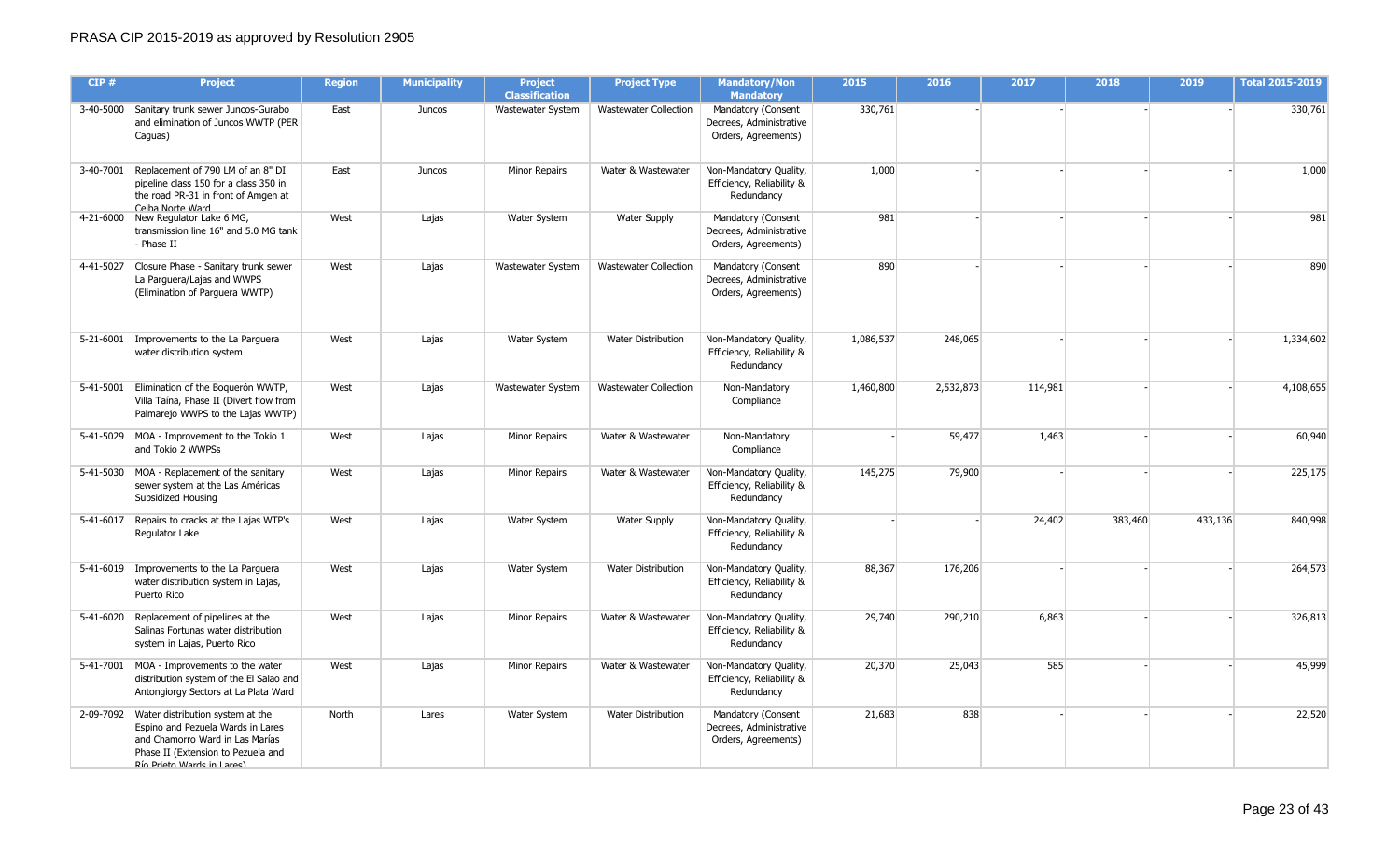# PRASA CIP 2015-2019 as approved by Resolution 2905

| CIP # | Project | Region | Municipality | Project Classification | Project Type | Mandatory/Non Mandatory | 2015 | 2016 | 2017 | 2018 | 2019 | Total 2015-2019 |
|---|---|---|---|---|---|---|---|---|---|---|---|---|
| 3-40-5000 | Sanitary trunk sewer Juncos-Gurabo and elimination of Juncos WWTP (PER Caguas) | East | Juncos | Wastewater System | Wastewater Collection | Mandatory (Consent Decrees, Administrative Orders, Agreements) | 330,761 | - | - | - | - | 330,761 |
| 3-40-7001 | Replacement of 790 LM of an 8" DI pipeline class 150 for a class 350 in the road PR-31 in front of Amgen at Ceiba Norte Ward | East | Juncos | Minor Repairs | Water & Wastewater | Non-Mandatory Quality, Efficiency, Reliability & Redundancy | 1,000 | - | - | - | - | 1,000 |
| 4-21-6000 | New Regulator Lake 6 MG, transmission line 16" and 5.0 MG tank - Phase II | West | Lajas | Water System | Water Supply | Mandatory (Consent Decrees, Administrative Orders, Agreements) | 981 | - | - | - | - | 981 |
| 4-41-5027 | Closure Phase - Sanitary trunk sewer La Parguera/Lajas and WWPS (Elimination of Parguera WWTP) | West | Lajas | Wastewater System | Wastewater Collection | Mandatory (Consent Decrees, Administrative Orders, Agreements) | 890 | - | - | - | - | 890 |
| 5-21-6001 | Improvements to the La Parguera water distribution system | West | Lajas | Water System | Water Distribution | Non-Mandatory Quality, Efficiency, Reliability & Redundancy | 1,086,537 | 248,065 | - | - | - | 1,334,602 |
| 5-41-5001 | Elimination of the Boquerón WWTP, Villa Taína, Phase II (Divert flow from Palmarejo WWPS to the Lajas WWTP) | West | Lajas | Wastewater System | Wastewater Collection | Non-Mandatory Compliance | 1,460,800 | 2,532,873 | 114,981 | - | - | 4,108,655 |
| 5-41-5029 | MOA - Improvement to the Tokio 1 and Tokio 2 WWPSs | West | Lajas | Minor Repairs | Water & Wastewater | Non-Mandatory Compliance | - | 59,477 | 1,463 | - | - | 60,940 |
| 5-41-5030 | MOA - Replacement of the sanitary sewer system at the Las Américas Subsidized Housing | West | Lajas | Minor Repairs | Water & Wastewater | Non-Mandatory Quality, Efficiency, Reliability & Redundancy | 145,275 | 79,900 | - | - | - | 225,175 |
| 5-41-6017 | Repairs to cracks at the Lajas WTP's Regulator Lake | West | Lajas | Water System | Water Supply | Non-Mandatory Quality, Efficiency, Reliability & Redundancy | - | - | 24,402 | 383,460 | 433,136 | 840,998 |
| 5-41-6019 | Improvements to the La Parguera water distribution system in Lajas, Puerto Rico | West | Lajas | Water System | Water Distribution | Non-Mandatory Quality, Efficiency, Reliability & Redundancy | 88,367 | 176,206 | - | - | - | 264,573 |
| 5-41-6020 | Replacement of pipelines at the Salinas Fortunas water distribution system in Lajas, Puerto Rico | West | Lajas | Minor Repairs | Water & Wastewater | Non-Mandatory Quality, Efficiency, Reliability & Redundancy | 29,740 | 290,210 | 6,863 | - | - | 326,813 |
| 5-41-7001 | MOA - Improvements to the water distribution system of the El Salao and Antongiorgy Sectors at La Plata Ward | West | Lajas | Minor Repairs | Water & Wastewater | Non-Mandatory Quality, Efficiency, Reliability & Redundancy | 20,370 | 25,043 | 585 | - | - | 45,999 |
| 2-09-7092 | Water distribution system at the Espino and Pezuela Wards in Lares and Chamorro Ward in Las Marías Phase II (Extension to Pezuela and Río Prieto Wards in Lares) | North | Lares | Water System | Water Distribution | Mandatory (Consent Decrees, Administrative Orders, Agreements) | 21,683 | 838 | - | - | - | 22,520 |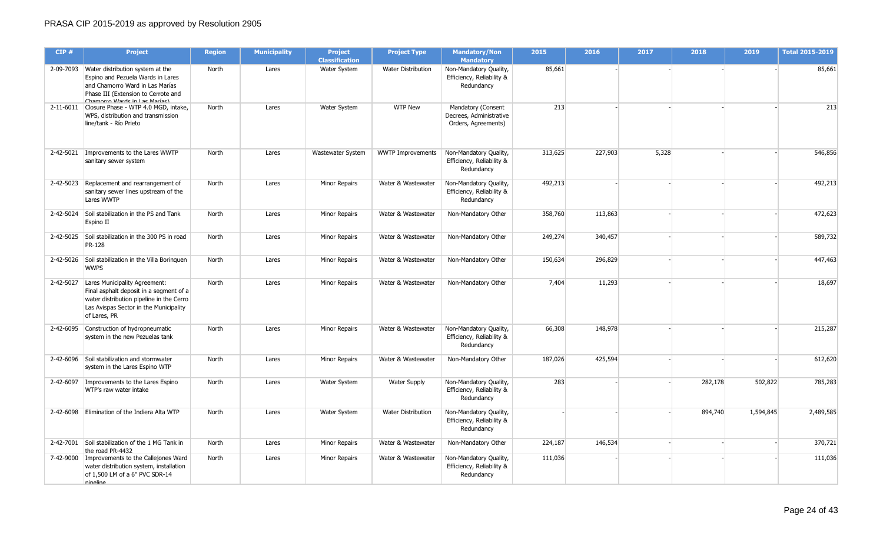PRASA CIP 2015-2019 as approved by Resolution 2905

| CIP # | Project | Region | Municipality | Project Classification | Project Type | Mandatory/Non Mandatory | 2015 | 2016 | 2017 | 2018 | 2019 | Total 2015-2019 |
|---|---|---|---|---|---|---|---|---|---|---|---|---|
| 2-09-7093 | Water distribution system at the Espino and Pezuela Wards in Lares and Chamorro Ward in Las Marías Phase III (Extension to Cerrote and Chamorro Wards in Las Marías) | North | Lares | Water System | Water Distribution | Non-Mandatory Quality, Efficiency, Reliability & Redundancy | 85,661 | - | - | - | - | 85,661 |
| 2-11-6011 | Closure Phase - WTP 4.0 MGD, intake, WPS, distribution and transmission line/tank - Río Prieto | North | Lares | Water System | WTP New | Mandatory (Consent Decrees, Administrative Orders, Agreements) | 213 | - | - | - | - | 213 |
| 2-42-5021 | Improvements to the Lares WWTP sanitary sewer system | North | Lares | Wastewater System | WWTP Improvements | Non-Mandatory Quality, Efficiency, Reliability & Redundancy | 313,625 | 227,903 | 5,328 | - | - | 546,856 |
| 2-42-5023 | Replacement and rearrangement of sanitary sewer lines upstream of the Lares WWTP | North | Lares | Minor Repairs | Water & Wastewater | Non-Mandatory Quality, Efficiency, Reliability & Redundancy | 492,213 | - | - | - | - | 492,213 |
| 2-42-5024 | Soil stabilization in the PS and Tank Espino II | North | Lares | Minor Repairs | Water & Wastewater | Non-Mandatory Other | 358,760 | 113,863 | - | - | - | 472,623 |
| 2-42-5025 | Soil stabilization in the 300 PS in road PR-128 | North | Lares | Minor Repairs | Water & Wastewater | Non-Mandatory Other | 249,274 | 340,457 | - | - | - | 589,732 |
| 2-42-5026 | Soil stabilization in the Villa Borinquen WWPS | North | Lares | Minor Repairs | Water & Wastewater | Non-Mandatory Other | 150,634 | 296,829 | - | - | - | 447,463 |
| 2-42-5027 | Lares Municipality Agreement: Final asphalt deposit in a segment of a water distribution pipeline in the Cerro Las Avispas Sector in the Municipality of Lares, PR | North | Lares | Minor Repairs | Water & Wastewater | Non-Mandatory Other | 7,404 | 11,293 | - | - | - | 18,697 |
| 2-42-6095 | Construction of hydropneumatic system in the new Pezuelas tank | North | Lares | Minor Repairs | Water & Wastewater | Non-Mandatory Quality, Efficiency, Reliability & Redundancy | 66,308 | 148,978 | - | - | - | 215,287 |
| 2-42-6096 | Soil stabilization and stormwater system in the Lares Espino WTP | North | Lares | Minor Repairs | Water & Wastewater | Non-Mandatory Other | 187,026 | 425,594 | - | - | - | 612,620 |
| 2-42-6097 | Improvements to the Lares Espino WTP's raw water intake | North | Lares | Water System | Water Supply | Non-Mandatory Quality, Efficiency, Reliability & Redundancy | 283 | - | - | 282,178 | 502,822 | 785,283 |
| 2-42-6098 | Elimination of the Indiera Alta WTP | North | Lares | Water System | Water Distribution | Non-Mandatory Quality, Efficiency, Reliability & Redundancy | - | - | - | 894,740 | 1,594,845 | 2,489,585 |
| 2-42-7001 | Soil stabilization of the 1 MG Tank in the road PR-4432 | North | Lares | Minor Repairs | Water & Wastewater | Non-Mandatory Other | 224,187 | 146,534 | - | - | - | 370,721 |
| 7-42-9000 | Improvements to the Callejones Ward water distribution system, installation of 1,500 LM of a 6" PVC SDR-14 pipeline | North | Lares | Minor Repairs | Water & Wastewater | Non-Mandatory Quality, Efficiency, Reliability & Redundancy | 111,036 | - | - | - | - | 111,036 |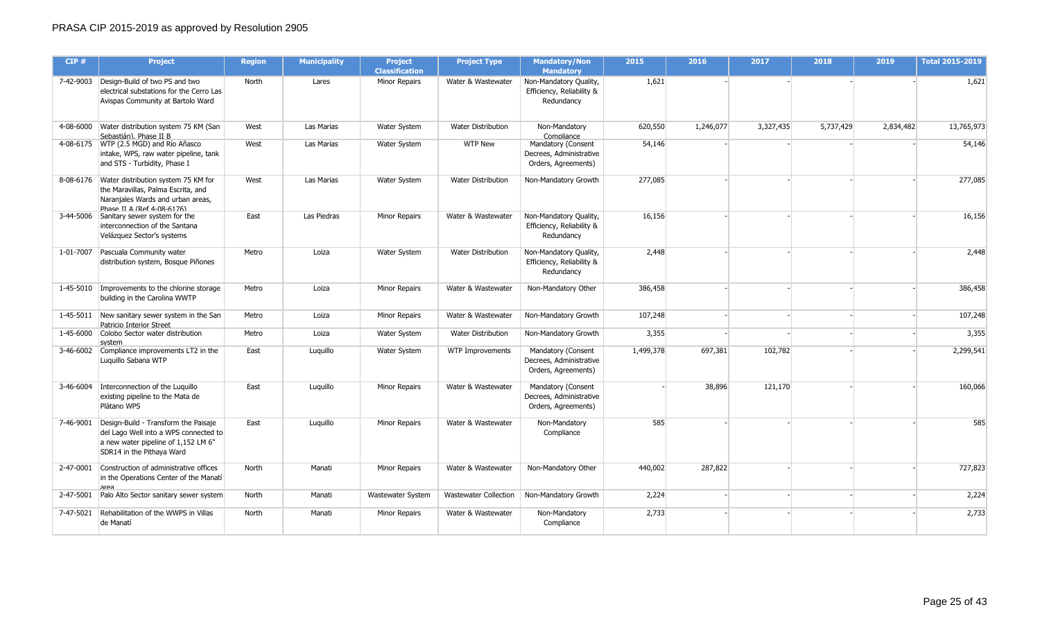# PRASA CIP 2015-2019 as approved by Resolution 2905

| CIP # | Project | Region | Municipality | Project Classification | Project Type | Mandatory/Non Mandatory | 2015 | 2016 | 2017 | 2018 | 2019 | Total 2015-2019 |
|---|---|---|---|---|---|---|---|---|---|---|---|---|
| 7-42-9003 | Design-Build of two PS and two electrical substations for the Cerro Las Avispas Community at Bartolo Ward | North | Lares | Minor Repairs | Water & Wastewater | Non-Mandatory Quality, Efficiency, Reliability & Redundancy | 1,621 | - | - | - | - | 1,621 |
| 4-08-6000 | Water distribution system 75 KM (San Sebastián). Phase II B | West | Las Marias | Water System | Water Distribution | Non-Mandatory Compliance | 620,550 | 1,246,077 | 3,327,435 | 5,737,429 | 2,834,482 | 13,765,973 |
| 4-08-6175 | WTP (2.5 MGD) and Río Añasco intake, WPS, raw water pipeline, tank and STS - Turbidity, Phase I | West | Las Marias | Water System | WTP New | Mandatory (Consent Decrees, Administrative Orders, Agreements) | 54,146 | - | - | - | - | 54,146 |
| 8-08-6176 | Water distribution system 75 KM for the Maravillas, Palma Escrita, and Naranjales Wards and urban areas, Phase II A (Ref 4-08-6176) | West | Las Marias | Water System | Water Distribution | Non-Mandatory Growth | 277,085 | - | - | - | - | 277,085 |
| 3-44-5006 | Sanitary sewer system for the interconnection of the Santana Velázquez Sector's systems | East | Las Piedras | Minor Repairs | Water & Wastewater | Non-Mandatory Quality, Efficiency, Reliability & Redundancy | 16,156 | - | - | - | - | 16,156 |
| 1-01-7007 | Pascuala Community water distribution system, Bosque Piñones | Metro | Loiza | Water System | Water Distribution | Non-Mandatory Quality, Efficiency, Reliability & Redundancy | 2,448 | - | - | - | - | 2,448 |
| 1-45-5010 | Improvements to the chlorine storage building in the Carolina WWTP | Metro | Loiza | Minor Repairs | Water & Wastewater | Non-Mandatory Other | 386,458 | - | - | - | - | 386,458 |
| 1-45-5011 | New sanitary sewer system in the San Patricio Interior Street | Metro | Loiza | Minor Repairs | Water & Wastewater | Non-Mandatory Growth | 107,248 | - | - | - | - | 107,248 |
| 1-45-6000 | Colobo Sector water distribution system | Metro | Loiza | Water System | Water Distribution | Non-Mandatory Growth | 3,355 | - | - | - | - | 3,355 |
| 3-46-6002 | Compliance improvements LT2 in the Luquillo Sabana WTP | East | Luquillo | Water System | WTP Improvements | Mandatory (Consent Decrees, Administrative Orders, Agreements) | 1,499,378 | 697,381 | 102,782 | - | - | 2,299,541 |
| 3-46-6004 | Interconnection of the Luquillo existing pipeline to the Mata de Plátano WPS | East | Luquillo | Minor Repairs | Water & Wastewater | Mandatory (Consent Decrees, Administrative Orders, Agreements) | - | 38,896 | 121,170 | - | - | 160,066 |
| 7-46-9001 | Design-Build - Transform the Paisaje del Lago Well into a WPS connected to a new water pipeline of 1,152 LM 6" SDR14 in the Pithaya Ward | East | Luquillo | Minor Repairs | Water & Wastewater | Non-Mandatory Compliance | 585 | - | - | - | - | 585 |
| 2-47-0001 | Construction of administrative offices in the Operations Center of the Manatí area | North | Manati | Minor Repairs | Water & Wastewater | Non-Mandatory Other | 440,002 | 287,822 | - | - | - | 727,823 |
| 2-47-5001 | Palo Alto Sector sanitary sewer system | North | Manati | Wastewater System | Wastewater Collection | Non-Mandatory Growth | 2,224 | - | - | - | - | 2,224 |
| 7-47-5021 | Rehabilitation of the WWPS in Villas de Manatí | North | Manati | Minor Repairs | Water & Wastewater | Non-Mandatory Compliance | 2,733 | - | - | - | - | 2,733 |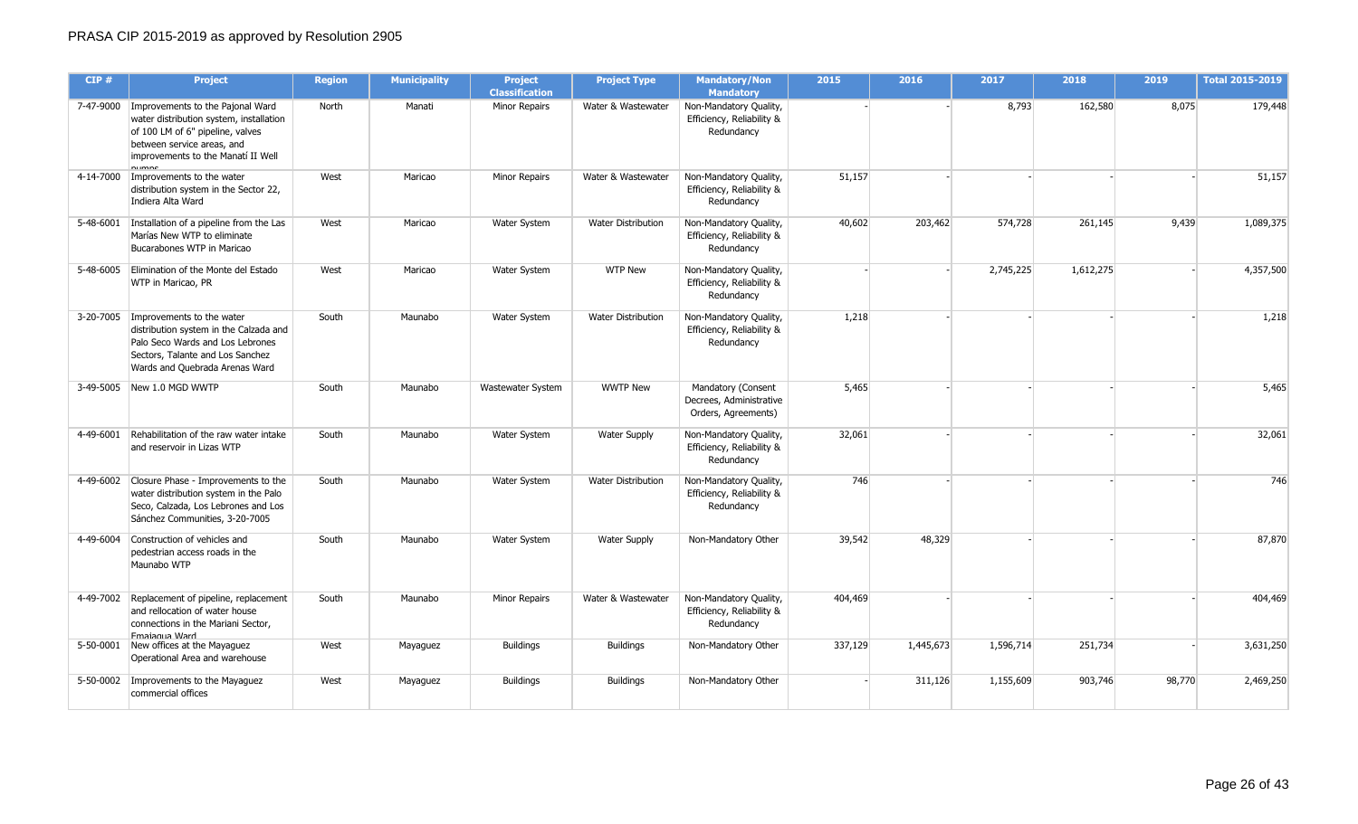PRASA CIP 2015-2019 as approved by Resolution 2905

| CIP # | Project | Region | Municipality | Project Classification | Project Type | Mandatory/Non Mandatory | 2015 | 2016 | 2017 | 2018 | 2019 | Total 2015-2019 |
|---|---|---|---|---|---|---|---|---|---|---|---|---|
| 7-47-9000 | Improvements to the Pajonal Ward water distribution system, installation of 100 LM of 6" pipeline, valves between service areas, and improvements to the Manatí II Well pumps | North | Manati | Minor Repairs | Water & Wastewater | Non-Mandatory Quality, Efficiency, Reliability & Redundancy | - | - | 8,793 | 162,580 | 8,075 | 179,448 |
| 4-14-7000 | Improvements to the water distribution system in the Sector 22, Indiera Alta Ward | West | Maricao | Minor Repairs | Water & Wastewater | Non-Mandatory Quality, Efficiency, Reliability & Redundancy | 51,157 | - | - | - | - | 51,157 |
| 5-48-6001 | Installation of a pipeline from the Las Marías New WTP to eliminate Bucarabones WTP in Maricao | West | Maricao | Water System | Water Distribution | Non-Mandatory Quality, Efficiency, Reliability & Redundancy | 40,602 | 203,462 | 574,728 | 261,145 | 9,439 | 1,089,375 |
| 5-48-6005 | Elimination of the Monte del Estado WTP in Maricao, PR | West | Maricao | Water System | WTP New | Non-Mandatory Quality, Efficiency, Reliability & Redundancy | - | - | 2,745,225 | 1,612,275 | - | 4,357,500 |
| 3-20-7005 | Improvements to the water distribution system in the Calzada and Palo Seco Wards and Los Lebrones Sectors, Talante and Los Sanchez Wards and Quebrada Arenas Ward | South | Maunabo | Water System | Water Distribution | Non-Mandatory Quality, Efficiency, Reliability & Redundancy | 1,218 | - | - | - | - | 1,218 |
| 3-49-5005 | New 1.0 MGD WWTP | South | Maunabo | Wastewater System | WWTP New | Mandatory (Consent Decrees, Administrative Orders, Agreements) | 5,465 | - | - | - | - | 5,465 |
| 4-49-6001 | Rehabilitation of the raw water intake and reservoir in Lizas WTP | South | Maunabo | Water System | Water Supply | Non-Mandatory Quality, Efficiency, Reliability & Redundancy | 32,061 | - | - | - | - | 32,061 |
| 4-49-6002 | Closure Phase - Improvements to the water distribution system in the Palo Seco, Calzada, Los Lebrones and Los Sánchez Communities, 3-20-7005 | South | Maunabo | Water System | Water Distribution | Non-Mandatory Quality, Efficiency, Reliability & Redundancy | 746 | - | - | - | - | 746 |
| 4-49-6004 | Construction of vehicles and pedestrian access roads in the Maunabo WTP | South | Maunabo | Water System | Water Supply | Non-Mandatory Other | 39,542 | 48,329 | - | - | - | 87,870 |
| 4-49-7002 | Replacement of pipeline, replacement and rellocation of water house connections in the Mariani Sector, Emajagua Ward | South | Maunabo | Minor Repairs | Water & Wastewater | Non-Mandatory Quality, Efficiency, Reliability & Redundancy | 404,469 | - | - | - | - | 404,469 |
| 5-50-0001 | New offices at the Mayaguez Operational Area and warehouse | West | Mayaguez | Buildings | Buildings | Non-Mandatory Other | 337,129 | 1,445,673 | 1,596,714 | 251,734 | - | 3,631,250 |
| 5-50-0002 | Improvements to the Mayaguez commercial offices | West | Mayaguez | Buildings | Buildings | Non-Mandatory Other | - | 311,126 | 1,155,609 | 903,746 | 98,770 | 2,469,250 |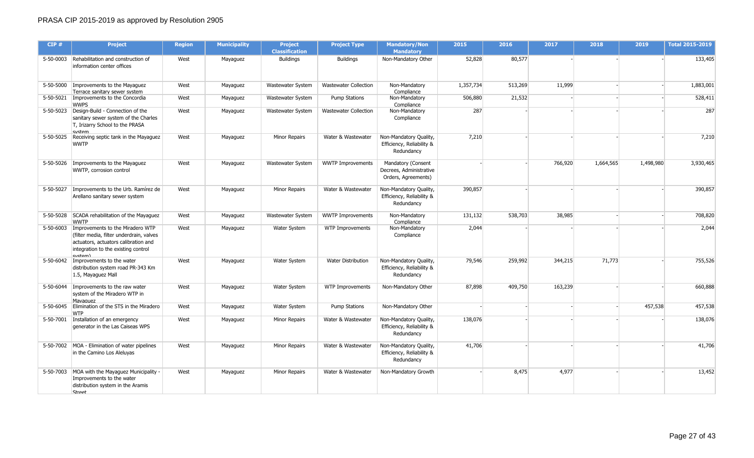# PRASA CIP 2015-2019 as approved by Resolution 2905

| CIP # | Project | Region | Municipality | Project Classification | Project Type | Mandatory/Non Mandatory | 2015 | 2016 | 2017 | 2018 | 2019 | Total 2015-2019 |
|---|---|---|---|---|---|---|---|---|---|---|---|---|
| 5-50-0003 | Rehabilitation and construction of information center offices | West | Mayaguez | Buildings | Buildings | Non-Mandatory Other | 52,828 | 80,577 | - | - | - | 133,405 |
| 5-50-5000 | Improvements to the Mayaguez Terrace sanitary sewer system | West | Mayaguez | Wastewater System | Wastewater Collection | Non-Mandatory Compliance | 1,357,734 | 513,269 | 11,999 | - | - | 1,883,001 |
| 5-50-5021 | Improvements to the Concordia WWPS | West | Mayaguez | Wastewater System | Pump Stations | Non-Mandatory Compliance | 506,880 | 21,532 | - | - | - | 528,411 |
| 5-50-5023 | Design-Build - Connection of the sanitary sewer system of the Charles T, Irizarry School to the PRASA system | West | Mayaguez | Wastewater System | Wastewater Collection | Non-Mandatory Compliance | 287 | - | - | - | - | 287 |
| 5-50-5025 | Receiving septic tank in the Mayaguez WWTP | West | Mayaguez | Minor Repairs | Water & Wastewater | Non-Mandatory Quality, Efficiency, Reliability & Redundancy | 7,210 | - | - | - | - | 7,210 |
| 5-50-5026 | Improvements to the Mayaguez WWTP, corrosion control | West | Mayaguez | Wastewater System | WWTP Improvements | Mandatory (Consent Decrees, Administrative Orders, Agreements) | - | - | 766,920 | 1,664,565 | 1,498,980 | 3,930,465 |
| 5-50-5027 | Improvements to the Urb. Ramírez de Arellano sanitary sewer system | West | Mayaguez | Minor Repairs | Water & Wastewater | Non-Mandatory Quality, Efficiency, Reliability & Redundancy | 390,857 | - | - | - | - | 390,857 |
| 5-50-5028 | SCADA rehabilitation of the Mayaguez WWTP | West | Mayaguez | Wastewater System | WWTP Improvements | Non-Mandatory Compliance | 131,132 | 538,703 | 38,985 | - | - | 708,820 |
| 5-50-6003 | Improvements to the Miradero WTP (filter media, filter underdrain, valves actuators, actuators calibration and integration to the existing control system) | West | Mayaguez | Water System | WTP Improvements | Non-Mandatory Compliance | 2,044 | - | - | - | - | 2,044 |
| 5-50-6042 | Improvements to the water distribution system road PR-343 Km 1.5, Mayaguez Mall | West | Mayaguez | Water System | Water Distribution | Non-Mandatory Quality, Efficiency, Reliability & Redundancy | 79,546 | 259,992 | 344,215 | 71,773 | - | 755,526 |
| 5-50-6044 | Improvements to the raw water system of the Miradero WTP in Mayaguez | West | Mayaguez | Water System | WTP Improvements | Non-Mandatory Other | 87,898 | 409,750 | 163,239 | - | - | 660,888 |
| 5-50-6045 | Elimination of the STS in the Miradero WTP | West | Mayaguez | Water System | Pump Stations | Non-Mandatory Other | - | - | - | - | 457,538 | 457,538 |
| 5-50-7001 | Installation of an emergency generator in the Las Caiseas WPS | West | Mayaguez | Minor Repairs | Water & Wastewater | Non-Mandatory Quality, Efficiency, Reliability & Redundancy | 138,076 | - | - | - | - | 138,076 |
| 5-50-7002 | MOA - Elimination of water pipelines in the Camino Los Aleluyas | West | Mayaguez | Minor Repairs | Water & Wastewater | Non-Mandatory Quality, Efficiency, Reliability & Redundancy | 41,706 | - | - | - | - | 41,706 |
| 5-50-7003 | MOA with the Mayaguez Municipality - Improvements to the water distribution system in the Aramis Street | West | Mayaguez | Minor Repairs | Water & Wastewater | Non-Mandatory Growth | - | 8,475 | 4,977 | - | - | 13,452 |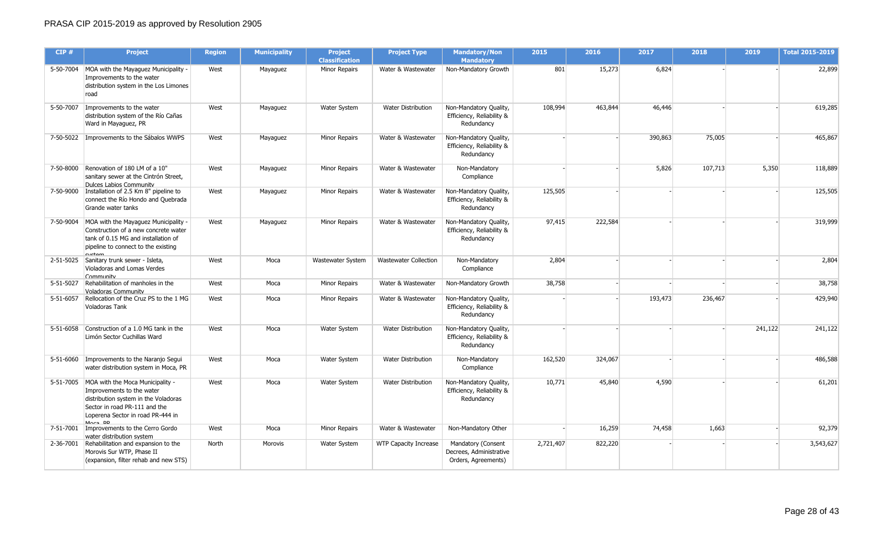# PRASA CIP 2015-2019 as approved by Resolution 2905

| CIP # | Project | Region | Municipality | Project Classification | Project Type | Mandatory/Non Mandatory | 2015 | 2016 | 2017 | 2018 | 2019 | Total 2015-2019 |
|---|---|---|---|---|---|---|---|---|---|---|---|---|
| 5-50-7004 | MOA with the Mayaguez Municipality - Improvements to the water distribution system in the Los Limones road | West | Mayaguez | Minor Repairs | Water & Wastewater | Non-Mandatory Growth | 801 | 15,273 | 6,824 | - | - | 22,899 |
| 5-50-7007 | Improvements to the water distribution system of the Río Cañas Ward in Mayaguez, PR | West | Mayaguez | Water System | Water Distribution | Non-Mandatory Quality, Efficiency, Reliability & Redundancy | 108,994 | 463,844 | 46,446 | - | - | 619,285 |
| 7-50-5022 | Improvements to the Sábalos WWPS | West | Mayaguez | Minor Repairs | Water & Wastewater | Non-Mandatory Quality, Efficiency, Reliability & Redundancy | - | - | 390,863 | 75,005 | - | 465,867 |
| 7-50-8000 | Renovation of 180 LM of a 10" sanitary sewer at the Cintrón Street, Dulces Labios Community | West | Mayaguez | Minor Repairs | Water & Wastewater | Non-Mandatory Compliance | - | - | 5,826 | 107,713 | 5,350 | 118,889 |
| 7-50-9000 | Installation of 2.5 Km 8" pipeline to connect the Río Hondo and Quebrada Grande water tanks | West | Mayaguez | Minor Repairs | Water & Wastewater | Non-Mandatory Quality, Efficiency, Reliability & Redundancy | 125,505 | - | - | - | - | 125,505 |
| 7-50-9004 | MOA with the Mayaguez Municipality - Construction of a new concrete water tank of 0.15 MG and installation of pipeline to connect to the existing system | West | Mayaguez | Minor Repairs | Water & Wastewater | Non-Mandatory Quality, Efficiency, Reliability & Redundancy | 97,415 | 222,584 | - | - | - | 319,999 |
| 2-51-5025 | Sanitary trunk sewer - Isleta, Violadoras and Lomas Verdes Community | West | Moca | Wastewater System | Wastewater Collection | Non-Mandatory Compliance | 2,804 | - | - | - | - | 2,804 |
| 5-51-5027 | Rehabilitation of manholes in the Voladoras Community | West | Moca | Minor Repairs | Water & Wastewater | Non-Mandatory Growth | 38,758 | - | - | - | - | 38,758 |
| 5-51-6057 | Rellocation of the Cruz PS to the 1 MG Voladoras Tank | West | Moca | Minor Repairs | Water & Wastewater | Non-Mandatory Quality, Efficiency, Reliability & Redundancy | - | - | 193,473 | 236,467 | - | 429,940 |
| 5-51-6058 | Construction of a 1.0 MG tank in the Limón Sector Cuchillas Ward | West | Moca | Water System | Water Distribution | Non-Mandatory Quality, Efficiency, Reliability & Redundancy | - | - | - | - | 241,122 | 241,122 |
| 5-51-6060 | Improvements to the Naranjo Segui water distribution system in Moca, PR | West | Moca | Water System | Water Distribution | Non-Mandatory Compliance | 162,520 | 324,067 | - | - | - | 486,588 |
| 5-51-7005 | MOA with the Moca Municipality - Improvements to the water distribution system in the Voladoras Sector in road PR-111 and the Loperena Sector in road PR-444 in Moca, PR | West | Moca | Water System | Water Distribution | Non-Mandatory Quality, Efficiency, Reliability & Redundancy | 10,771 | 45,840 | 4,590 | - | - | 61,201 |
| 7-51-7001 | Improvements to the Cerro Gordo water distribution system | West | Moca | Minor Repairs | Water & Wastewater | Non-Mandatory Other | - | 16,259 | 74,458 | 1,663 | - | 92,379 |
| 2-36-7001 | Rehabilitation and expansion to the Morovis Sur WTP, Phase II (expansion, filter rehab and new STS) | North | Morovis | Water System | WTP Capacity Increase | Mandatory (Consent Decrees, Administrative Orders, Agreements) | 2,721,407 | 822,220 | - | - | - | 3,543,627 |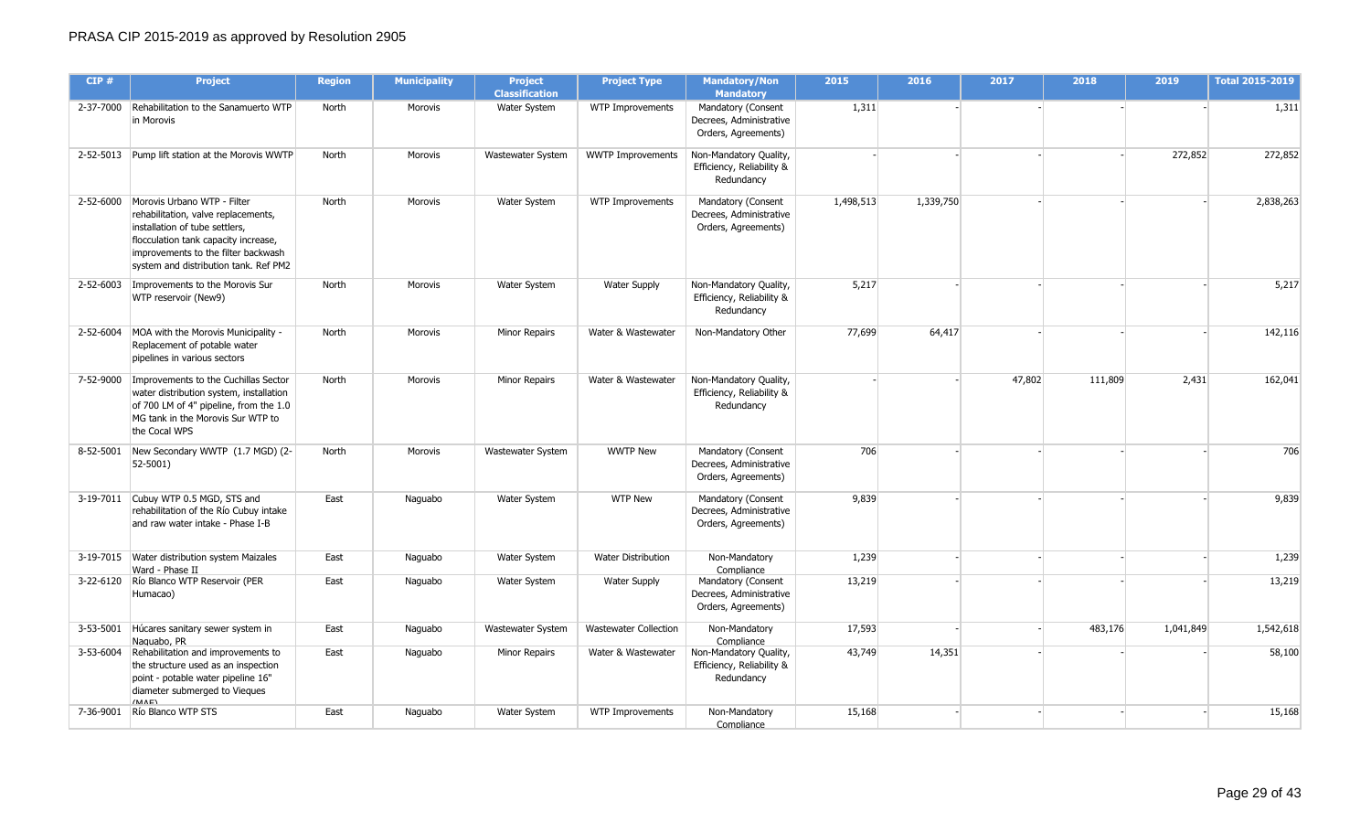PRASA CIP 2015-2019 as approved by Resolution 2905

| CIP # | Project | Region | Municipality | Project Classification | Project Type | Mandatory/Non Mandatory | 2015 | 2016 | 2017 | 2018 | 2019 | Total 2015-2019 |
|---|---|---|---|---|---|---|---|---|---|---|---|---|
| 2-37-7000 | Rehabilitation to the Sanamuerto WTP in Morovis | North | Morovis | Water System | WTP Improvements | Mandatory (Consent Decrees, Administrative Orders, Agreements) | 1,311 | - | - | - | - | 1,311 |
| 2-52-5013 | Pump lift station at the Morovis WWTP | North | Morovis | Wastewater System | WWTP Improvements | Non-Mandatory Quality, Efficiency, Reliability & Redundancy | - | - | - | - | 272,852 | 272,852 |
| 2-52-6000 | Morovis Urbano WTP - Filter rehabilitation, valve replacements, installation of tube settlers, flocculation tank capacity increase, improvements to the filter backwash system and distribution tank. Ref PM2 | North | Morovis | Water System | WTP Improvements | Mandatory (Consent Decrees, Administrative Orders, Agreements) | 1,498,513 | 1,339,750 | - | - | - | 2,838,263 |
| 2-52-6003 | Improvements to the Morovis Sur WTP reservoir (New9) | North | Morovis | Water System | Water Supply | Non-Mandatory Quality, Efficiency, Reliability & Redundancy | 5,217 | - | - | - | - | 5,217 |
| 2-52-6004 | MOA with the Morovis Municipality - Replacement of potable water pipelines in various sectors | North | Morovis | Minor Repairs | Water & Wastewater | Non-Mandatory Other | 77,699 | 64,417 | - | - | - | 142,116 |
| 7-52-9000 | Improvements to the Cuchillas Sector water distribution system, installation of 700 LM of 4" pipeline, from the 1.0 MG tank in the Morovis Sur WTP to the Cocal WPS | North | Morovis | Minor Repairs | Water & Wastewater | Non-Mandatory Quality, Efficiency, Reliability & Redundancy | - | - | 47,802 | 111,809 | 2,431 | 162,041 |
| 8-52-5001 | New Secondary WWTP (1.7 MGD) (2-52-5001) | North | Morovis | Wastewater System | WWTP New | Mandatory (Consent Decrees, Administrative Orders, Agreements) | 706 | - | - | - | - | 706 |
| 3-19-7011 | Cubuy WTP 0.5 MGD, STS and rehabilitation of the Río Cubuy intake and raw water intake - Phase I-B | East | Naguabo | Water System | WTP New | Mandatory (Consent Decrees, Administrative Orders, Agreements) | 9,839 | - | - | - | - | 9,839 |
| 3-19-7015 | Water distribution system Maizales Ward - Phase II | East | Naguabo | Water System | Water Distribution | Non-Mandatory Compliance | 1,239 | - | - | - | - | 1,239 |
| 3-22-6120 | Río Blanco WTP Reservoir (PER Humacao) | East | Naguabo | Water System | Water Supply | Mandatory (Consent Decrees, Administrative Orders, Agreements) | 13,219 | - | - | - | - | 13,219 |
| 3-53-5001 | Húcares sanitary sewer system in Naguabo, PR | East | Naguabo | Wastewater System | Wastewater Collection | Non-Mandatory Compliance | 17,593 | - | - | 483,176 | 1,041,849 | 1,542,618 |
| 3-53-6004 | Rehabilitation and improvements to the structure used as an inspection point - potable water pipeline 16" diameter submerged to Vieques (MAE) | East | Naguabo | Minor Repairs | Water & Wastewater | Non-Mandatory Quality, Efficiency, Reliability & Redundancy | 43,749 | 14,351 | - | - | - | 58,100 |
| 7-36-9001 | Río Blanco WTP STS | East | Naguabo | Water System | WTP Improvements | Non-Mandatory Compliance | 15,168 | - | - | - | - | 15,168 |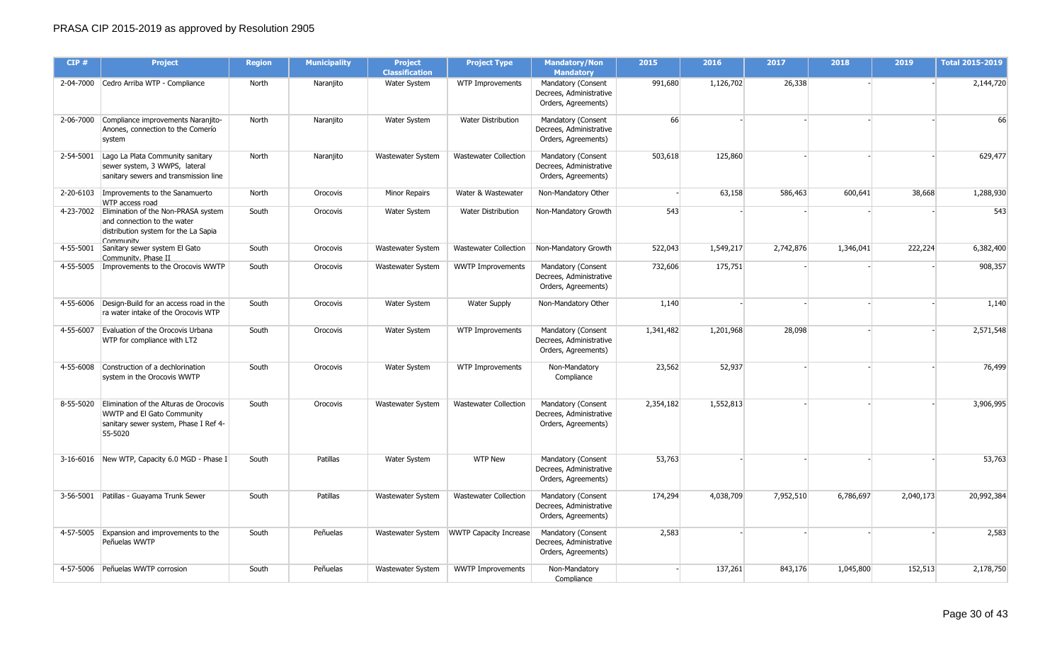PRASA CIP 2015-2019 as approved by Resolution 2905

| CIP # | Project | Region | Municipality | Project Classification | Project Type | Mandatory/Non Mandatory | 2015 | 2016 | 2017 | 2018 | 2019 | Total 2015-2019 |
|---|---|---|---|---|---|---|---|---|---|---|---|---|
| 2-04-7000 | Cedro Arriba WTP - Compliance | North | Naranjito | Water System | WTP Improvements | Mandatory (Consent Decrees, Administrative Orders, Agreements) | 991,680 | 1,126,702 | 26,338 | - | - | 2,144,720 |
| 2-06-7000 | Compliance improvements Naranjito-Anones, connection to the Comerio system | North | Naranjito | Water System | Water Distribution | Mandatory (Consent Decrees, Administrative Orders, Agreements) | 66 | - | - | - | - | 66 |
| 2-54-5001 | Lago La Plata Community sanitary sewer system, 3 WWPS, lateral sanitary sewers and transmission line | North | Naranjito | Wastewater System | Wastewater Collection | Mandatory (Consent Decrees, Administrative Orders, Agreements) | 503,618 | 125,860 | - | - | - | 629,477 |
| 2-20-6103 | Improvements to the Sanamuerto WTP access road | North | Orocovis | Minor Repairs | Water & Wastewater | Non-Mandatory Other | - | 63,158 | 586,463 | 600,641 | 38,668 | 1,288,930 |
| 4-23-7002 | Elimination of the Non-PRASA system and connection to the water distribution system for the La Sapia Community | South | Orocovis | Water System | Water Distribution | Non-Mandatory Growth | 543 | - | - | - | - | 543 |
| 4-55-5001 | Sanitary sewer system El Gato Community, Phase II | South | Orocovis | Wastewater System | Wastewater Collection | Non-Mandatory Growth | 522,043 | 1,549,217 | 2,742,876 | 1,346,041 | 222,224 | 6,382,400 |
| 4-55-5005 | Improvements to the Orocovis WWTP | South | Orocovis | Wastewater System | WWTP Improvements | Mandatory (Consent Decrees, Administrative Orders, Agreements) | 732,606 | 175,751 | - | - | - | 908,357 |
| 4-55-6006 | Design-Build for an access road in the ra water intake of the Orocovis WTP | South | Orocovis | Water System | Water Supply | Non-Mandatory Other | 1,140 | - | - | - | - | 1,140 |
| 4-55-6007 | Evaluation of the Orocovis Urbana WTP for compliance with LT2 | South | Orocovis | Water System | WTP Improvements | Mandatory (Consent Decrees, Administrative Orders, Agreements) | 1,341,482 | 1,201,968 | 28,098 | - | - | 2,571,548 |
| 4-55-6008 | Construction of a dechlorination system in the Orocovis WWTP | South | Orocovis | Water System | WTP Improvements | Non-Mandatory Compliance | 23,562 | 52,937 | - | - | - | 76,499 |
| 8-55-5020 | Elimination of the Alturas de Orocovis WWTP and El Gato Community sanitary sewer system, Phase I Ref 4-55-5020 | South | Orocovis | Wastewater System | Wastewater Collection | Mandatory (Consent Decrees, Administrative Orders, Agreements) | 2,354,182 | 1,552,813 | - | - | - | 3,906,995 |
| 3-16-6016 | New WTP, Capacity 6.0 MGD - Phase I | South | Patillas | Water System | WTP New | Mandatory (Consent Decrees, Administrative Orders, Agreements) | 53,763 | - | - | - | - | 53,763 |
| 3-56-5001 | Patillas - Guayama Trunk Sewer | South | Patillas | Wastewater System | Wastewater Collection | Mandatory (Consent Decrees, Administrative Orders, Agreements) | 174,294 | 4,038,709 | 7,952,510 | 6,786,697 | 2,040,173 | 20,992,384 |
| 4-57-5005 | Expansion and improvements to the Peñuelas WWTP | South | Peñuelas | Wastewater System | WWTP Capacity Increase | Mandatory (Consent Decrees, Administrative Orders, Agreements) | 2,583 | - | - | - | - | 2,583 |
| 4-57-5006 | Peñuelas WWTP corrosion | South | Peñuelas | Wastewater System | WWTP Improvements | Non-Mandatory Compliance | - | 137,261 | 843,176 | 1,045,800 | 152,513 | 2,178,750 |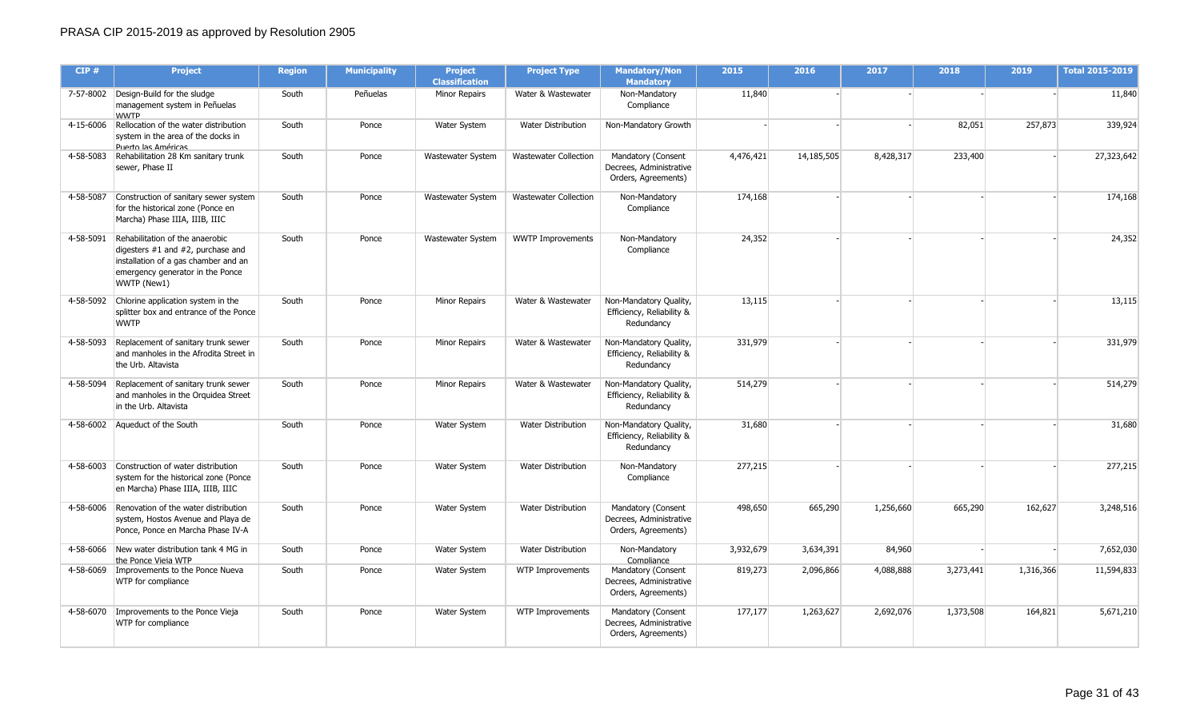# PRASA CIP 2015-2019 as approved by Resolution 2905

| CIP # | Project | Region | Municipality | Project Classification | Project Type | Mandatory/Non Mandatory | 2015 | 2016 | 2017 | 2018 | 2019 | Total 2015-2019 |
|---|---|---|---|---|---|---|---|---|---|---|---|---|
| 7-57-8002 | Design-Build for the sludge management system in Peñuelas WWTP | South | Peñuelas | Minor Repairs | Water & Wastewater | Non-Mandatory Compliance | 11,840 | - | - | - | - | 11,840 |
| 4-15-6006 | Rellocation of the water distribution system in the area of the docks in Puerto las Américas | South | Ponce | Water System | Water Distribution | Non-Mandatory Growth | - | - | - | 82,051 | 257,873 | 339,924 |
| 4-58-5083 | Rehabilitation 28 Km sanitary trunk sewer, Phase II | South | Ponce | Wastewater System | Wastewater Collection | Mandatory (Consent Decrees, Administrative Orders, Agreements) | 4,476,421 | 14,185,505 | 8,428,317 | 233,400 | - | 27,323,642 |
| 4-58-5087 | Construction of sanitary sewer system for the historical zone (Ponce en Marcha) Phase IIIA, IIIB, IIIC | South | Ponce | Wastewater System | Wastewater Collection | Non-Mandatory Compliance | 174,168 | - | - | - | - | 174,168 |
| 4-58-5091 | Rehabilitation of the anaerobic digesters #1 and #2, purchase and installation of a gas chamber and an emergency generator in the Ponce WWTP (New1) | South | Ponce | Wastewater System | WWTP Improvements | Non-Mandatory Compliance | 24,352 | - | - | - | - | 24,352 |
| 4-58-5092 | Chlorine application system in the splitter box and entrance of the Ponce WWTP | South | Ponce | Minor Repairs | Water & Wastewater | Non-Mandatory Quality, Efficiency, Reliability & Redundancy | 13,115 | - | - | - | - | 13,115 |
| 4-58-5093 | Replacement of sanitary trunk sewer and manholes in the Afrodita Street in the Urb. Altavista | South | Ponce | Minor Repairs | Water & Wastewater | Non-Mandatory Quality, Efficiency, Reliability & Redundancy | 331,979 | - | - | - | - | 331,979 |
| 4-58-5094 | Replacement of sanitary trunk sewer and manholes in the Orquidea Street in the Urb. Altavista | South | Ponce | Minor Repairs | Water & Wastewater | Non-Mandatory Quality, Efficiency, Reliability & Redundancy | 514,279 | - | - | - | - | 514,279 |
| 4-58-6002 | Aqueduct of the South | South | Ponce | Water System | Water Distribution | Non-Mandatory Quality, Efficiency, Reliability & Redundancy | 31,680 | - | - | - | - | 31,680 |
| 4-58-6003 | Construction of water distribution system for the historical zone (Ponce en Marcha) Phase IIIA, IIIB, IIIC | South | Ponce | Water System | Water Distribution | Non-Mandatory Compliance | 277,215 | - | - | - | - | 277,215 |
| 4-58-6006 | Renovation of the water distribution system, Hostos Avenue and Playa de Ponce, Ponce en Marcha Phase IV-A | South | Ponce | Water System | Water Distribution | Mandatory (Consent Decrees, Administrative Orders, Agreements) | 498,650 | 665,290 | 1,256,660 | 665,290 | 162,627 | 3,248,516 |
| 4-58-6066 | New water distribution tank 4 MG in the Ponce Vieja WTP | South | Ponce | Water System | Water Distribution | Non-Mandatory Compliance | 3,932,679 | 3,634,391 | 84,960 | - | - | 7,652,030 |
| 4-58-6069 | Improvements to the Ponce Nueva WTP for compliance | South | Ponce | Water System | WTP Improvements | Mandatory (Consent Decrees, Administrative Orders, Agreements) | 819,273 | 2,096,866 | 4,088,888 | 3,273,441 | 1,316,366 | 11,594,833 |
| 4-58-6070 | Improvements to the Ponce Vieja WTP for compliance | South | Ponce | Water System | WTP Improvements | Mandatory (Consent Decrees, Administrative Orders, Agreements) | 177,177 | 1,263,627 | 2,692,076 | 1,373,508 | 164,821 | 5,671,210 |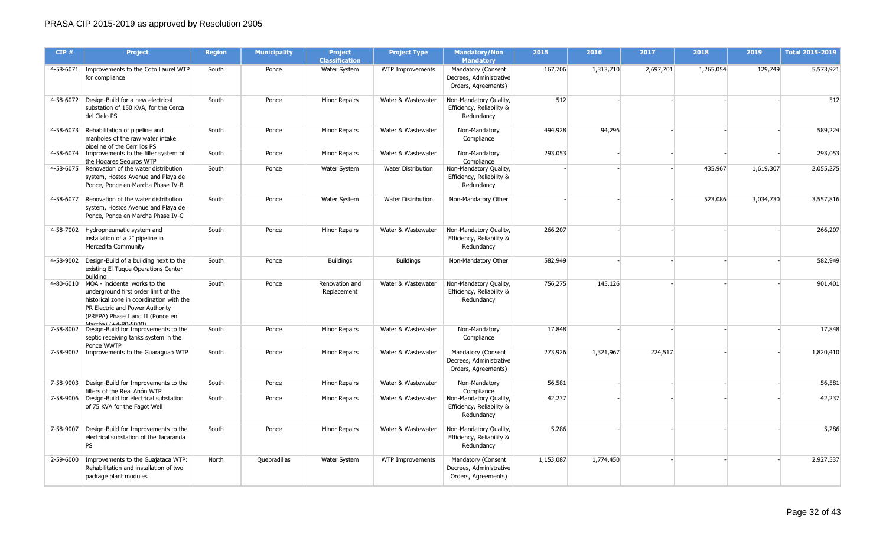PRASA CIP 2015-2019 as approved by Resolution 2905

| CIP # | Project | Region | Municipality | Project Classification | Project Type | Mandatory/Non Mandatory | 2015 | 2016 | 2017 | 2018 | 2019 | Total 2015-2019 |
|---|---|---|---|---|---|---|---|---|---|---|---|---|
| 4-58-6071 | Improvements to the Coto Laurel WTP for compliance | South | Ponce | Water System | WTP Improvements | Mandatory (Consent Decrees, Administrative Orders, Agreements) | 167,706 | 1,313,710 | 2,697,701 | 1,265,054 | 129,749 | 5,573,921 |
| 4-58-6072 | Design-Build for a new electrical substation of 150 KVA, for the Cerca del Cielo PS | South | Ponce | Minor Repairs | Water & Wastewater | Non-Mandatory Quality, Efficiency, Reliability & Redundancy | 512 | - | - | - | - | 512 |
| 4-58-6073 | Rehabilitation of pipeline and manholes of the raw water intake pipeline of the Cerrillos PS | South | Ponce | Minor Repairs | Water & Wastewater | Non-Mandatory Compliance | 494,928 | 94,296 | - | - | - | 589,224 |
| 4-58-6074 | Improvements to the filter system of the Hogares Seguros WTP | South | Ponce | Minor Repairs | Water & Wastewater | Non-Mandatory Compliance | 293,053 | - | - | - | - | 293,053 |
| 4-58-6075 | Renovation of the water distribution system, Hostos Avenue and Playa de Ponce, Ponce en Marcha Phase IV-B | South | Ponce | Water System | Water Distribution | Non-Mandatory Quality, Efficiency, Reliability & Redundancy | - | - | - | 435,967 | 1,619,307 | 2,055,275 |
| 4-58-6077 | Renovation of the water distribution system, Hostos Avenue and Playa de Ponce, Ponce en Marcha Phase IV-C | South | Ponce | Water System | Water Distribution | Non-Mandatory Other | - | - | - | 523,086 | 3,034,730 | 3,557,816 |
| 4-58-7002 | Hydropneumatic system and installation of a 2" pipeline in Mercedita Community | South | Ponce | Minor Repairs | Water & Wastewater | Non-Mandatory Quality, Efficiency, Reliability & Redundancy | 266,207 | - | - | - | - | 266,207 |
| 4-58-9002 | Design-Build of a building next to the existing El Tuque Operations Center building | South | Ponce | Buildings | Buildings | Non-Mandatory Other | 582,949 | - | - | - | - | 582,949 |
| 4-80-6010 | MOA - incidental works to the underground first order limit of the historical zone in coordination with the PR Electric and Power Authority (PREPA) Phase I and II (Ponce en Marcha) (+4-80-5000) | South | Ponce | Renovation and Replacement | Water & Wastewater | Non-Mandatory Quality, Efficiency, Reliability & Redundancy | 756,275 | 145,126 | - | - | - | 901,401 |
| 7-58-8002 | Design-Build for Improvements to the septic receiving tanks system in the Ponce WWTP | South | Ponce | Minor Repairs | Water & Wastewater | Non-Mandatory Compliance | 17,848 | - | - | - | - | 17,848 |
| 7-58-9002 | Improvements to the Guaraguao WTP | South | Ponce | Minor Repairs | Water & Wastewater | Mandatory (Consent Decrees, Administrative Orders, Agreements) | 273,926 | 1,321,967 | 224,517 | - | - | 1,820,410 |
| 7-58-9003 | Design-Build for Improvements to the filters of the Real Anón WTP | South | Ponce | Minor Repairs | Water & Wastewater | Non-Mandatory Compliance | 56,581 | - | - | - | - | 56,581 |
| 7-58-9006 | Design-Build for electrical substation of 75 KVA for the Fagot Well | South | Ponce | Minor Repairs | Water & Wastewater | Non-Mandatory Quality, Efficiency, Reliability & Redundancy | 42,237 | - | - | - | - | 42,237 |
| 7-58-9007 | Design-Build for Improvements to the electrical substation of the Jacaranda PS | South | Ponce | Minor Repairs | Water & Wastewater | Non-Mandatory Quality, Efficiency, Reliability & Redundancy | 5,286 | - | - | - | - | 5,286 |
| 2-59-6000 | Improvements to the Guajataca WTP: Rehabilitation and installation of two package plant modules | North | Quebradillas | Water System | WTP Improvements | Mandatory (Consent Decrees, Administrative Orders, Agreements) | 1,153,087 | 1,774,450 | - | - | - | 2,927,537 |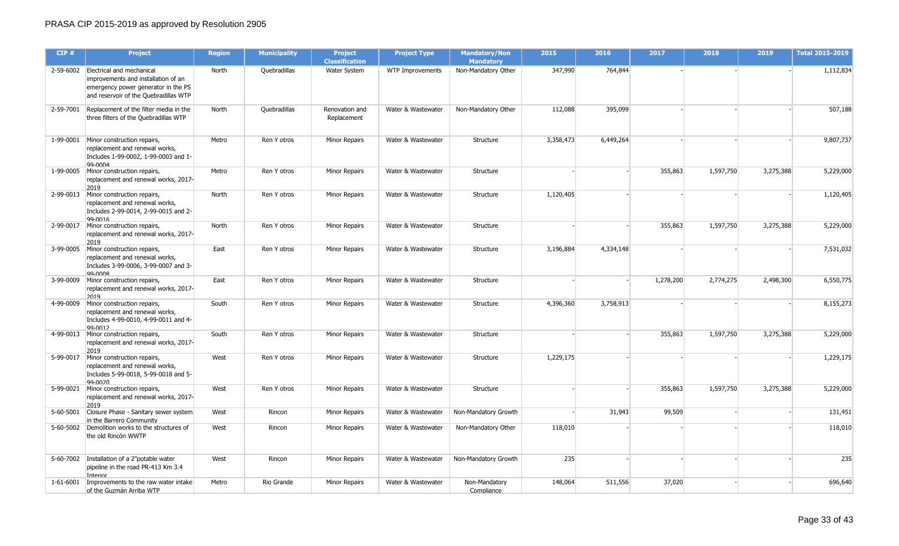PRASA CIP 2015-2019 as approved by Resolution 2905

| CIP # | Project | Region | Municipality | Project Classification | Project Type | Mandatory/Non Mandatory | 2015 | 2016 | 2017 | 2018 | 2019 | Total 2015-2019 |
|---|---|---|---|---|---|---|---|---|---|---|---|---|
| 2-59-6002 | Electrical and mechanical improvements and installation of an emergency power generator in the PS and reservoir of the Quebradillas WTP | North | Quebradillas | Water System | WTP Improvements | Non-Mandatory Other | 347,990 | 764,844 | - | - | - | 1,112,834 |
| 2-59-7001 | Replacement of the filter media in the three filters of the Quebradillas WTP | North | Quebradillas | Renovation and Replacement | Water & Wastewater | Non-Mandatory Other | 112,088 | 395,099 | - | - | - | 507,188 |
| 1-99-0001 | Minor construction repairs, replacement and renewal works, Includes 1-99-0002, 1-99-0003 and 1-99-0004 | Metro | Ren Y otros | Minor Repairs | Water & Wastewater | Structure | 3,358,473 | 6,449,264 | - | - | - | 9,807,737 |
| 1-99-0005 | Minor construction repairs, replacement and renewal works, 2017-2019 | Metro | Ren Y otros | Minor Repairs | Water & Wastewater | Structure | - | - | 355,863 | 1,597,750 | 3,275,388 | 5,229,000 |
| 2-99-0013 | Minor construction repairs, replacement and renewal works, Includes 2-99-0014, 2-99-0015 and 2-99-0016 | North | Ren Y otros | Minor Repairs | Water & Wastewater | Structure | 1,120,405 | - | - | - | - | 1,120,405 |
| 2-99-0017 | Minor construction repairs, replacement and renewal works, 2017-2019 | North | Ren Y otros | Minor Repairs | Water & Wastewater | Structure | - | - | 355,863 | 1,597,750 | 3,275,388 | 5,229,000 |
| 3-99-0005 | Minor construction repairs, replacement and renewal works, Includes 3-99-0006, 3-99-0007 and 3-99-0008 | East | Ren Y otros | Minor Repairs | Water & Wastewater | Structure | 3,196,884 | 4,334,148 | - | - | - | 7,531,032 |
| 3-99-0009 | Minor construction repairs, replacement and renewal works, 2017-2019 | East | Ren Y otros | Minor Repairs | Water & Wastewater | Structure | - | - | 1,278,200 | 2,774,275 | 2,498,300 | 6,550,775 |
| 4-99-0009 | Minor construction repairs, replacement and renewal works, Includes 4-99-0010, 4-99-0011 and 4-99-0012 | South | Ren Y otros | Minor Repairs | Water & Wastewater | Structure | 4,396,360 | 3,758,913 | - | - | - | 8,155,273 |
| 4-99-0013 | Minor construction repairs, replacement and renewal works, 2017-2019 | South | Ren Y otros | Minor Repairs | Water & Wastewater | Structure | - | - | 355,863 | 1,597,750 | 3,275,388 | 5,229,000 |
| 5-99-0017 | Minor construction repairs, replacement and renewal works, Includes 5-99-0018, 5-99-0018 and 5-99-0020 | West | Ren Y otros | Minor Repairs | Water & Wastewater | Structure | 1,229,175 | - | - | - | - | 1,229,175 |
| 5-99-0021 | Minor construction repairs, replacement and renewal works, 2017-2019 | West | Ren Y otros | Minor Repairs | Water & Wastewater | Structure | - | - | 355,863 | 1,597,750 | 3,275,388 | 5,229,000 |
| 5-60-5001 | Closure Phase - Sanitary sewer system in the Barrero Community | West | Rincon | Minor Repairs | Water & Wastewater | Non-Mandatory Growth | - | 31,943 | 99,509 | - | - | 131,451 |
| 5-60-5002 | Demolition works to the structures of the old Rincón WWTP | West | Rincon | Minor Repairs | Water & Wastewater | Non-Mandatory Other | 118,010 | - | - | - | - | 118,010 |
| 5-60-7002 | Installation of a 2"potable water pipeline in the road PR-413 Km 3.4 Interior | West | Rincon | Minor Repairs | Water & Wastewater | Non-Mandatory Growth | 235 | - | - | - | - | 235 |
| 1-61-6001 | Improvements to the raw water intake of the Guzmán Arriba WTP | Metro | Rio Grande | Minor Repairs | Water & Wastewater | Non-Mandatory Compliance | 148,064 | 511,556 | 37,020 | - | - | 696,640 |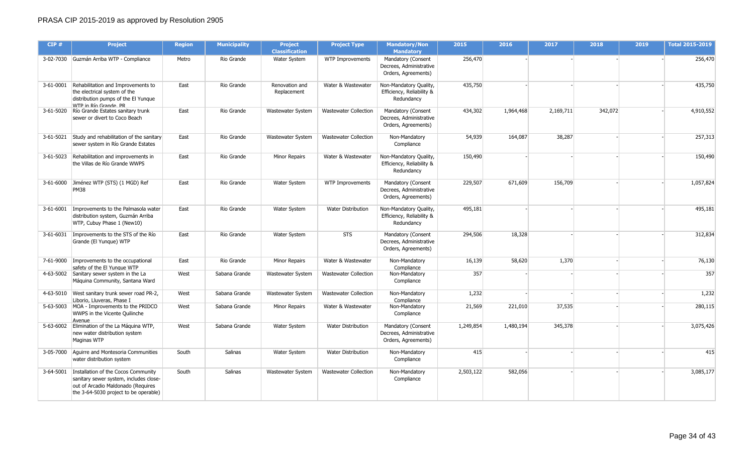PRASA CIP 2015-2019 as approved by Resolution 2905

| CIP # | Project | Region | Municipality | Project Classification | Project Type | Mandatory/Non Mandatory | 2015 | 2016 | 2017 | 2018 | 2019 | Total 2015-2019 |
|---|---|---|---|---|---|---|---|---|---|---|---|---|
| 3-02-7030 | Guzmán Arriba WTP - Compliance | Metro | Rio Grande | Water System | WTP Improvements | Mandatory (Consent Decrees, Administrative Orders, Agreements) | 256,470 | - | - | - | - | 256,470 |
| 3-61-0001 | Rehabilitation and Improvements to the electrical system of the distribution pumps of the El Yunque WTP in Río Grande, PR | East | Rio Grande | Renovation and Replacement | Water & Wastewater | Non-Mandatory Quality, Efficiency, Reliability & Redundancy | 435,750 | - | - | - | - | 435,750 |
| 3-61-5020 | Rio Grande Estates sanitary trunk sewer or divert to Coco Beach | East | Rio Grande | Wastewater System | Wastewater Collection | Mandatory (Consent Decrees, Administrative Orders, Agreements) | 434,302 | 1,964,468 | 2,169,711 | 342,072 | - | 4,910,552 |
| 3-61-5021 | Study and rehabilitation of the sanitary sewer system in Río Grande Estates | East | Rio Grande | Wastewater System | Wastewater Collection | Non-Mandatory Compliance | 54,939 | 164,087 | 38,287 | - | - | 257,313 |
| 3-61-5023 | Rehabilitation and improvements in the Villas de Río Grande WWPS | East | Rio Grande | Minor Repairs | Water & Wastewater | Non-Mandatory Quality, Efficiency, Reliability & Redundancy | 150,490 | - | - | - | - | 150,490 |
| 3-61-6000 | Jiménez WTP (STS) (1 MGD) Ref PM38 | East | Rio Grande | Water System | WTP Improvements | Mandatory (Consent Decrees, Administrative Orders, Agreements) | 229,507 | 671,609 | 156,709 | - | - | 1,057,824 |
| 3-61-6001 | Improvements to the Palmasola water distribution system, Guzmán Arriba WTP, Cubuy Phase 1 (New10) | East | Rio Grande | Water System | Water Distribution | Non-Mandatory Quality, Efficiency, Reliability & Redundancy | 495,181 | - | - | - | - | 495,181 |
| 3-61-6031 | Improvements to the STS of the Río Grande (El Yunque) WTP | East | Rio Grande | Water System | STS | Mandatory (Consent Decrees, Administrative Orders, Agreements) | 294,506 | 18,328 | - | - | - | 312,834 |
| 7-61-9000 | Improvements to the occupational safety of the El Yunque WTP | East | Rio Grande | Minor Repairs | Water & Wastewater | Non-Mandatory Compliance | 16,139 | 58,620 | 1,370 | - | - | 76,130 |
| 4-63-5002 | Sanitary sewer system in the La Máquina Community, Santana Ward | West | Sabana Grande | Wastewater System | Wastewater Collection | Non-Mandatory Compliance | 357 | - | - | - | - | 357 |
| 4-63-5010 | West sanitary trunk sewer road PR-2, Liborio, Lluveras, Phase I | West | Sabana Grande | Wastewater System | Wastewater Collection | Non-Mandatory Compliance | 1,232 | - | - | - | - | 1,232 |
| 5-63-5003 | MOA - Improvements to the PRIDCO WWPS in the Vicente Quilinche Avenue | West | Sabana Grande | Minor Repairs | Water & Wastewater | Non-Mandatory Compliance | 21,569 | 221,010 | 37,535 | - | - | 280,115 |
| 5-63-6002 | Elimination of the La Máquina WTP, new water distribution system Maginas WTP | West | Sabana Grande | Water System | Water Distribution | Mandatory (Consent Decrees, Administrative Orders, Agreements) | 1,249,854 | 1,480,194 | 345,378 | - | - | 3,075,426 |
| 3-05-7000 | Aguirre and Montesoria Communities water distribution system | South | Salinas | Water System | Water Distribution | Non-Mandatory Compliance | 415 | - | - | - | - | 415 |
| 3-64-5001 | Installation of the Cocos Community sanitary sewer system, includes close-out of Arcadio Maldonado (Requires the 3-64-5030 project to be operable) | South | Salinas | Wastewater System | Wastewater Collection | Non-Mandatory Compliance | 2,503,122 | 582,056 | - | - | - | 3,085,177 |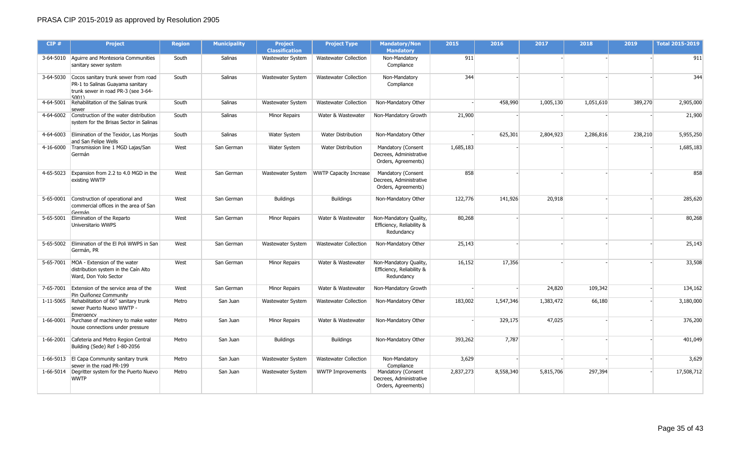# PRASA CIP 2015-2019 as approved by Resolution 2905

| CIP # | Project | Region | Municipality | Project Classification | Project Type | Mandatory/Non Mandatory | 2015 | 2016 | 2017 | 2018 | 2019 | Total 2015-2019 |
|---|---|---|---|---|---|---|---|---|---|---|---|---|
| 3-64-5010 | Aguirre and Montesoria Communities sanitary sewer system | South | Salinas | Wastewater System | Wastewater Collection | Non-Mandatory Compliance | 911 | - | - | - | - | 911 |
| 3-64-5030 | Cocos sanitary trunk sewer from road PR-1 to Salinas Guayama sanitary trunk sewer in road PR-3 (see 3-64-5001) | South | Salinas | Wastewater System | Wastewater Collection | Non-Mandatory Compliance | 344 | - | - | - | - | 344 |
| 4-64-5001 | Rehabilitation of the Salinas trunk sewer | South | Salinas | Wastewater System | Wastewater Collection | Non-Mandatory Other | - | 458,990 | 1,005,130 | 1,051,610 | 389,270 | 2,905,000 |
| 4-64-6002 | Construction of the water distribution system for the Brisas Sector in Salinas | South | Salinas | Minor Repairs | Water & Wastewater | Non-Mandatory Growth | 21,900 | - | - | - | - | 21,900 |
| 4-64-6003 | Elimination of the Texidor, Las Monjas and San Felipe Wells | South | Salinas | Water System | Water Distribution | Non-Mandatory Other | - | 625,301 | 2,804,923 | 2,286,816 | 238,210 | 5,955,250 |
| 4-16-6000 | Transmission line 1 MGD Lajas/San Germán | West | San German | Water System | Water Distribution | Mandatory (Consent Decrees, Administrative Orders, Agreements) | 1,685,183 | - | - | - | - | 1,685,183 |
| 4-65-5023 | Expansion from 2.2 to 4.0 MGD in the existing WWTP | West | San German | Wastewater System | WWTP Capacity Increase | Mandatory (Consent Decrees, Administrative Orders, Agreements) | 858 | - | - | - | - | 858 |
| 5-65-0001 | Construction of operational and commercial offices in the area of San Germán | West | San German | Buildings | Buildings | Non-Mandatory Other | 122,776 | 141,926 | 20,918 | - | - | 285,620 |
| 5-65-5001 | Elimination of the Reparto Universitario WWPS | West | San German | Minor Repairs | Water & Wastewater | Non-Mandatory Quality, Efficiency, Reliability & Redundancy | 80,268 | - | - | - | - | 80,268 |
| 5-65-5002 | Elimination of the El Poli WWPS in San Germán, PR | West | San German | Wastewater System | Wastewater Collection | Non-Mandatory Other | 25,143 | - | - | - | - | 25,143 |
| 5-65-7001 | MOA - Extension of the water distribution system in the Caín Alto Ward, Don Yolo Sector | West | San German | Minor Repairs | Water & Wastewater | Non-Mandatory Quality, Efficiency, Reliability & Redundancy | 16,152 | 17,356 | - | - | - | 33,508 |
| 7-65-7001 | Extension of the service area of the Pin Quiñonez Community | West | San German | Minor Repairs | Water & Wastewater | Non-Mandatory Growth | - | - | 24,820 | 109,342 | - | 134,162 |
| 1-11-5065 | Rehabilitation of 66" sanitary trunk sewer Puerto Nuevo WWTP - Emergency | Metro | San Juan | Wastewater System | Wastewater Collection | Non-Mandatory Other | 183,002 | 1,547,346 | 1,383,472 | 66,180 | - | 3,180,000 |
| 1-66-0001 | Purchase of machinery to make water house connections under pressure | Metro | San Juan | Minor Repairs | Water & Wastewater | Non-Mandatory Other | - | 329,175 | 47,025 | - | - | 376,200 |
| 1-66-2001 | Cafeteria and Metro Region Central Building (Sede) Ref 1-80-2056 | Metro | San Juan | Buildings | Buildings | Non-Mandatory Other | 393,262 | 7,787 | - | - | - | 401,049 |
| 1-66-5013 | El Capa Community sanitary trunk sewer in the road PR-199 | Metro | San Juan | Wastewater System | Wastewater Collection | Non-Mandatory Compliance | 3,629 | - | - | - | - | 3,629 |
| 1-66-5014 | Degritter system for the Puerto Nuevo WWTP | Metro | San Juan | Wastewater System | WWTP Improvements | Mandatory (Consent Decrees, Administrative Orders, Agreements) | 2,837,273 | 8,558,340 | 5,815,706 | 297,394 | - | 17,508,712 |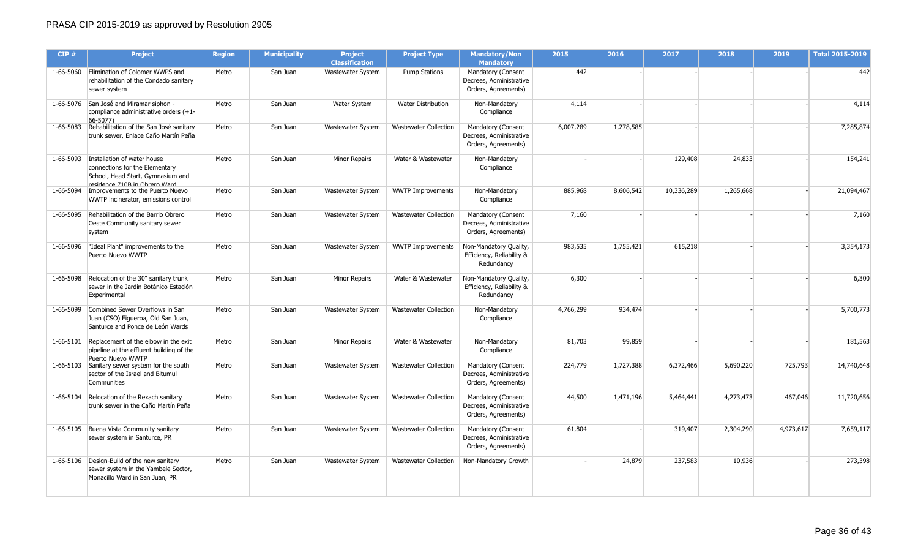PRASA CIP 2015-2019 as approved by Resolution 2905

| CIP # | Project | Region | Municipality | Project Classification | Project Type | Mandatory/Non Mandatory | 2015 | 2016 | 2017 | 2018 | 2019 | Total 2015-2019 |
|---|---|---|---|---|---|---|---|---|---|---|---|---|
| 1-66-5060 | Elimination of Colomer WWPS and rehabilitation of the Condado sanitary sewer system | Metro | San Juan | Wastewater System | Pump Stations | Mandatory (Consent Decrees, Administrative Orders, Agreements) | 442 | - | - | - | - | 442 |
| 1-66-5076 | San José and Miramar siphon - compliance administrative orders (+1-66-5077) | Metro | San Juan | Water System | Water Distribution | Non-Mandatory Compliance | 4,114 | - | - | - | - | 4,114 |
| 1-66-5083 | Rehabilitation of the San José sanitary trunk sewer, Enlace Caño Martín Peña | Metro | San Juan | Wastewater System | Wastewater Collection | Mandatory (Consent Decrees, Administrative Orders, Agreements) | 6,007,289 | 1,278,585 | - | - | - | 7,285,874 |
| 1-66-5093 | Installation of water house connections for the Elementary School, Head Start, Gymnasium and residence 710B in Obrero Ward | Metro | San Juan | Minor Repairs | Water & Wastewater | Non-Mandatory Compliance | - | - | 129,408 | 24,833 | - | 154,241 |
| 1-66-5094 | Improvements to the Puerto Nuevo WWTP incinerator, emissions control | Metro | San Juan | Wastewater System | WWTP Improvements | Non-Mandatory Compliance | 885,968 | 8,606,542 | 10,336,289 | 1,265,668 | - | 21,094,467 |
| 1-66-5095 | Rehabilitation of the Barrio Obrero Oeste Community sanitary sewer system | Metro | San Juan | Wastewater System | Wastewater Collection | Mandatory (Consent Decrees, Administrative Orders, Agreements) | 7,160 | - | - | - | - | 7,160 |
| 1-66-5096 | "Ideal Plant" improvements to the Puerto Nuevo WWTP | Metro | San Juan | Wastewater System | WWTP Improvements | Non-Mandatory Quality, Efficiency, Reliability & Redundancy | 983,535 | 1,755,421 | 615,218 | - | - | 3,354,173 |
| 1-66-5098 | Relocation of the 30" sanitary trunk sewer in the Jardín Botánico Estación Experimental | Metro | San Juan | Minor Repairs | Water & Wastewater | Non-Mandatory Quality, Efficiency, Reliability & Redundancy | 6,300 | - | - | - | - | 6,300 |
| 1-66-5099 | Combined Sewer Overflows in San Juan (CSO) Figueroa, Old San Juan, Santurce and Ponce de León Wards | Metro | San Juan | Wastewater System | Wastewater Collection | Non-Mandatory Compliance | 4,766,299 | 934,474 | - | - | - | 5,700,773 |
| 1-66-5101 | Replacement of the elbow in the exit pipeline at the effluent building of the Puerto Nuevo WWTP | Metro | San Juan | Minor Repairs | Water & Wastewater | Non-Mandatory Compliance | 81,703 | 99,859 | - | - | - | 181,563 |
| 1-66-5103 | Sanitary sewer system for the south sector of the Israel and Bitumul Communities | Metro | San Juan | Wastewater System | Wastewater Collection | Mandatory (Consent Decrees, Administrative Orders, Agreements) | 224,779 | 1,727,388 | 6,372,466 | 5,690,220 | 725,793 | 14,740,648 |
| 1-66-5104 | Relocation of the Rexach sanitary trunk sewer in the Caño Martín Peña | Metro | San Juan | Wastewater System | Wastewater Collection | Mandatory (Consent Decrees, Administrative Orders, Agreements) | 44,500 | 1,471,196 | 5,464,441 | 4,273,473 | 467,046 | 11,720,656 |
| 1-66-5105 | Buena Vista Community sanitary sewer system in Santurce, PR | Metro | San Juan | Wastewater System | Wastewater Collection | Mandatory (Consent Decrees, Administrative Orders, Agreements) | 61,804 | - | 319,407 | 2,304,290 | 4,973,617 | 7,659,117 |
| 1-66-5106 | Design-Build of the new sanitary sewer system in the Yambele Sector, Monacillo Ward in San Juan, PR | Metro | San Juan | Wastewater System | Wastewater Collection | Non-Mandatory Growth | - | 24,879 | 237,583 | 10,936 | - | 273,398 |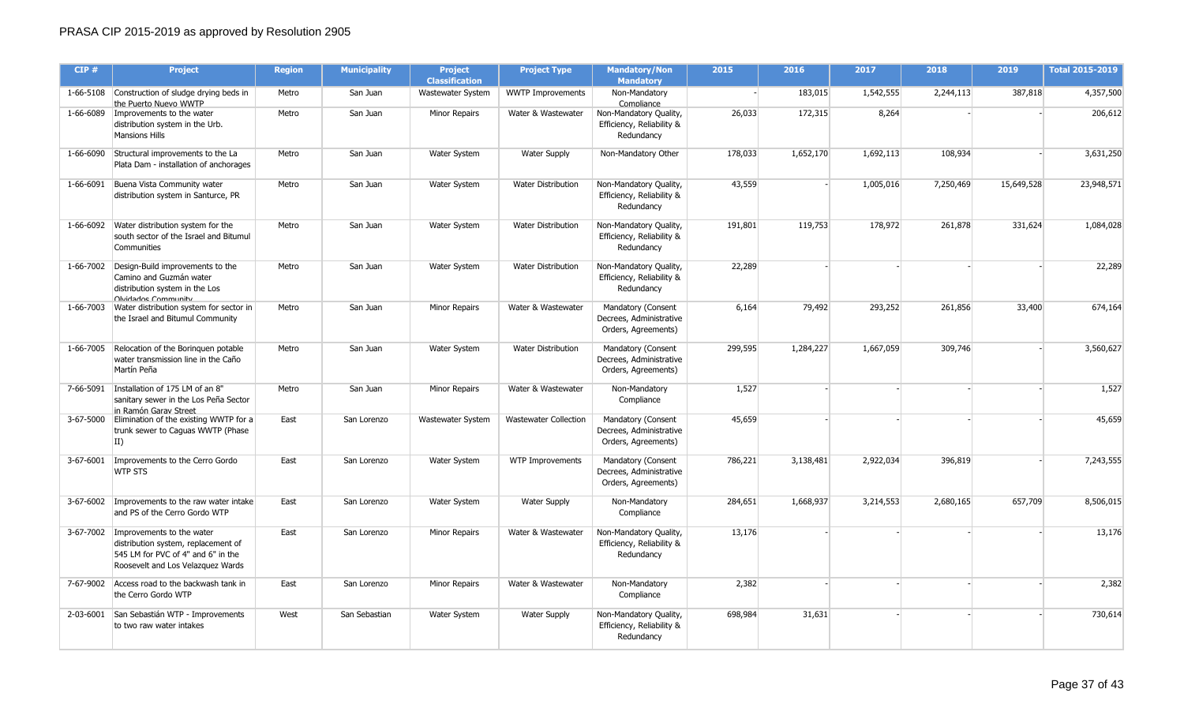PRASA CIP 2015-2019 as approved by Resolution 2905

| CIP # | Project | Region | Municipality | Project Classification | Project Type | Mandatory/Non Mandatory | 2015 | 2016 | 2017 | 2018 | 2019 | Total 2015-2019 |
|---|---|---|---|---|---|---|---|---|---|---|---|---|
| 1-66-5108 | Construction of sludge drying beds in the Puerto Nuevo WWTP | Metro | San Juan | Wastewater System | WWTP Improvements | Non-Mandatory Compliance | - | 183,015 | 1,542,555 | 2,244,113 | 387,818 | 4,357,500 |
| 1-66-6089 | Improvements to the water distribution system in the Urb. Mansions Hills | Metro | San Juan | Minor Repairs | Water & Wastewater | Non-Mandatory Quality, Efficiency, Reliability & Redundancy | 26,033 | 172,315 | 8,264 | - | - | 206,612 |
| 1-66-6090 | Structural improvements to the La Plata Dam - installation of anchorages | Metro | San Juan | Water System | Water Supply | Non-Mandatory Other | 178,033 | 1,652,170 | 1,692,113 | 108,934 | - | 3,631,250 |
| 1-66-6091 | Buena Vista Community water distribution system in Santurce, PR | Metro | San Juan | Water System | Water Distribution | Non-Mandatory Quality, Efficiency, Reliability & Redundancy | 43,559 | - | 1,005,016 | 7,250,469 | 15,649,528 | 23,948,571 |
| 1-66-6092 | Water distribution system for the south sector of the Israel and Bitumul Communities | Metro | San Juan | Water System | Water Distribution | Non-Mandatory Quality, Efficiency, Reliability & Redundancy | 191,801 | 119,753 | 178,972 | 261,878 | 331,624 | 1,084,028 |
| 1-66-7002 | Design-Build improvements to the Camino and Guzmán water distribution system in the Los Olvidados Community | Metro | San Juan | Water System | Water Distribution | Non-Mandatory Quality, Efficiency, Reliability & Redundancy | 22,289 | - | - | - | - | 22,289 |
| 1-66-7003 | Water distribution system for sector in the Israel and Bitumul Community | Metro | San Juan | Minor Repairs | Water & Wastewater | Mandatory (Consent Decrees, Administrative Orders, Agreements) | 6,164 | 79,492 | 293,252 | 261,856 | 33,400 | 674,164 |
| 1-66-7005 | Relocation of the Borinquen potable water transmission line in the Caño Martín Peña | Metro | San Juan | Water System | Water Distribution | Mandatory (Consent Decrees, Administrative Orders, Agreements) | 299,595 | 1,284,227 | 1,667,059 | 309,746 | - | 3,560,627 |
| 7-66-5091 | Installation of 175 LM of an 8" sanitary sewer in the Los Peña Sector in Ramón Garay Street | Metro | San Juan | Minor Repairs | Water & Wastewater | Non-Mandatory Compliance | 1,527 | - | - | - | - | 1,527 |
| 3-67-5000 | Elimination of the existing WWTP for a trunk sewer to Caguas WWTP (Phase II) | East | San Lorenzo | Wastewater System | Wastewater Collection | Mandatory (Consent Decrees, Administrative Orders, Agreements) | 45,659 | - | - | - | - | 45,659 |
| 3-67-6001 | Improvements to the Cerro Gordo WTP STS | East | San Lorenzo | Water System | WTP Improvements | Mandatory (Consent Decrees, Administrative Orders, Agreements) | 786,221 | 3,138,481 | 2,922,034 | 396,819 | - | 7,243,555 |
| 3-67-6002 | Improvements to the raw water intake and PS of the Cerro Gordo WTP | East | San Lorenzo | Water System | Water Supply | Non-Mandatory Compliance | 284,651 | 1,668,937 | 3,214,553 | 2,680,165 | 657,709 | 8,506,015 |
| 3-67-7002 | Improvements to the water distribution system, replacement of 545 LM for PVC of 4" and 6" in the Roosevelt and Los Velazquez Wards | East | San Lorenzo | Minor Repairs | Water & Wastewater | Non-Mandatory Quality, Efficiency, Reliability & Redundancy | 13,176 | - | - | - | - | 13,176 |
| 7-67-9002 | Access road to the backwash tank in the Cerro Gordo WTP | East | San Lorenzo | Minor Repairs | Water & Wastewater | Non-Mandatory Compliance | 2,382 | - | - | - | - | 2,382 |
| 2-03-6001 | San Sebastián WTP - Improvements to two raw water intakes | West | San Sebastian | Water System | Water Supply | Non-Mandatory Quality, Efficiency, Reliability & Redundancy | 698,984 | 31,631 | - | - | - | 730,614 |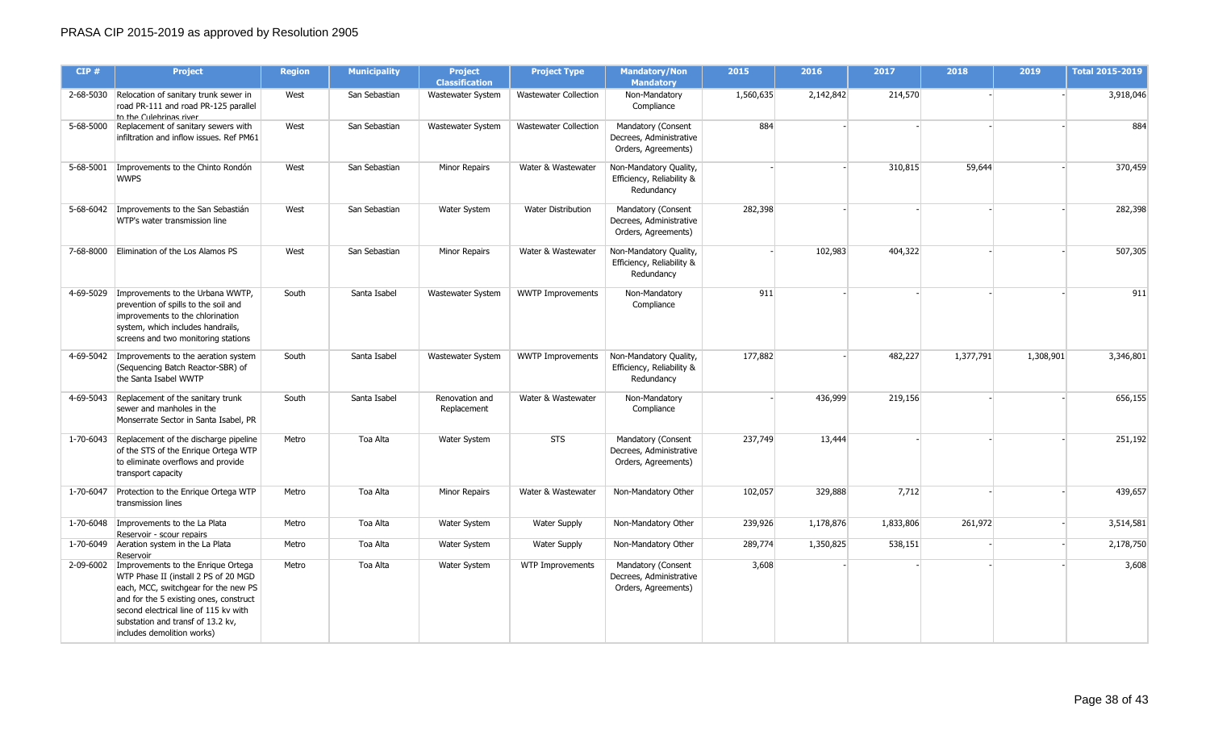# PRASA CIP 2015-2019 as approved by Resolution 2905

| CIP # | Project | Region | Municipality | Project Classification | Project Type | Mandatory/Non Mandatory | 2015 | 2016 | 2017 | 2018 | 2019 | Total 2015-2019 |
|---|---|---|---|---|---|---|---|---|---|---|---|---|
| 2-68-5030 | Relocation of sanitary trunk sewer in road PR-111 and road PR-125 parallel to the Culebrinas river | West | San Sebastian | Wastewater System | Wastewater Collection | Non-Mandatory Compliance | 1,560,635 | 2,142,842 | 214,570 | - | - | 3,918,046 |
| 5-68-5000 | Replacement of sanitary sewers with infiltration and inflow issues. Ref PM61 | West | San Sebastian | Wastewater System | Wastewater Collection | Mandatory (Consent Decrees, Administrative Orders, Agreements) | 884 | - | - | - | - | 884 |
| 5-68-5001 | Improvements to the Chinto Rondón WWPS | West | San Sebastian | Minor Repairs | Water & Wastewater | Non-Mandatory Quality, Efficiency, Reliability & Redundancy | - | - | 310,815 | 59,644 | - | 370,459 |
| 5-68-6042 | Improvements to the San Sebastián WTP's water transmission line | West | San Sebastian | Water System | Water Distribution | Mandatory (Consent Decrees, Administrative Orders, Agreements) | 282,398 | - | - | - | - | 282,398 |
| 7-68-8000 | Elimination of the Los Alamos PS | West | San Sebastian | Minor Repairs | Water & Wastewater | Non-Mandatory Quality, Efficiency, Reliability & Redundancy | - | 102,983 | 404,322 | - | - | 507,305 |
| 4-69-5029 | Improvements to the Urbana WWTP, prevention of spills to the soil and improvements to the chlorination system, which includes handrails, screens and two monitoring stations | South | Santa Isabel | Wastewater System | WWTP Improvements | Non-Mandatory Compliance | 911 | - | - | - | - | 911 |
| 4-69-5042 | Improvements to the aeration system (Sequencing Batch Reactor-SBR) of the Santa Isabel WWTP | South | Santa Isabel | Wastewater System | WWTP Improvements | Non-Mandatory Quality, Efficiency, Reliability & Redundancy | 177,882 | - | 482,227 | 1,377,791 | 1,308,901 | 3,346,801 |
| 4-69-5043 | Replacement of the sanitary trunk sewer and manholes in the Monserrate Sector in Santa Isabel, PR | South | Santa Isabel | Renovation and Replacement | Water & Wastewater | Non-Mandatory Compliance | - | 436,999 | 219,156 | - | - | 656,155 |
| 1-70-6043 | Replacement of the discharge pipeline of the STS of the Enrique Ortega WTP to eliminate overflows and provide transport capacity | Metro | Toa Alta | Water System | STS | Mandatory (Consent Decrees, Administrative Orders, Agreements) | 237,749 | 13,444 | - | - | - | 251,192 |
| 1-70-6047 | Protection to the Enrique Ortega WTP transmission lines | Metro | Toa Alta | Minor Repairs | Water & Wastewater | Non-Mandatory Other | 102,057 | 329,888 | 7,712 | - | - | 439,657 |
| 1-70-6048 | Improvements to the La Plata Reservoir - scour repairs | Metro | Toa Alta | Water System | Water Supply | Non-Mandatory Other | 239,926 | 1,178,876 | 1,833,806 | 261,972 | - | 3,514,581 |
| 1-70-6049 | Aeration system in the La Plata Reservoir | Metro | Toa Alta | Water System | Water Supply | Non-Mandatory Other | 289,774 | 1,350,825 | 538,151 | - | - | 2,178,750 |
| 2-09-6002 | Improvements to the Enrique Ortega WTP Phase II (install 2 PS of 20 MGD each, MCC, switchgear for the new PS and for the 5 existing ones, construct second electrical line of 115 kv with substation and transf of 13.2 kv, includes demolition works) | Metro | Toa Alta | Water System | WTP Improvements | Mandatory (Consent Decrees, Administrative Orders, Agreements) | 3,608 | - | - | - | - | 3,608 |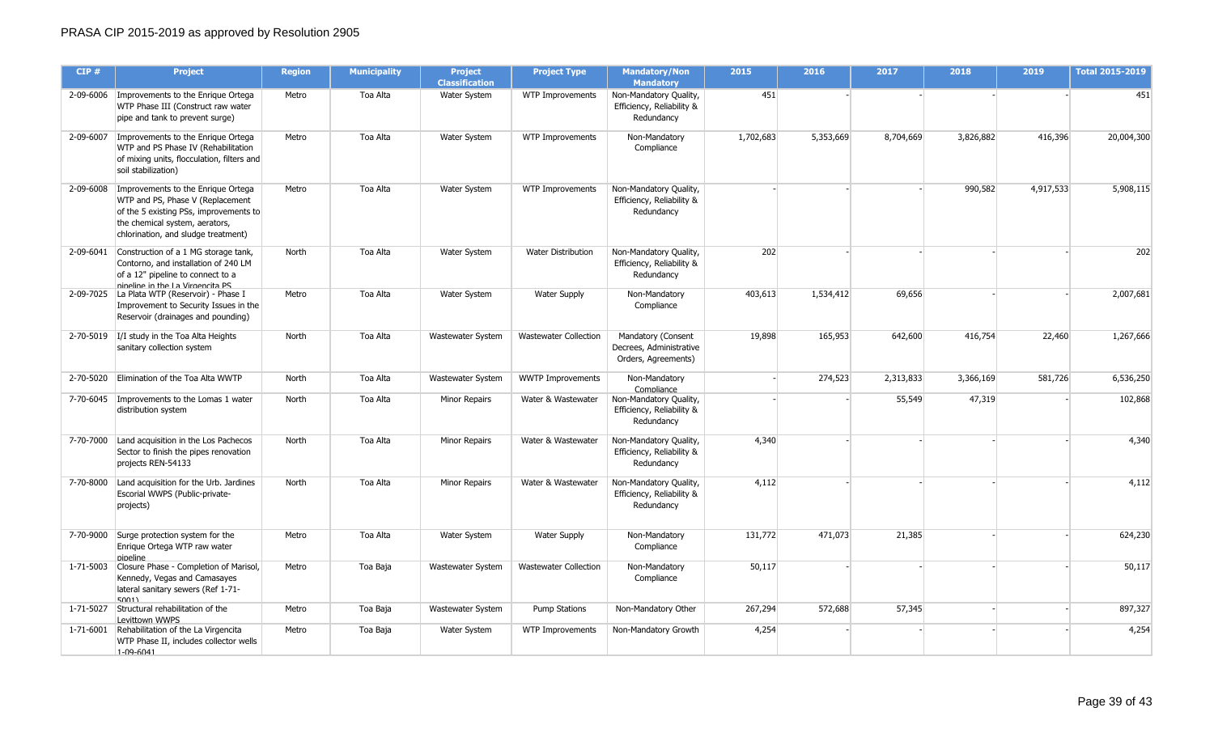PRASA CIP 2015-2019 as approved by Resolution 2905

| CIP # | Project | Region | Municipality | Project Classification | Project Type | Mandatory/Non Mandatory | 2015 | 2016 | 2017 | 2018 | 2019 | Total 2015-2019 |
|---|---|---|---|---|---|---|---|---|---|---|---|---|
| 2-09-6006 | Improvements to the Enrique Ortega WTP Phase III (Construct raw water pipe and tank to prevent surge) | Metro | Toa Alta | Water System | WTP Improvements | Non-Mandatory Quality, Efficiency, Reliability & Redundancy | 451 | - | - | - | - | 451 |
| 2-09-6007 | Improvements to the Enrique Ortega WTP and PS Phase IV (Rehabilitation of mixing units, flocculation, filters and soil stabilization) | Metro | Toa Alta | Water System | WTP Improvements | Non-Mandatory Compliance | 1,702,683 | 5,353,669 | 8,704,669 | 3,826,882 | 416,396 | 20,004,300 |
| 2-09-6008 | Improvements to the Enrique Ortega WTP and PS, Phase V (Replacement of the 5 existing PSs, improvements to the chemical system, aerators, chlorination, and sludge treatment) | Metro | Toa Alta | Water System | WTP Improvements | Non-Mandatory Quality, Efficiency, Reliability & Redundancy | - | - | - | 990,582 | 4,917,533 | 5,908,115 |
| 2-09-6041 | Construction of a 1 MG storage tank, Contorno, and installation of 240 LM of a 12" pipeline to connect to a pipeline in the La Virgencita PS | North | Toa Alta | Water System | Water Distribution | Non-Mandatory Quality, Efficiency, Reliability & Redundancy | 202 | - | - | - | - | 202 |
| 2-09-7025 | La Plata WTP (Reservoir) - Phase I Improvement to Security Issues in the Reservoir (drainages and pounding) | Metro | Toa Alta | Water System | Water Supply | Non-Mandatory Compliance | 403,613 | 1,534,412 | 69,656 | - | - | 2,007,681 |
| 2-70-5019 | I/I study in the Toa Alta Heights sanitary collection system | North | Toa Alta | Wastewater System | Wastewater Collection | Mandatory (Consent Decrees, Administrative Orders, Agreements) | 19,898 | 165,953 | 642,600 | 416,754 | 22,460 | 1,267,666 |
| 2-70-5020 | Elimination of the Toa Alta WWTP | North | Toa Alta | Wastewater System | WWTP Improvements | Non-Mandatory Compliance | - | 274,523 | 2,313,833 | 3,366,169 | 581,726 | 6,536,250 |
| 7-70-6045 | Improvements to the Lomas 1 water distribution system | North | Toa Alta | Minor Repairs | Water & Wastewater | Non-Mandatory Quality, Efficiency, Reliability & Redundancy | - | - | 55,549 | 47,319 | - | 102,868 |
| 7-70-7000 | Land acquisition in the Los Pachecos Sector to finish the pipes renovation projects REN-54133 | North | Toa Alta | Minor Repairs | Water & Wastewater | Non-Mandatory Quality, Efficiency, Reliability & Redundancy | 4,340 | - | - | - | - | 4,340 |
| 7-70-8000 | Land acquisition for the Urb. Jardines Escorial WWPS (Public-private-projects) | North | Toa Alta | Minor Repairs | Water & Wastewater | Non-Mandatory Quality, Efficiency, Reliability & Redundancy | 4,112 | - | - | - | - | 4,112 |
| 7-70-9000 | Surge protection system for the Enrique Ortega WTP raw water pipeline | Metro | Toa Alta | Water System | Water Supply | Non-Mandatory Compliance | 131,772 | 471,073 | 21,385 | - | - | 624,230 |
| 1-71-5003 | Closure Phase - Completion of Marisol, Kennedy, Vegas and Camasayes lateral sanitary sewers (Ref 1-71-5001) | Metro | Toa Baja | Wastewater System | Wastewater Collection | Non-Mandatory Compliance | 50,117 | - | - | - | - | 50,117 |
| 1-71-5027 | Structural rehabilitation of the Levittown WWPS | Metro | Toa Baja | Wastewater System | Pump Stations | Non-Mandatory Other | 267,294 | 572,688 | 57,345 | - | - | 897,327 |
| 1-71-6001 | Rehabilitation of the La Virgencita WTP Phase II, includes collector wells 1-09-6041 | Metro | Toa Baja | Water System | WTP Improvements | Non-Mandatory Growth | 4,254 | - | - | - | - | 4,254 |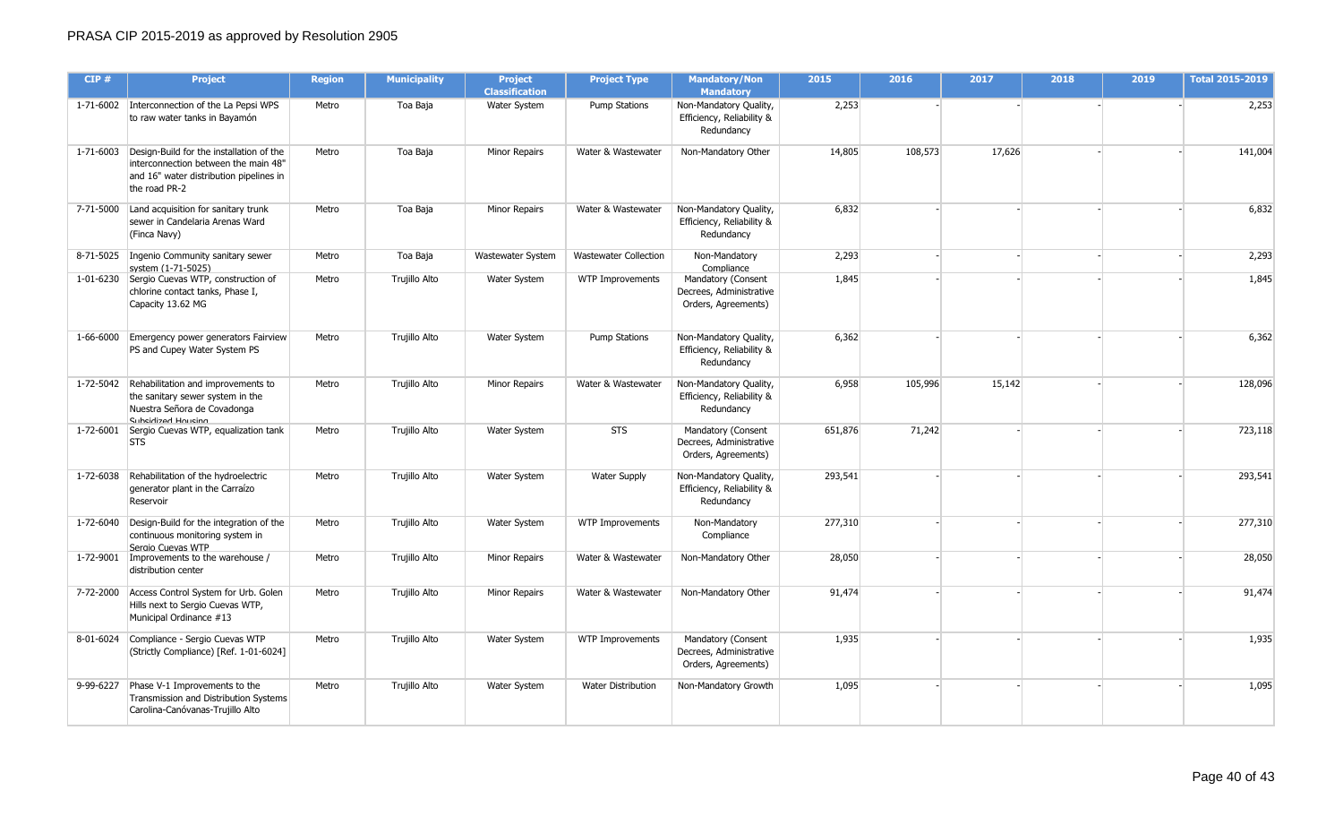PRASA CIP 2015-2019 as approved by Resolution 2905

| CIP # | Project | Region | Municipality | Project Classification | Project Type | Mandatory/Non Mandatory | 2015 | 2016 | 2017 | 2018 | 2019 | Total 2015-2019 |
|---|---|---|---|---|---|---|---|---|---|---|---|---|
| 1-71-6002 | Interconnection of the La Pepsi WPS to raw water tanks in Bayamón | Metro | Toa Baja | Water System | Pump Stations | Non-Mandatory Quality, Efficiency, Reliability & Redundancy | 2,253 | - | - | - | - | 2,253 |
| 1-71-6003 | Design-Build for the installation of the interconnection between the main 48" and 16" water distribution pipelines in the road PR-2 | Metro | Toa Baja | Minor Repairs | Water & Wastewater | Non-Mandatory Other | 14,805 | 108,573 | 17,626 | - | - | 141,004 |
| 7-71-5000 | Land acquisition for sanitary trunk sewer in Candelaria Arenas Ward (Finca Navy) | Metro | Toa Baja | Minor Repairs | Water & Wastewater | Non-Mandatory Quality, Efficiency, Reliability & Redundancy | 6,832 | - | - | - | - | 6,832 |
| 8-71-5025 | Ingenio Community sanitary sewer system (1-71-5025) | Metro | Toa Baja | Wastewater System | Wastewater Collection | Non-Mandatory Compliance | 2,293 | - | - | - | - | 2,293 |
| 1-01-6230 | Sergio Cuevas WTP, construction of chlorine contact tanks, Phase I, Capacity 13.62 MG | Metro | Trujillo Alto | Water System | WTP Improvements | Mandatory (Consent Decrees, Administrative Orders, Agreements) | 1,845 | - | - | - | - | 1,845 |
| 1-66-6000 | Emergency power generators Fairview PS and Cupey Water System PS | Metro | Trujillo Alto | Water System | Pump Stations | Non-Mandatory Quality, Efficiency, Reliability & Redundancy | 6,362 | - | - | - | - | 6,362 |
| 1-72-5042 | Rehabilitation and improvements to the sanitary sewer system in the Nuestra Señora de Covadonga Subsidized Housing | Metro | Trujillo Alto | Minor Repairs | Water & Wastewater | Non-Mandatory Quality, Efficiency, Reliability & Redundancy | 6,958 | 105,996 | 15,142 | - | - | 128,096 |
| 1-72-6001 | Sergio Cuevas WTP, equalization tank STS | Metro | Trujillo Alto | Water System | STS | Mandatory (Consent Decrees, Administrative Orders, Agreements) | 651,876 | 71,242 | - | - | - | 723,118 |
| 1-72-6038 | Rehabilitation of the hydroelectric generator plant in the Carraízo Reservoir | Metro | Trujillo Alto | Water System | Water Supply | Non-Mandatory Quality, Efficiency, Reliability & Redundancy | 293,541 | - | - | - | - | 293,541 |
| 1-72-6040 | Design-Build for the integration of the continuous monitoring system in Sergio Cuevas WTP | Metro | Trujillo Alto | Water System | WTP Improvements | Non-Mandatory Compliance | 277,310 | - | - | - | - | 277,310 |
| 1-72-9001 | Improvements to the warehouse / distribution center | Metro | Trujillo Alto | Minor Repairs | Water & Wastewater | Non-Mandatory Other | 28,050 | - | - | - | - | 28,050 |
| 7-72-2000 | Access Control System for Urb. Golen Hills next to Sergio Cuevas WTP, Municipal Ordinance #13 | Metro | Trujillo Alto | Minor Repairs | Water & Wastewater | Non-Mandatory Other | 91,474 | - | - | - | - | 91,474 |
| 8-01-6024 | Compliance - Sergio Cuevas WTP (Strictly Compliance) [Ref. 1-01-6024] | Metro | Trujillo Alto | Water System | WTP Improvements | Mandatory (Consent Decrees, Administrative Orders, Agreements) | 1,935 | - | - | - | - | 1,935 |
| 9-99-6227 | Phase V-1 Improvements to the Transmission and Distribution Systems Carolina-Canóvanas-Trujillo Alto | Metro | Trujillo Alto | Water System | Water Distribution | Non-Mandatory Growth | 1,095 | - | - | - | - | 1,095 |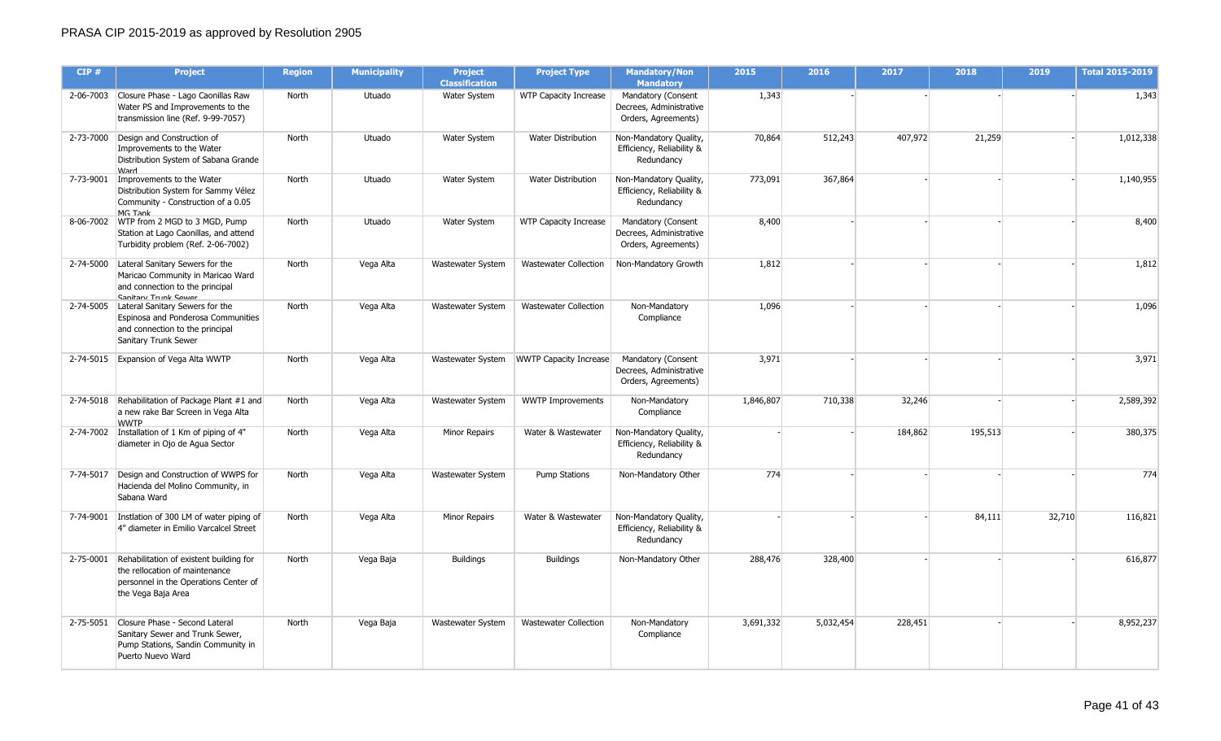PRASA CIP 2015-2019 as approved by Resolution 2905

| CIP # | Project | Region | Municipality | Project Classification | Project Type | Mandatory/Non Mandatory | 2015 | 2016 | 2017 | 2018 | 2019 | Total 2015-2019 |
|---|---|---|---|---|---|---|---|---|---|---|---|---|
| 2-06-7003 | Closure Phase - Lago Caonillas Raw Water PS and Improvements to the transmission line (Ref. 9-99-7057) | North | Utuado | Water System | WTP Capacity Increase | Mandatory (Consent Decrees, Administrative Orders, Agreements) | 1,343 | - | - | - | - | 1,343 |
| 2-73-7000 | Design and Construction of Improvements to the Water Distribution System of Sabana Grande Ward | North | Utuado | Water System | Water Distribution | Non-Mandatory Quality, Efficiency, Reliability & Redundancy | 70,864 | 512,243 | 407,972 | 21,259 | - | 1,012,338 |
| 7-73-9001 | Improvements to the Water Distribution System for Sammy Vélez Community - Construction of a 0.05 MG Tank | North | Utuado | Water System | Water Distribution | Non-Mandatory Quality, Efficiency, Reliability & Redundancy | 773,091 | 367,864 | - | - | - | 1,140,955 |
| 8-06-7002 | WTP from 2 MGD to 3 MGD, Pump Station at Lago Caonillas, and attend Turbidity problem (Ref. 2-06-7002) | North | Utuado | Water System | WTP Capacity Increase | Mandatory (Consent Decrees, Administrative Orders, Agreements) | 8,400 | - | - | - | - | 8,400 |
| 2-74-5000 | Lateral Sanitary Sewers for the Maricao Community in Maricao Ward and connection to the principal Sanitary Trunk Sewer | North | Vega Alta | Wastewater System | Wastewater Collection | Non-Mandatory Growth | 1,812 | - | - | - | - | 1,812 |
| 2-74-5005 | Lateral Sanitary Sewers for the Espinosa and Ponderosa Communities and connection to the principal Sanitary Trunk Sewer | North | Vega Alta | Wastewater System | Wastewater Collection | Non-Mandatory Compliance | 1,096 | - | - | - | - | 1,096 |
| 2-74-5015 | Expansion of Vega Alta WWTP | North | Vega Alta | Wastewater System | WWTP Capacity Increase | Mandatory (Consent Decrees, Administrative Orders, Agreements) | 3,971 | - | - | - | - | 3,971 |
| 2-74-5018 | Rehabilitation of Package Plant #1 and a new rake Bar Screen in Vega Alta WWTP | North | Vega Alta | Wastewater System | WWTP Improvements | Non-Mandatory Compliance | 1,846,807 | 710,338 | 32,246 | - | - | 2,589,392 |
| 2-74-7002 | Installation of 1 Km of piping of 4" diameter in Ojo de Agua Sector | North | Vega Alta | Minor Repairs | Water & Wastewater | Non-Mandatory Quality, Efficiency, Reliability & Redundancy | - | - | 184,862 | 195,513 | - | 380,375 |
| 7-74-5017 | Design and Construction of WWPS for Hacienda del Molino Community, in Sabana Ward | North | Vega Alta | Wastewater System | Pump Stations | Non-Mandatory Other | 774 | - | - | - | - | 774 |
| 7-74-9001 | Instlation of 300 LM of water piping of 4" diameter in Emilio Varcalcel Street | North | Vega Alta | Minor Repairs | Water & Wastewater | Non-Mandatory Quality, Efficiency, Reliability & Redundancy | - | - | - | 84,111 | 32,710 | 116,821 |
| 2-75-0001 | Rehabilitation of existent building for the rellocation of maintenance personnel in the Operations Center of the Vega Baja Area | North | Vega Baja | Buildings | Buildings | Non-Mandatory Other | 288,476 | 328,400 | - | - | - | 616,877 |
| 2-75-5051 | Closure Phase - Second Lateral Sanitary Sewer and Trunk Sewer, Pump Stations, Sandin Community in Puerto Nuevo Ward | North | Vega Baja | Wastewater System | Wastewater Collection | Non-Mandatory Compliance | 3,691,332 | 5,032,454 | 228,451 | - | - | 8,952,237 |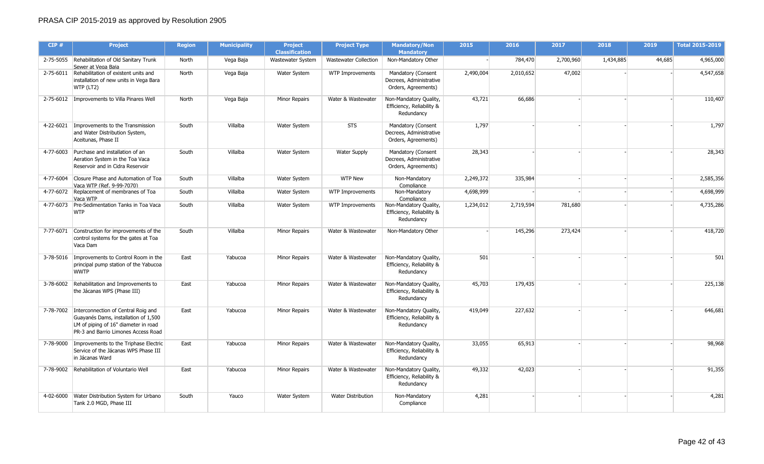# PRASA CIP 2015-2019 as approved by Resolution 2905

| CIP # | Project | Region | Municipality | Project Classification | Project Type | Mandatory/Non Mandatory | 2015 | 2016 | 2017 | 2018 | 2019 | Total 2015-2019 |
|---|---|---|---|---|---|---|---|---|---|---|---|---|
| 2-75-5055 | Rehabilitation of Old Sanitary Trunk Sewer at Vega Baja | North | Vega Baja | Wastewater System | Wastewater Collection | Non-Mandatory Other | - | 784,470 | 2,700,960 | 1,434,885 | 44,685 | 4,965,000 |
| 2-75-6011 | Rehabilitation of existent units and installation of new units in Vega Bara WTP (LT2) | North | Vega Baja | Water System | WTP Improvements | Mandatory (Consent Decrees, Administrative Orders, Agreements) | 2,490,004 | 2,010,652 | 47,002 | - | - | 4,547,658 |
| 2-75-6012 | Improvements to Villa Pinares Well | North | Vega Baja | Minor Repairs | Water & Wastewater | Non-Mandatory Quality, Efficiency, Reliability & Redundancy | 43,721 | 66,686 | - | - | - | 110,407 |
| 4-22-6021 | Improvements to the Transmission and Water Distribution System, Aceitunas, Phase II | South | Villalba | Water System | STS | Mandatory (Consent Decrees, Administrative Orders, Agreements) | 1,797 | - | - | - | - | 1,797 |
| 4-77-6003 | Purchase and installation of an Aeration System in the Toa Vaca Reservoir and in Cidra Reservoir | South | Villalba | Water System | Water Supply | Mandatory (Consent Decrees, Administrative Orders, Agreements) | 28,343 | - | - | - | - | 28,343 |
| 4-77-6004 | Closure Phase and Automation of Toa Vaca WTP (Ref. 9-99-7070) | South | Villalba | Water System | WTP New | Non-Mandatory Compliance | 2,249,372 | 335,984 | - | - | - | 2,585,356 |
| 4-77-6072 | Replacement of membranes of Toa Vaca WTP | South | Villalba | Water System | WTP Improvements | Non-Mandatory Compliance | 4,698,999 | - | - | - | - | 4,698,999 |
| 4-77-6073 | Pre-Sedimentation Tanks in Toa Vaca WTP | South | Villalba | Water System | WTP Improvements | Non-Mandatory Quality, Efficiency, Reliability & Redundancy | 1,234,012 | 2,719,594 | 781,680 | - | - | 4,735,286 |
| 7-77-6071 | Construction for improvements of the control systems for the gates at Toa Vaca Dam | South | Villalba | Minor Repairs | Water & Wastewater | Non-Mandatory Other | - | 145,296 | 273,424 | - | - | 418,720 |
| 3-78-5016 | Improvements to Control Room in the principal pump station of the Yabucoa WWTP | East | Yabucoa | Minor Repairs | Water & Wastewater | Non-Mandatory Quality, Efficiency, Reliability & Redundancy | 501 | - | - | - | - | 501 |
| 3-78-6002 | Rehabilitation and Improvements to the Jácanas WPS (Phase III) | East | Yabucoa | Minor Repairs | Water & Wastewater | Non-Mandatory Quality, Efficiency, Reliability & Redundancy | 45,703 | 179,435 | - | - | - | 225,138 |
| 7-78-7002 | Interconnection of Central Roig and Guayanés Dams, installation of 1,500 LM of piping of 16" diameter in road PR-3 and Barrio Limones Access Road | East | Yabucoa | Minor Repairs | Water & Wastewater | Non-Mandatory Quality, Efficiency, Reliability & Redundancy | 419,049 | 227,632 | - | - | - | 646,681 |
| 7-78-9000 | Improvements to the Triphase Electric Service of the Jácanas WPS Phase III in Jácanas Ward | East | Yabucoa | Minor Repairs | Water & Wastewater | Non-Mandatory Quality, Efficiency, Reliability & Redundancy | 33,055 | 65,913 | - | - | - | 98,968 |
| 7-78-9002 | Rehabilitation of Voluntario Well | East | Yabucoa | Minor Repairs | Water & Wastewater | Non-Mandatory Quality, Efficiency, Reliability & Redundancy | 49,332 | 42,023 | - | - | - | 91,355 |
| 4-02-6000 | Water Distribution System for Urbano Tank 2.0 MGD, Phase III | South | Yauco | Water System | Water Distribution | Non-Mandatory Compliance | 4,281 | - | - | - | - | 4,281 |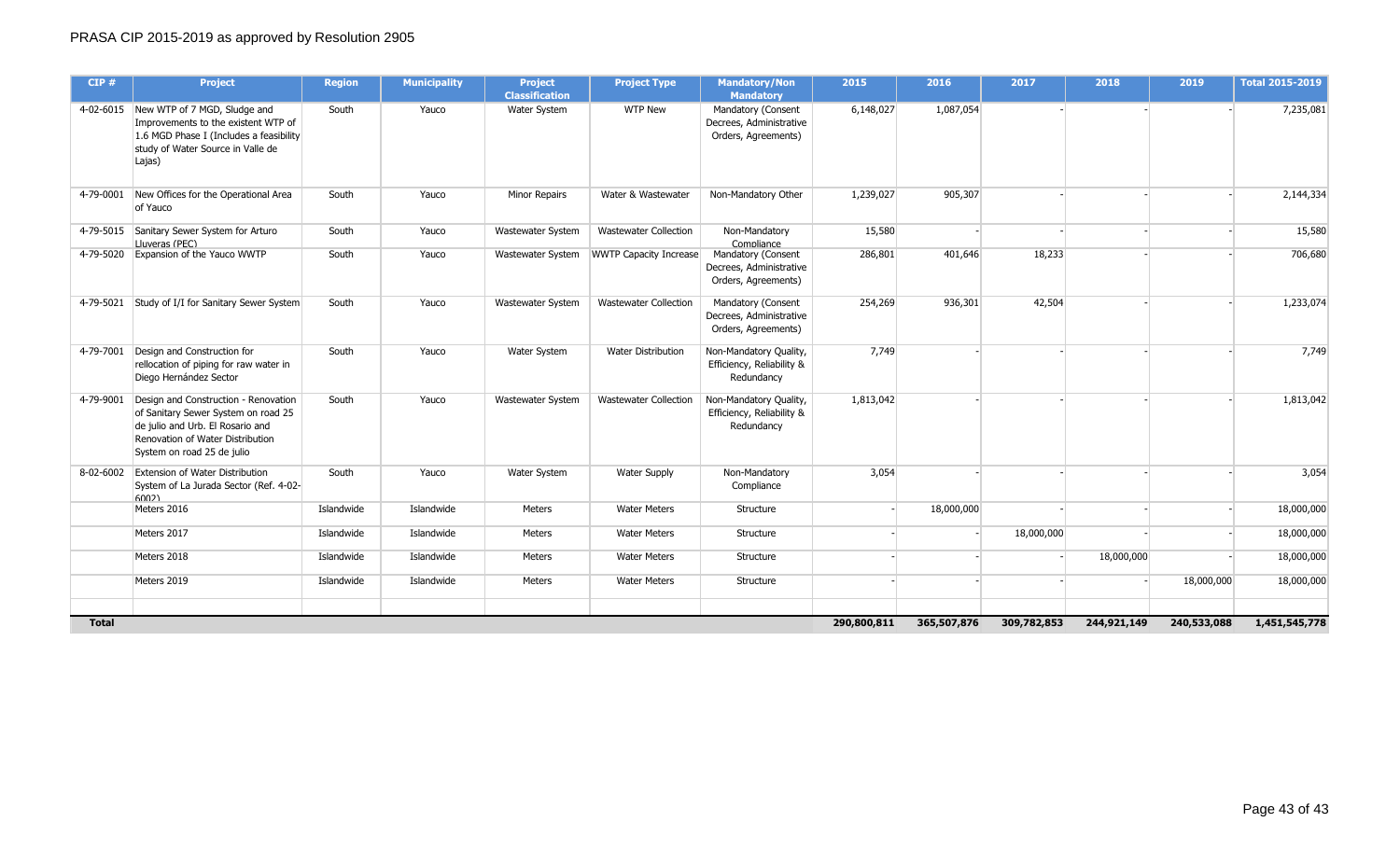PRASA CIP 2015-2019 as approved by Resolution 2905

| CIP # | Project | Region | Municipality | Project Classification | Project Type | Mandatory/Non Mandatory | 2015 | 2016 | 2017 | 2018 | 2019 | Total 2015-2019 |
|---|---|---|---|---|---|---|---|---|---|---|---|---|
| 4-02-6015 | New WTP of 7 MGD, Sludge and Improvements to the existent WTP of 1.6 MGD Phase I (Includes a feasibility study of Water Source in Valle de Lajas) | South | Yauco | Water System | WTP New | Mandatory (Consent Decrees, Administrative Orders, Agreements) | 6,148,027 | 1,087,054 | - | - | - | 7,235,081 |
| 4-79-0001 | New Offices for the Operational Area of Yauco | South | Yauco | Minor Repairs | Water & Wastewater | Non-Mandatory Other | 1,239,027 | 905,307 | - | - | - | 2,144,334 |
| 4-79-5015 | Sanitary Sewer System for Arturo Lluveras (PEC) | South | Yauco | Wastewater System | Wastewater Collection | Non-Mandatory Compliance | 15,580 | - | - | - | - | 15,580 |
| 4-79-5020 | Expansion of the Yauco WWTP | South | Yauco | Wastewater System | WWTP Capacity Increase | Mandatory (Consent Decrees, Administrative Orders, Agreements) | 286,801 | 401,646 | 18,233 | - | - | 706,680 |
| 4-79-5021 | Study of I/I for Sanitary Sewer System | South | Yauco | Wastewater System | Wastewater Collection | Mandatory (Consent Decrees, Administrative Orders, Agreements) | 254,269 | 936,301 | 42,504 | - | - | 1,233,074 |
| 4-79-7001 | Design and Construction for rellocation of piping for raw water in Diego Hernández Sector | South | Yauco | Water System | Water Distribution | Non-Mandatory Quality, Efficiency, Reliability & Redundancy | 7,749 | - | - | - | - | 7,749 |
| 4-79-9001 | Design and Construction - Renovation of Sanitary Sewer System on road 25 de julio and Urb. El Rosario and Renovation of Water Distribution System on road 25 de julio | South | Yauco | Wastewater System | Wastewater Collection | Non-Mandatory Quality, Efficiency, Reliability & Redundancy | 1,813,042 | - | - | - | - | 1,813,042 |
| 8-02-6002 | Extension of Water Distribution System of La Jurada Sector (Ref. 4-02-6002) | South | Yauco | Water System | Water Supply | Non-Mandatory Compliance | 3,054 | - | - | - | - | 3,054 |
| | Meters 2016 | Islandwide | Islandwide | Meters | Water Meters | Structure | - | 18,000,000 | - | - | - | 18,000,000 |
| | Meters 2017 | Islandwide | Islandwide | Meters | Water Meters | Structure | - | - | 18,000,000 | - | - | 18,000,000 |
| | Meters 2018 | Islandwide | Islandwide | Meters | Water Meters | Structure | - | - | - | 18,000,000 | - | 18,000,000 |
| | Meters 2019 | Islandwide | Islandwide | Meters | Water Meters | Structure | - | - | - | - | 18,000,000 | 18,000,000 |
| **Total** | | | | | | | **290,800,811** | **365,507,876** | **309,782,853** | **244,921,149** | **240,533,088** | **1,451,545,778** |